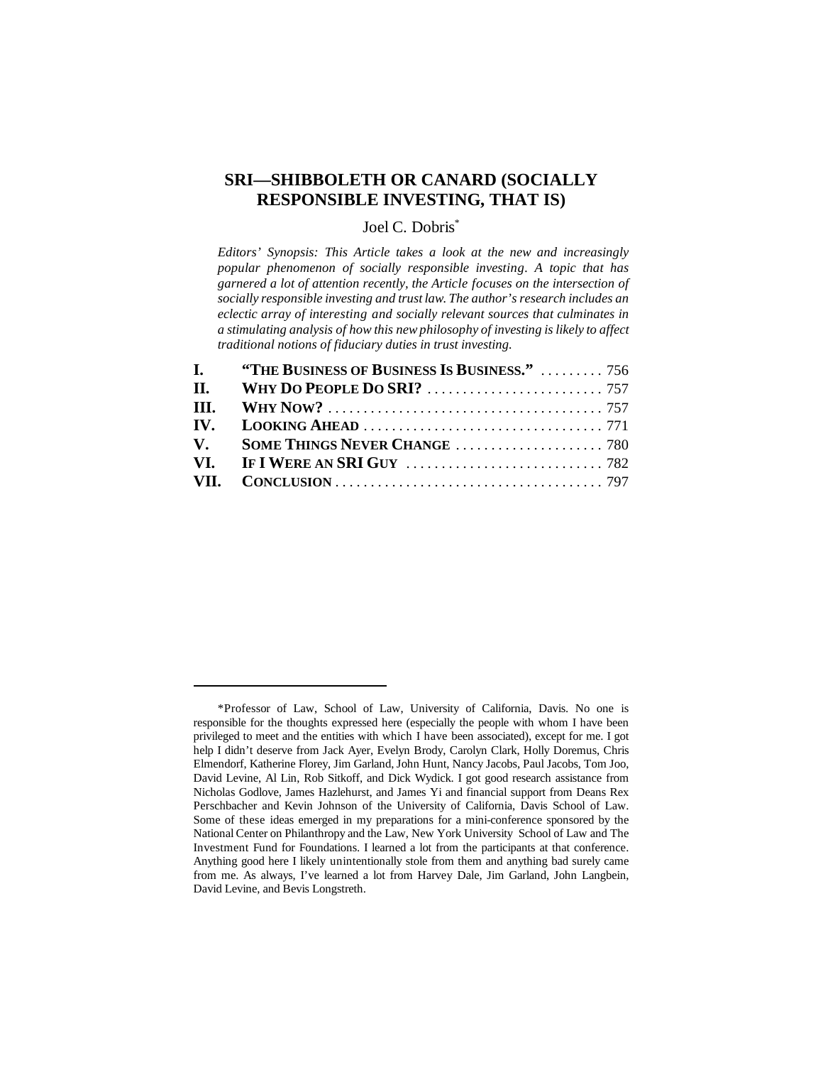# SRI—SHIBBOLETH OR CANARD (SOCIALLY RESPONSIBLE INVESTING, THAT IS)

Joel C. Dobris*

*Editors' Synopsis: This Article takes a look at the new and increasingly popular phenomenon of socially responsible investing. A topic that has garnered a lot of attention recently, the Article focuses on the intersection of socially responsible investing and trust law. The author's research includes an eclectic array of interesting and socially relevant sources that culminates in a stimulating analysis of how this new philosophy of investing is likely to affect traditional notions of fiduciary duties in trust investing.*

| | | |
|---|---|---|
| **I.** | **"THE BUSINESS OF BUSINESS IS BUSINESS."** | 756 |
| **II.** | **WHY DO PEOPLE DO SRI?** | 757 |
| **III.** | **WHY NOW?** | 757 |
| **IV.** | **LOOKING AHEAD** | 771 |
| **V.** | **SOME THINGS NEVER CHANGE** | 780 |
| **VI.** | **IF I WERE AN SRI GUY** | 782 |
| **VII.** | **CONCLUSION** | 797 |

---

*Professor of Law, School of Law, University of California, Davis. No one is responsible for the thoughts expressed here (especially the people with whom I have been privileged to meet and the entities with which I have been associated), except for me. I got help I didn't deserve from Jack Ayer, Evelyn Brody, Carolyn Clark, Holly Doremus, Chris Elmendorf, Katherine Florey, Jim Garland, John Hunt, Nancy Jacobs, Paul Jacobs, Tom Joo, David Levine, Al Lin, Rob Sitkoff, and Dick Wydick. I got good research assistance from Nicholas Godlove, James Hazlehurst, and James Yi and financial support from Deans Rex Perschbacher and Kevin Johnson of the University of California, Davis School of Law. Some of these ideas emerged in my preparations for a mini-conference sponsored by the National Center on Philanthropy and the Law, New York University School of Law and The Investment Fund for Foundations. I learned a lot from the participants at that conference. Anything good here I likely unintentionally stole from them and anything bad surely came from me. As always, I've learned a lot from Harvey Dale, Jim Garland, John Langbein, David Levine, and Bevis Longstreth.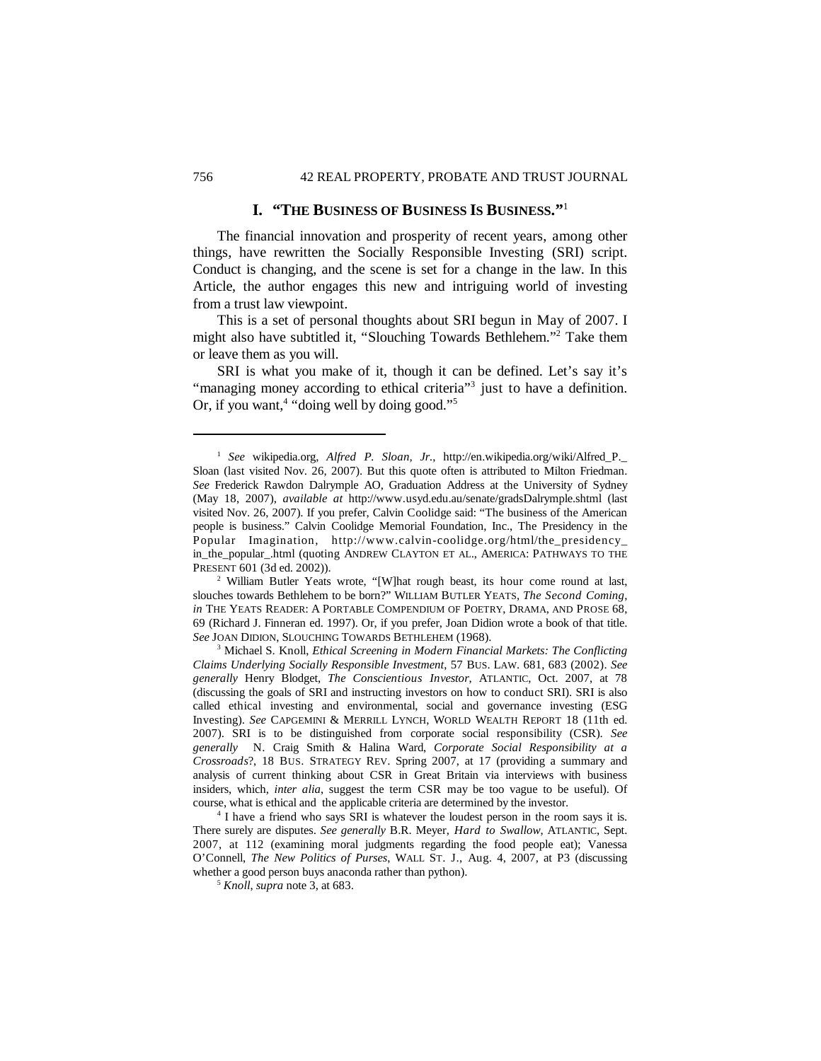## I. "THE BUSINESS OF BUSINESS IS BUSINESS."[1]

The financial innovation and prosperity of recent years, among other things, have rewritten the Socially Responsible Investing (SRI) script. Conduct is changing, and the scene is set for a change in the law. In this Article, the author engages this new and intriguing world of investing from a trust law viewpoint.

This is a set of personal thoughts about SRI begun in May of 2007. I might also have subtitled it, "Slouching Towards Bethlehem."[2] Take them or leave them as you will.

SRI is what you make of it, though it can be defined. Let's say it's "managing money according to ethical criteria"[3] just to have a definition. Or, if you want,[4] "doing well by doing good."[5]

---

[1] *See* wikipedia.org, *Alfred P. Sloan, Jr.*, http://en.wikipedia.org/wiki/Alfred_P._Sloan (last visited Nov. 26, 2007). But this quote often is attributed to Milton Friedman. *See* Frederick Rawdon Dalrymple AO, Graduation Address at the University of Sydney (May 18, 2007), *available at* http://www.usyd.edu.au/senate/gradsDalrymple.shtml (last visited Nov. 26, 2007). If you prefer, Calvin Coolidge said: "The business of the American people is business." Calvin Coolidge Memorial Foundation, Inc., The Presidency in the Popular Imagination, http://www.calvin-coolidge.org/html/the_presidency_in_the_popular_.html (quoting ANDREW CLAYTON ET AL., AMERICA: PATHWAYS TO THE PRESENT 601 (3d ed. 2002)).

[2] William Butler Yeats wrote, "[W]hat rough beast, its hour come round at last, slouches towards Bethlehem to be born?" WILLIAM BUTLER YEATS, *The Second Coming*, *in* THE YEATS READER: A PORTABLE COMPENDIUM OF POETRY, DRAMA, AND PROSE 68, 69 (Richard J. Finneran ed. 1997). Or, if you prefer, Joan Didion wrote a book of that title. *See* JOAN DIDION, SLOUCHING TOWARDS BETHLEHEM (1968).

[3] Michael S. Knoll, *Ethical Screening in Modern Financial Markets: The Conflicting Claims Underlying Socially Responsible Investment*, 57 BUS. LAW. 681, 683 (2002). *See generally* Henry Blodget, *The Conscientious Investor*, ATLANTIC, Oct. 2007, at 78 (discussing the goals of SRI and instructing investors on how to conduct SRI). SRI is also called ethical investing and environmental, social and governance investing (ESG Investing). *See* CAPGEMINI & MERRILL LYNCH, WORLD WEALTH REPORT 18 (11th ed. 2007). SRI is to be distinguished from corporate social responsibility (CSR). *See generally* N. Craig Smith & Halina Ward, *Corporate Social Responsibility at a Crossroads*?, 18 BUS. STRATEGY REV. Spring 2007, at 17 (providing a summary and analysis of current thinking about CSR in Great Britain via interviews with business insiders, which, *inter alia*, suggest the term CSR may be too vague to be useful). Of course, what is ethical and the applicable criteria are determined by the investor.

[4] I have a friend who says SRI is whatever the loudest person in the room says it is. There surely are disputes. *See generally* B.R. Meyer, *Hard to Swallow*, ATLANTIC, Sept. 2007, at 112 (examining moral judgments regarding the food people eat); Vanessa O'Connell, *The New Politics of Purses*, WALL ST. J., Aug. 4, 2007, at P3 (discussing whether a good person buys anaconda rather than python).

[5] *Knoll*, *supra* note 3, at 683.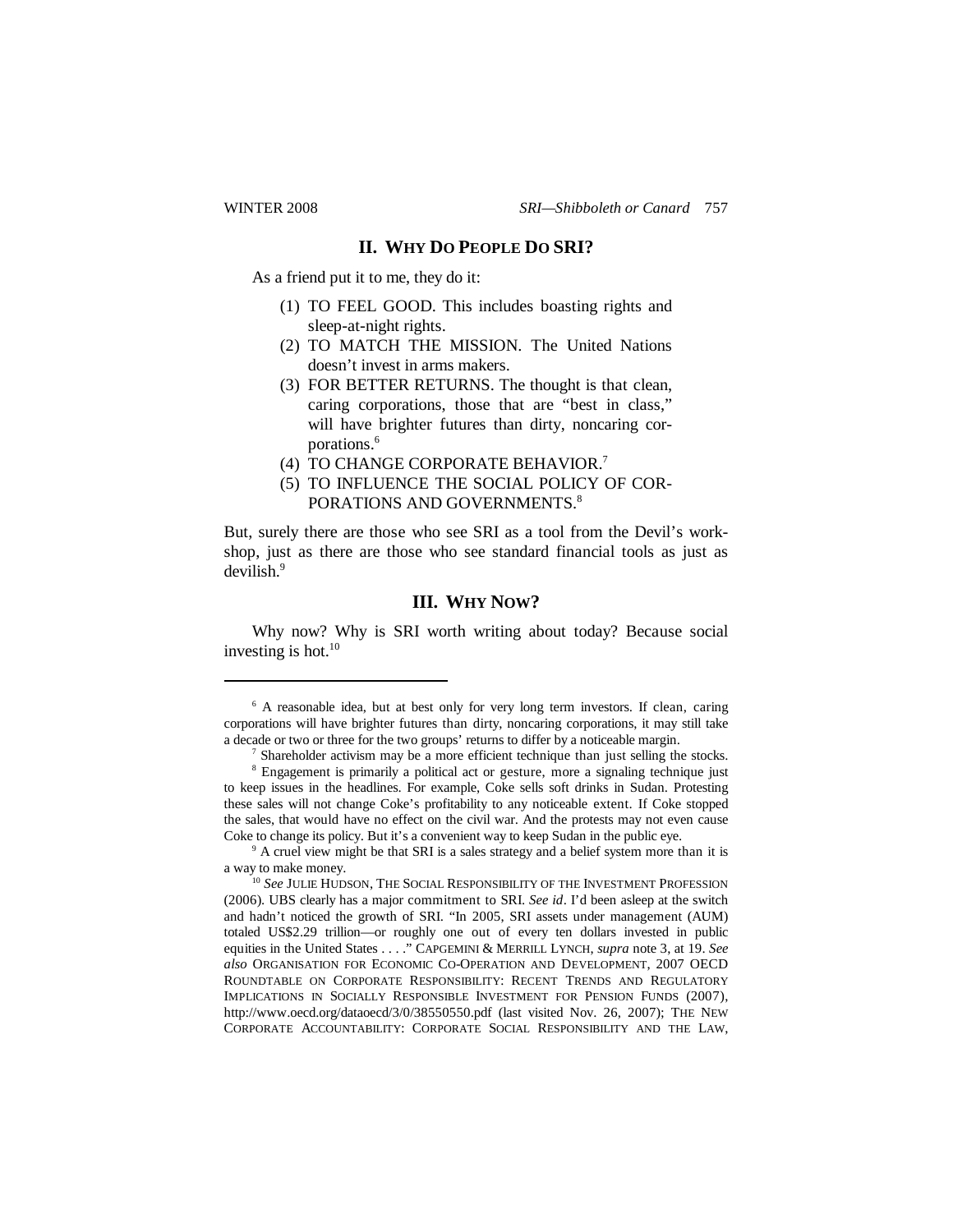## II. WHY DO PEOPLE DO SRI?

As a friend put it to me, they do it:

(1) TO FEEL GOOD. This includes boasting rights and sleep-at-night rights.
(2) TO MATCH THE MISSION. The United Nations doesn't invest in arms makers.
(3) FOR BETTER RETURNS. The thought is that clean, caring corporations, those that are "best in class," will have brighter futures than dirty, noncaring corporations.[6]
(4) TO CHANGE CORPORATE BEHAVIOR.[7]
(5) TO INFLUENCE THE SOCIAL POLICY OF CORPORATIONS AND GOVERNMENTS.[8]

But, surely there are those who see SRI as a tool from the Devil's workshop, just as there are those who see standard financial tools as just as devilish.[9]

## III. WHY NOW?

Why now? Why is SRI worth writing about today? Because social investing is hot.[10]

---

[6] A reasonable idea, but at best only for very long term investors. If clean, caring corporations will have brighter futures than dirty, noncaring corporations, it may still take a decade or two or three for the two groups' returns to differ by a noticeable margin.

[7] Shareholder activism may be a more efficient technique than just selling the stocks.

[8] Engagement is primarily a political act or gesture, more a signaling technique just to keep issues in the headlines. For example, Coke sells soft drinks in Sudan. Protesting these sales will not change Coke's profitability to any noticeable extent. If Coke stopped the sales, that would have no effect on the civil war. And the protests may not even cause Coke to change its policy. But it's a convenient way to keep Sudan in the public eye.

[9] A cruel view might be that SRI is a sales strategy and a belief system more than it is a way to make money.

[10] *See* JULIE HUDSON, THE SOCIAL RESPONSIBILITY OF THE INVESTMENT PROFESSION (2006). UBS clearly has a major commitment to SRI. *See id*. I'd been asleep at the switch and hadn't noticed the growth of SRI. "In 2005, SRI assets under management (AUM) totaled US$2.29 trillion—or roughly one out of every ten dollars invested in public equities in the United States . . . ." CAPGEMINI & MERRILL LYNCH, *supra* note 3, at 19. *See also* ORGANISATION FOR ECONOMIC CO-OPERATION AND DEVELOPMENT, 2007 OECD ROUNDTABLE ON CORPORATE RESPONSIBILITY: RECENT TRENDS AND REGULATORY IMPLICATIONS IN SOCIALLY RESPONSIBLE INVESTMENT FOR PENSION FUNDS (2007), http://www.oecd.org/dataoecd/3/0/38550550.pdf (last visited Nov. 26, 2007); THE NEW CORPORATE ACCOUNTABILITY: CORPORATE SOCIAL RESPONSIBILITY AND THE LAW,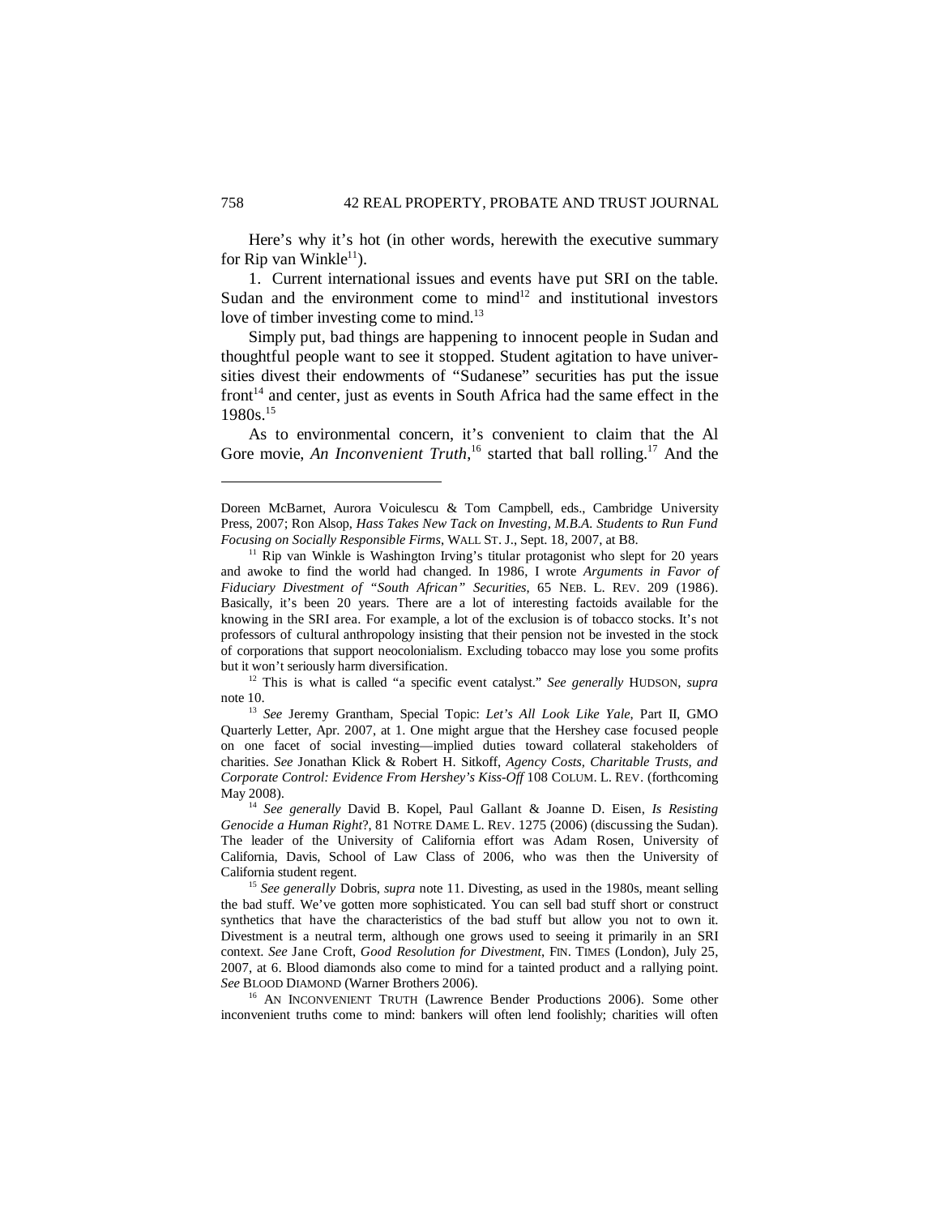Here's why it's hot (in other words, herewith the executive summary for Rip van Winkle[11]).

1. Current international issues and events have put SRI on the table. Sudan and the environment come to mind[12] and institutional investors love of timber investing come to mind.[13]

Simply put, bad things are happening to innocent people in Sudan and thoughtful people want to see it stopped. Student agitation to have universities divest their endowments of "Sudanese" securities has put the issue front[14] and center, just as events in South Africa had the same effect in the 1980s.[15]

As to environmental concern, it's convenient to claim that the Al Gore movie, *An Inconvenient Truth*,[16] started that ball rolling.[17] And the

---

Doreen McBarnet, Aurora Voiculescu & Tom Campbell, eds., Cambridge University Press, 2007; Ron Alsop, *Hass Takes New Tack on Investing, M.B.A. Students to Run Fund Focusing on Socially Responsible Firms*, WALL ST. J., Sept. 18, 2007, at B8.

[11] Rip van Winkle is Washington Irving's titular protagonist who slept for 20 years and awoke to find the world had changed. In 1986, I wrote *Arguments in Favor of Fiduciary Divestment of "South African" Securities*, 65 NEB. L. REV. 209 (1986). Basically, it's been 20 years. There are a lot of interesting factoids available for the knowing in the SRI area. For example, a lot of the exclusion is of tobacco stocks. It's not professors of cultural anthropology insisting that their pension not be invested in the stock of corporations that support neocolonialism. Excluding tobacco may lose you some profits but it won't seriously harm diversification.

[12] This is what is called "a specific event catalyst." *See generally* HUDSON, *supra* note 10.

[13] *See* Jeremy Grantham, Special Topic: *Let's All Look Like Yale*, Part II, GMO Quarterly Letter, Apr. 2007, at 1. One might argue that the Hershey case focused people on one facet of social investing—implied duties toward collateral stakeholders of charities. *See* Jonathan Klick & Robert H. Sitkoff, *Agency Costs, Charitable Trusts, and Corporate Control: Evidence From Hershey's Kiss-Off* 108 COLUM. L. REV. (forthcoming May 2008).

[14] *See generally* David B. Kopel, Paul Gallant & Joanne D. Eisen, *Is Resisting Genocide a Human Right*?, 81 NOTRE DAME L. REV. 1275 (2006) (discussing the Sudan). The leader of the University of California effort was Adam Rosen, University of California, Davis, School of Law Class of 2006, who was then the University of California student regent.

[15] *See generally* Dobris, *supra* note 11. Divesting, as used in the 1980s, meant selling the bad stuff. We've gotten more sophisticated. You can sell bad stuff short or construct synthetics that have the characteristics of the bad stuff but allow you not to own it. Divestment is a neutral term, although one grows used to seeing it primarily in an SRI context. *See* Jane Croft, *Good Resolution for Divestment*, FIN. TIMES (London), July 25, 2007, at 6. Blood diamonds also come to mind for a tainted product and a rallying point. *See* BLOOD DIAMOND (Warner Brothers 2006).

[16] AN INCONVENIENT TRUTH (Lawrence Bender Productions 2006). Some other inconvenient truths come to mind: bankers will often lend foolishly; charities will often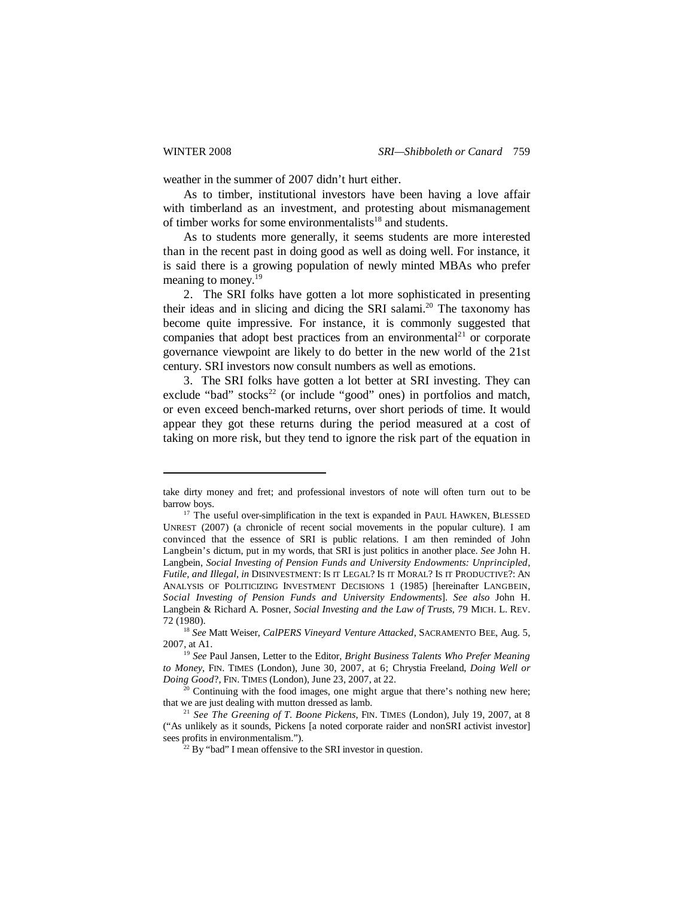weather in the summer of 2007 didn't hurt either.

As to timber, institutional investors have been having a love affair with timberland as an investment, and protesting about mismanagement of timber works for some environmentalists[18] and students.

As to students more generally, it seems students are more interested than in the recent past in doing good as well as doing well. For instance, it is said there is a growing population of newly minted MBAs who prefer meaning to money.[19]

2. The SRI folks have gotten a lot more sophisticated in presenting their ideas and in slicing and dicing the SRI salami.[20] The taxonomy has become quite impressive. For instance, it is commonly suggested that companies that adopt best practices from an environmental[21] or corporate governance viewpoint are likely to do better in the new world of the 21st century. SRI investors now consult numbers as well as emotions.

3. The SRI folks have gotten a lot better at SRI investing. They can exclude "bad" stocks[22] (or include "good" ones) in portfolios and match, or even exceed bench-marked returns, over short periods of time. It would appear they got these returns during the period measured at a cost of taking on more risk, but they tend to ignore the risk part of the equation in

---

take dirty money and fret; and professional investors of note will often turn out to be barrow boys.

[17] The useful over-simplification in the text is expanded in PAUL HAWKEN, BLESSED UNREST (2007) (a chronicle of recent social movements in the popular culture). I am convinced that the essence of SRI is public relations. I am then reminded of John Langbein's dictum, put in my words, that SRI is just politics in another place. *See* John H. Langbein, *Social Investing of Pension Funds and University Endowments: Unprincipled, Futile, and Illegal*, *in* DISINVESTMENT: IS IT LEGAL? IS IT MORAL? IS IT PRODUCTIVE?: AN ANALYSIS OF POLITICIZING INVESTMENT DECISIONS 1 (1985) [hereinafter LANGBEIN, *Social Investing of Pension Funds and University Endowments*]. *See also* John H. Langbein & Richard A. Posner, *Social Investing and the Law of Trusts*, 79 MICH. L. REV. 72 (1980).

[18] *See* Matt Weiser, *CalPERS Vineyard Venture Attacked*, SACRAMENTO BEE, Aug. 5, 2007, at A1.

[19] *See* Paul Jansen, Letter to the Editor, *Bright Business Talents Who Prefer Meaning to Money*, FIN. TIMES (London), June 30, 2007, at 6; Chrystia Freeland, *Doing Well or Doing Good?*, FIN. TIMES (London), June 23, 2007, at 22.

[20] Continuing with the food images, one might argue that there's nothing new here; that we are just dealing with mutton dressed as lamb.

[21] *See The Greening of T. Boone Pickens*, FIN. TIMES (London), July 19, 2007, at 8 ("As unlikely as it sounds, Pickens [a noted corporate raider and nonSRI activist investor] sees profits in environmentalism.").

[22] By "bad" I mean offensive to the SRI investor in question.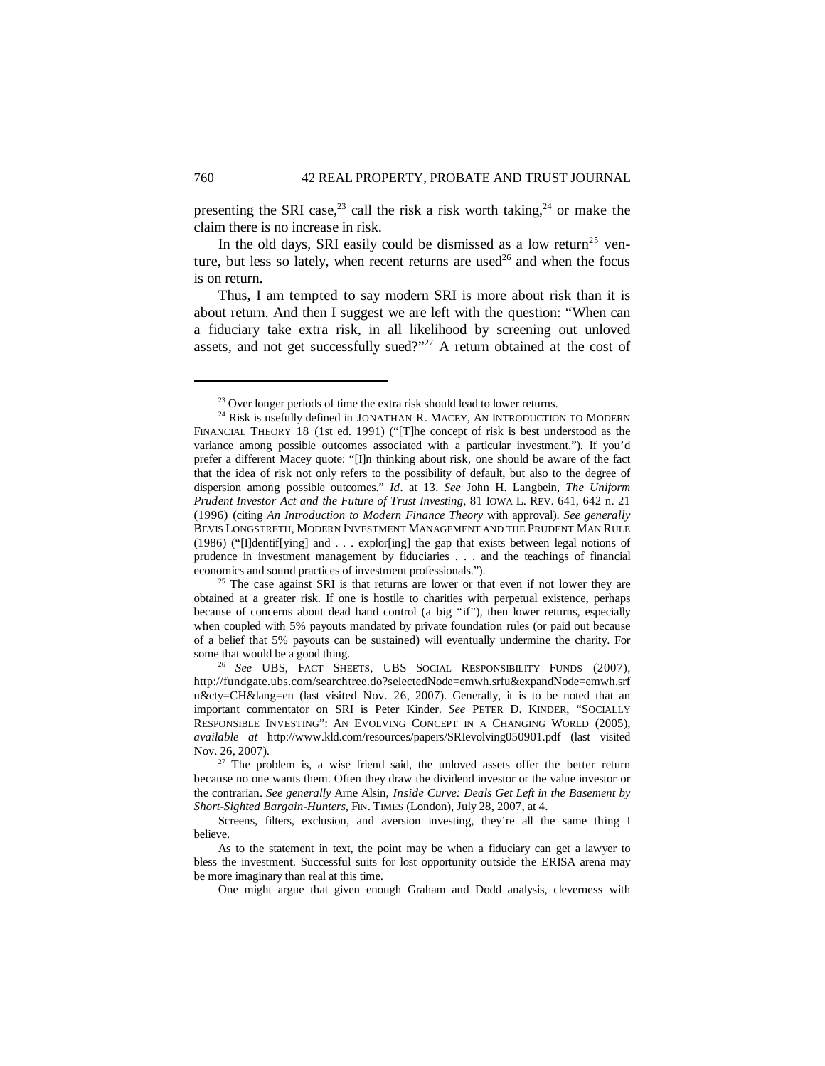presenting the SRI case,[23] call the risk a risk worth taking,[24] or make the claim there is no increase in risk.

In the old days, SRI easily could be dismissed as a low return[25] venture, but less so lately, when recent returns are used[26] and when the focus is on return.

Thus, I am tempted to say modern SRI is more about risk than it is about return. And then I suggest we are left with the question: "When can a fiduciary take extra risk, in all likelihood by screening out unloved assets, and not get successfully sued?"[27] A return obtained at the cost of

---

[23] Over longer periods of time the extra risk should lead to lower returns.

[24] Risk is usefully defined in JONATHAN R. MACEY, AN INTRODUCTION TO MODERN FINANCIAL THEORY 18 (1st ed. 1991) ("[T]he concept of risk is best understood as the variance among possible outcomes associated with a particular investment."). If you'd prefer a different Macey quote: "[I]n thinking about risk, one should be aware of the fact that the idea of risk not only refers to the possibility of default, but also to the degree of dispersion among possible outcomes." *Id*. at 13. *See* John H. Langbein, *The Uniform Prudent Investor Act and the Future of Trust Investing*, 81 IOWA L. REV. 641, 642 n. 21 (1996) (citing *An Introduction to Modern Finance Theory* with approval). *See generally* BEVIS LONGSTRETH, MODERN INVESTMENT MANAGEMENT AND THE PRUDENT MAN RULE (1986) ("[I]dentif[ying] and . . . explor[ing] the gap that exists between legal notions of prudence in investment management by fiduciaries . . . and the teachings of financial economics and sound practices of investment professionals.").

[25] The case against SRI is that returns are lower or that even if not lower they are obtained at a greater risk. If one is hostile to charities with perpetual existence, perhaps because of concerns about dead hand control (a big "if"), then lower returns, especially when coupled with 5% payouts mandated by private foundation rules (or paid out because of a belief that 5% payouts can be sustained) will eventually undermine the charity. For some that would be a good thing.

[26] *See* UBS, FACT SHEETS, UBS SOCIAL RESPONSIBILITY FUNDS (2007), http://fundgate.ubs.com/searchtree.do?selectedNode=emwh.srfu&expandNode=emwh.srfu&cty=CH&lang=en (last visited Nov. 26, 2007). Generally, it is to be noted that an important commentator on SRI is Peter Kinder. *See* PETER D. KINDER, "SOCIALLY RESPONSIBLE INVESTING": AN EVOLVING CONCEPT IN A CHANGING WORLD (2005), *available at* http://www.kld.com/resources/papers/SRIevolving050901.pdf (last visited Nov. 26, 2007).

[27] The problem is, a wise friend said, the unloved assets offer the better return because no one wants them. Often they draw the dividend investor or the value investor or the contrarian. *See generally* Arne Alsin, *Inside Curve: Deals Get Left in the Basement by Short-Sighted Bargain-Hunters*, FIN. TIMES (London), July 28, 2007, at 4.

Screens, filters, exclusion, and aversion investing, they're all the same thing I believe.

As to the statement in text, the point may be when a fiduciary can get a lawyer to bless the investment. Successful suits for lost opportunity outside the ERISA arena may be more imaginary than real at this time.

One might argue that given enough Graham and Dodd analysis, cleverness with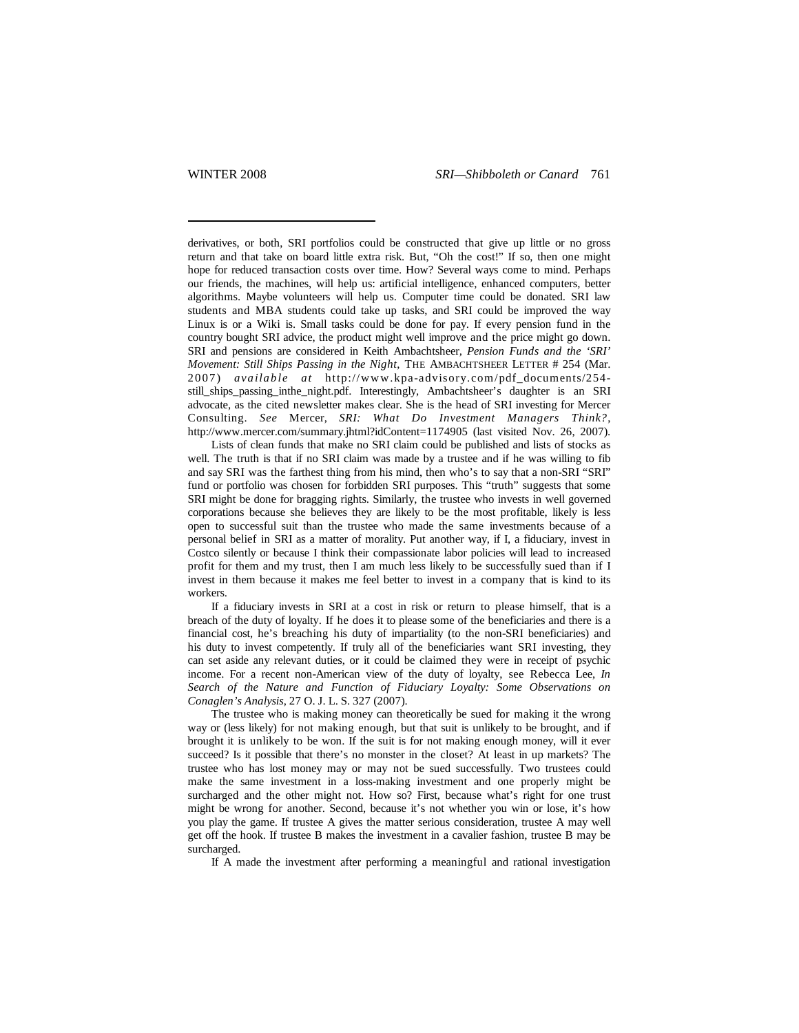derivatives, or both, SRI portfolios could be constructed that give up little or no gross return and that take on board little extra risk. But, "Oh the cost!" If so, then one might hope for reduced transaction costs over time. How? Several ways come to mind. Perhaps our friends, the machines, will help us: artificial intelligence, enhanced computers, better algorithms. Maybe volunteers will help us. Computer time could be donated. SRI law students and MBA students could take up tasks, and SRI could be improved the way Linux is or a Wiki is. Small tasks could be done for pay. If every pension fund in the country bought SRI advice, the product might well improve and the price might go down. SRI and pensions are considered in Keith Ambachtsheer, *Pension Funds and the 'SRI' Movement: Still Ships Passing in the Night*, THE AMBACHTSHEER LETTER # 254 (Mar. 2007) *available at* http://www.kpa-advisory.com/pdf_documents/254-still_ships_passing_inthe_night.pdf. Interestingly, Ambachtsheer's daughter is an SRI advocate, as the cited newsletter makes clear. She is the head of SRI investing for Mercer Consulting. *See* Mercer, *SRI: What Do Investment Managers Think?*, http://www.mercer.com/summary.jhtml?idContent=1174905 (last visited Nov. 26, 2007).

Lists of clean funds that make no SRI claim could be published and lists of stocks as well. The truth is that if no SRI claim was made by a trustee and if he was willing to fib and say SRI was the farthest thing from his mind, then who's to say that a non-SRI "SRI" fund or portfolio was chosen for forbidden SRI purposes. This "truth" suggests that some SRI might be done for bragging rights. Similarly, the trustee who invests in well governed corporations because she believes they are likely to be the most profitable, likely is less open to successful suit than the trustee who made the same investments because of a personal belief in SRI as a matter of morality. Put another way, if I, a fiduciary, invest in Costco silently or because I think their compassionate labor policies will lead to increased profit for them and my trust, then I am much less likely to be successfully sued than if I invest in them because it makes me feel better to invest in a company that is kind to its workers.

If a fiduciary invests in SRI at a cost in risk or return to please himself, that is a breach of the duty of loyalty. If he does it to please some of the beneficiaries and there is a financial cost, he's breaching his duty of impartiality (to the non-SRI beneficiaries) and his duty to invest competently. If truly all of the beneficiaries want SRI investing, they can set aside any relevant duties, or it could be claimed they were in receipt of psychic income. For a recent non-American view of the duty of loyalty, see Rebecca Lee, *In Search of the Nature and Function of Fiduciary Loyalty: Some Observations on Conaglen's Analysis*, 27 O. J. L. S. 327 (2007).

The trustee who is making money can theoretically be sued for making it the wrong way or (less likely) for not making enough, but that suit is unlikely to be brought, and if brought it is unlikely to be won. If the suit is for not making enough money, will it ever succeed? Is it possible that there's no monster in the closet? At least in up markets? The trustee who has lost money may or may not be sued successfully. Two trustees could make the same investment in a loss-making investment and one properly might be surcharged and the other might not. How so? First, because what's right for one trust might be wrong for another. Second, because it's not whether you win or lose, it's how you play the game. If trustee A gives the matter serious consideration, trustee A may well get off the hook. If trustee B makes the investment in a cavalier fashion, trustee B may be surcharged.

If A made the investment after performing a meaningful and rational investigation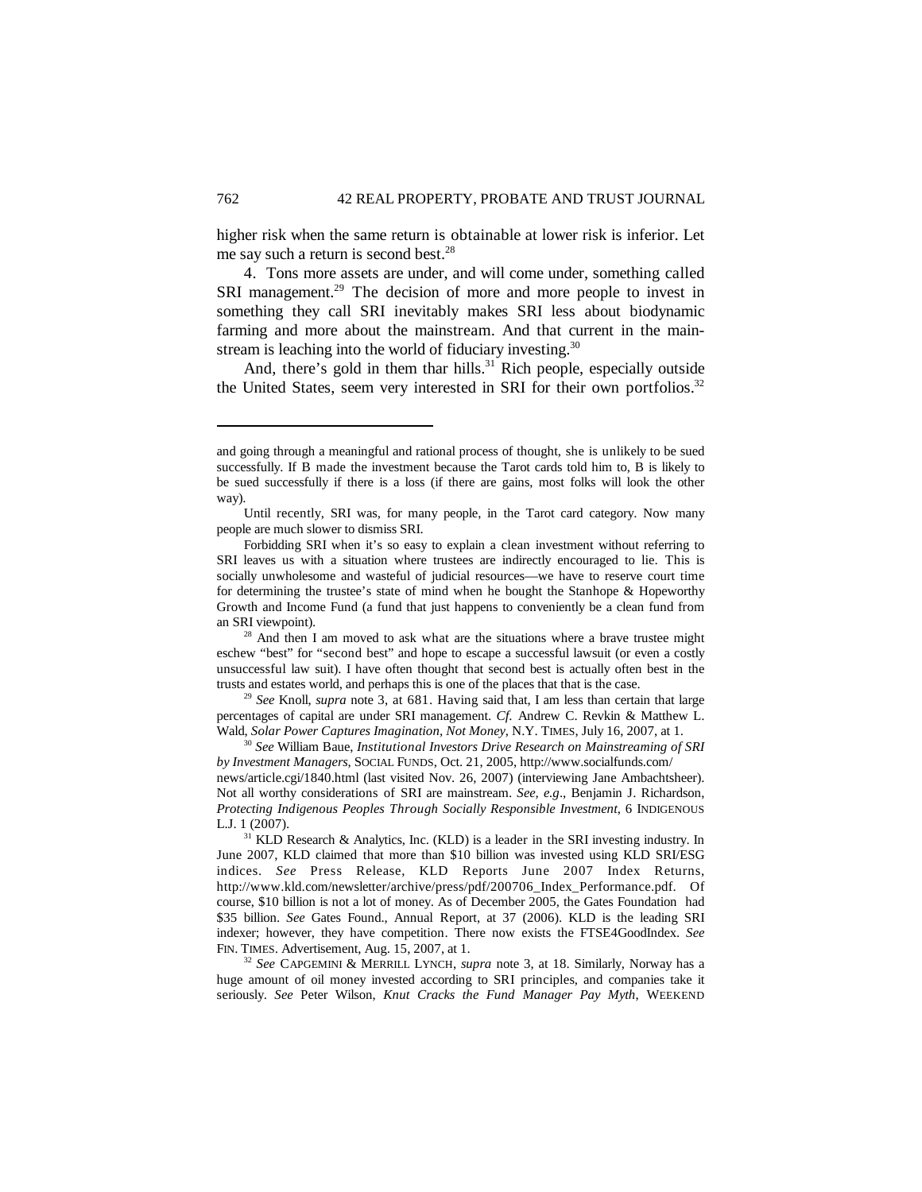higher risk when the same return is obtainable at lower risk is inferior. Let me say such a return is second best.[28]

4. Tons more assets are under, and will come under, something called SRI management.[29] The decision of more and more people to invest in something they call SRI inevitably makes SRI less about biodynamic farming and more about the mainstream. And that current in the mainstream is leaching into the world of fiduciary investing.[30]

And, there's gold in them thar hills.[31] Rich people, especially outside the United States, seem very interested in SRI for their own portfolios.[32]

---

and going through a meaningful and rational process of thought, she is unlikely to be sued successfully. If B made the investment because the Tarot cards told him to, B is likely to be sued successfully if there is a loss (if there are gains, most folks will look the other way).

Until recently, SRI was, for many people, in the Tarot card category. Now many people are much slower to dismiss SRI.

Forbidding SRI when it's so easy to explain a clean investment without referring to SRI leaves us with a situation where trustees are indirectly encouraged to lie. This is socially unwholesome and wasteful of judicial resources—we have to reserve court time for determining the trustee's state of mind when he bought the Stanhope & Hopeworthy Growth and Income Fund (a fund that just happens to conveniently be a clean fund from an SRI viewpoint).

[28] And then I am moved to ask what are the situations where a brave trustee might eschew "best" for "second best" and hope to escape a successful lawsuit (or even a costly unsuccessful law suit). I have often thought that second best is actually often best in the trusts and estates world, and perhaps this is one of the places that that is the case.

[29] *See* Knoll, *supra* note 3, at 681. Having said that, I am less than certain that large percentages of capital are under SRI management. *Cf.* Andrew C. Revkin & Matthew L. Wald, *Solar Power Captures Imagination, Not Money*, N.Y. TIMES, July 16, 2007, at 1.

[30] *See* William Baue, *Institutional Investors Drive Research on Mainstreaming of SRI by Investment Managers*, SOCIAL FUNDS, Oct. 21, 2005, http://www.socialfunds.com/news/article.cgi/1840.html (last visited Nov. 26, 2007) (interviewing Jane Ambachtsheer). Not all worthy considerations of SRI are mainstream. *See, e.g*., Benjamin J. Richardson, *Protecting Indigenous Peoples Through Socially Responsible Investment*, 6 INDIGENOUS L.J. 1 (2007).

[31] KLD Research & Analytics, Inc. (KLD) is a leader in the SRI investing industry. In June 2007, KLD claimed that more than $10 billion was invested using KLD SRI/ESG indices. *See* Press Release, KLD Reports June 2007 Index Returns, http://www.kld.com/newsletter/archive/press/pdf/200706_Index_Performance.pdf. Of course, $10 billion is not a lot of money. As of December 2005, the Gates Foundation had $35 billion. *See* Gates Found., Annual Report, at 37 (2006). KLD is the leading SRI indexer; however, they have competition. There now exists the FTSE4GoodIndex. *See* FIN. TIMES. Advertisement, Aug. 15, 2007, at 1.

[32] *See* CAPGEMINI & MERRILL LYNCH, *supra* note 3, at 18. Similarly, Norway has a huge amount of oil money invested according to SRI principles, and companies take it seriously. *See* Peter Wilson, *Knut Cracks the Fund Manager Pay Myth*, WEEKEND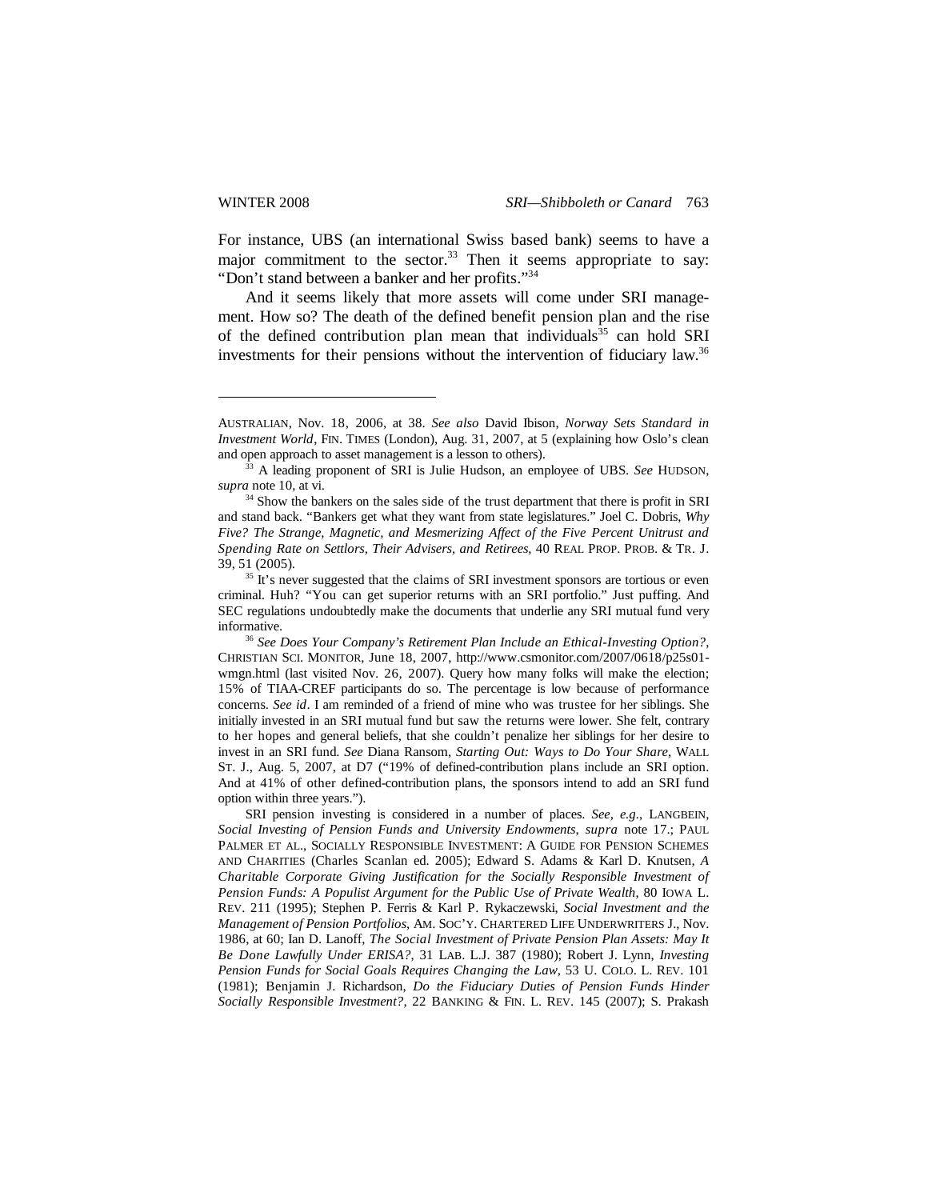For instance, UBS (an international Swiss based bank) seems to have a major commitment to the sector.[33] Then it seems appropriate to say: "Don't stand between a banker and her profits."[34]

And it seems likely that more assets will come under SRI management. How so? The death of the defined benefit pension plan and the rise of the defined contribution plan mean that individuals[35] can hold SRI investments for their pensions without the intervention of fiduciary law.[36]

---

AUSTRALIAN, Nov. 18, 2006, at 38. *See also* David Ibison, *Norway Sets Standard in Investment World*, FIN. TIMES (London), Aug. 31, 2007, at 5 (explaining how Oslo's clean and open approach to asset management is a lesson to others).

[33] A leading proponent of SRI is Julie Hudson, an employee of UBS. *See* HUDSON, *supra* note 10, at vi.

[34] Show the bankers on the sales side of the trust department that there is profit in SRI and stand back. "Bankers get what they want from state legislatures." Joel C. Dobris, *Why Five? The Strange, Magnetic, and Mesmerizing Affect of the Five Percent Unitrust and Spending Rate on Settlors, Their Advisers, and Retirees*, 40 REAL PROP. PROB. & TR. J. 39, 51 (2005).

[35] It's never suggested that the claims of SRI investment sponsors are tortious or even criminal. Huh? "You can get superior returns with an SRI portfolio." Just puffing. And SEC regulations undoubtedly make the documents that underlie any SRI mutual fund very informative.

[36] *See Does Your Company's Retirement Plan Include an Ethical-Investing Option?*, CHRISTIAN SCI. MONITOR, June 18, 2007, http://www.csmonitor.com/2007/0618/p25s01-wmgn.html (last visited Nov. 26, 2007). Query how many folks will make the election; 15% of TIAA-CREF participants do so. The percentage is low because of performance concerns. *See id*. I am reminded of a friend of mine who was trustee for her siblings. She initially invested in an SRI mutual fund but saw the returns were lower. She felt, contrary to her hopes and general beliefs, that she couldn't penalize her siblings for her desire to invest in an SRI fund. *See* Diana Ransom, *Starting Out: Ways to Do Your Share*, WALL ST. J., Aug. 5, 2007, at D7 ("19% of defined-contribution plans include an SRI option. And at 41% of other defined-contribution plans, the sponsors intend to add an SRI fund option within three years.").

SRI pension investing is considered in a number of places. *See, e.g.*, LANGBEIN, *Social Investing of Pension Funds and University Endowments*, *supra* note 17.; PAUL PALMER ET AL., SOCIALLY RESPONSIBLE INVESTMENT: A GUIDE FOR PENSION SCHEMES AND CHARITIES (Charles Scanlan ed. 2005); Edward S. Adams & Karl D. Knutsen, *A Charitable Corporate Giving Justification for the Socially Responsible Investment of Pension Funds: A Populist Argument for the Public Use of Private Wealth*, 80 IOWA L. REV. 211 (1995); Stephen P. Ferris & Karl P. Rykaczewski, *Social Investment and the Management of Pension Portfolios*, AM. SOC'Y. CHARTERED LIFE UNDERWRITERS J., Nov. 1986, at 60; Ian D. Lanoff, *The Social Investment of Private Pension Plan Assets: May It Be Done Lawfully Under ERISA?*, 31 LAB. L.J. 387 (1980); Robert J. Lynn, *Investing Pension Funds for Social Goals Requires Changing the Law*, 53 U. COLO. L. REV. 101 (1981); Benjamin J. Richardson, *Do the Fiduciary Duties of Pension Funds Hinder Socially Responsible Investment?*, 22 BANKING & FIN. L. REV. 145 (2007); S. Prakash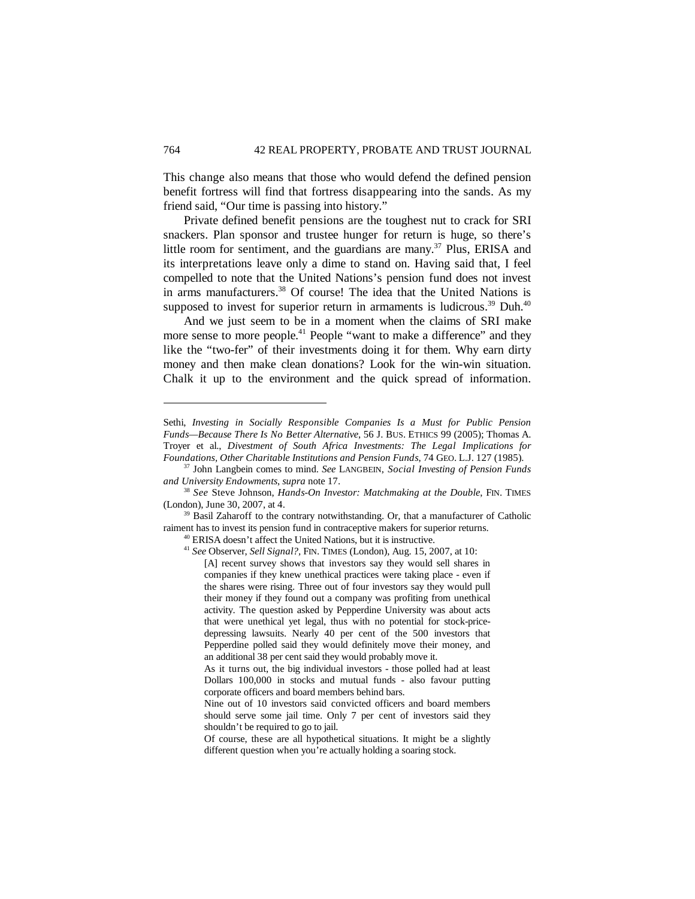This change also means that those who would defend the defined pension benefit fortress will find that fortress disappearing into the sands. As my friend said, "Our time is passing into history."

Private defined benefit pensions are the toughest nut to crack for SRI snackers. Plan sponsor and trustee hunger for return is huge, so there's little room for sentiment, and the guardians are many.[37] Plus, ERISA and its interpretations leave only a dime to stand on. Having said that, I feel compelled to note that the United Nations's pension fund does not invest in arms manufacturers.[38] Of course! The idea that the United Nations is supposed to invest for superior return in armaments is ludicrous.[39] Duh.[40]

And we just seem to be in a moment when the claims of SRI make more sense to more people.[41] People "want to make a difference" and they like the "two-fer" of their investments doing it for them. Why earn dirty money and then make clean donations? Look for the win-win situation. Chalk it up to the environment and the quick spread of information.

---

Sethi, *Investing in Socially Responsible Companies Is a Must for Public Pension Funds—Because There Is No Better Alternative*, 56 J. BUS. ETHICS 99 (2005); Thomas A. Troyer et al., *Divestment of South Africa Investments: The Legal Implications for Foundations, Other Charitable Institutions and Pension Funds*, 74 GEO. L.J. 127 (1985).

[37] John Langbein comes to mind. *See* LANGBEIN, *Social Investing of Pension Funds and University Endowments*, *supra* note 17.

[38] *See* Steve Johnson, *Hands-On Investor: Matchmaking at the Double*, FIN. TIMES (London), June 30, 2007, at 4.

[39] Basil Zaharoff to the contrary notwithstanding. Or, that a manufacturer of Catholic raiment has to invest its pension fund in contraceptive makers for superior returns.

[40] ERISA doesn't affect the United Nations, but it is instructive.

[41] *See* Observer, *Sell Signal?*, FIN. TIMES (London), Aug. 15, 2007, at 10:

> [A] recent survey shows that investors say they would sell shares in companies if they knew unethical practices were taking place - even if the shares were rising. Three out of four investors say they would pull their money if they found out a company was profiting from unethical activity. The question asked by Pepperdine University was about acts that were unethical yet legal, thus with no potential for stock-price-depressing lawsuits. Nearly 40 per cent of the 500 investors that Pepperdine polled said they would definitely move their money, and an additional 38 per cent said they would probably move it.
>
> As it turns out, the big individual investors - those polled had at least Dollars 100,000 in stocks and mutual funds - also favour putting corporate officers and board members behind bars.
>
> Nine out of 10 investors said convicted officers and board members should serve some jail time. Only 7 per cent of investors said they shouldn't be required to go to jail.
>
> Of course, these are all hypothetical situations. It might be a slightly different question when you're actually holding a soaring stock.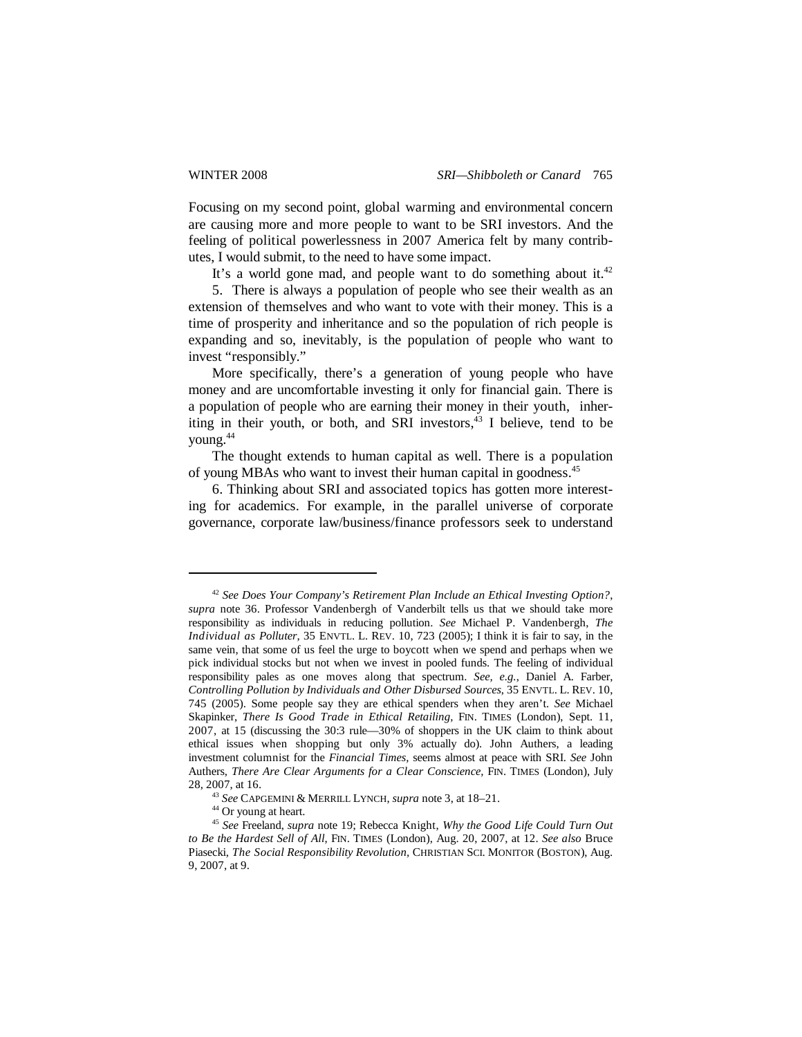Focusing on my second point, global warming and environmental concern are causing more and more people to want to be SRI investors. And the feeling of political powerlessness in 2007 America felt by many contributes, I would submit, to the need to have some impact.

It's a world gone mad, and people want to do something about it.[42]

5. There is always a population of people who see their wealth as an extension of themselves and who want to vote with their money. This is a time of prosperity and inheritance and so the population of rich people is expanding and so, inevitably, is the population of people who want to invest "responsibly."

More specifically, there's a generation of young people who have money and are uncomfortable investing it only for financial gain. There is a population of people who are earning their money in their youth, inheriting in their youth, or both, and SRI investors,[43] I believe, tend to be young.[44]

The thought extends to human capital as well. There is a population of young MBAs who want to invest their human capital in goodness.[45]

6. Thinking about SRI and associated topics has gotten more interesting for academics. For example, in the parallel universe of corporate governance, corporate law/business/finance professors seek to understand

---

[42] *See Does Your Company's Retirement Plan Include an Ethical Investing Option?*, *supra* note 36. Professor Vandenbergh of Vanderbilt tells us that we should take more responsibility as individuals in reducing pollution. *See* Michael P. Vandenbergh, *The Individual as Polluter*, 35 ENVTL. L. REV. 10, 723 (2005); I think it is fair to say, in the same vein, that some of us feel the urge to boycott when we spend and perhaps when we pick individual stocks but not when we invest in pooled funds. The feeling of individual responsibility pales as one moves along that spectrum. *See, e.g.*, Daniel A. Farber, *Controlling Pollution by Individuals and Other Disbursed Sources*, 35 ENVTL. L. REV. 10, 745 (2005). Some people say they are ethical spenders when they aren't. *See* Michael Skapinker, *There Is Good Trade in Ethical Retailing*, FIN. TIMES (London), Sept. 11, 2007, at 15 (discussing the 30:3 rule—30% of shoppers in the UK claim to think about ethical issues when shopping but only 3% actually do). John Authers, a leading investment columnist for the *Financial Times*, seems almost at peace with SRI. *See* John Authers, *There Are Clear Arguments for a Clear Conscience*, FIN. TIMES (London), July 28, 2007, at 16.

[43] *See* CAPGEMINI & MERRILL LYNCH, *supra* note 3, at 18–21.

[44] Or young at heart.

[45] *See* Freeland, *supra* note 19; Rebecca Knight, *Why the Good Life Could Turn Out to Be the Hardest Sell of All*, FIN. TIMES (London), Aug. 20, 2007, at 12. *See also* Bruce Piasecki, *The Social Responsibility Revolution*, CHRISTIAN SCI. MONITOR (BOSTON), Aug. 9, 2007, at 9.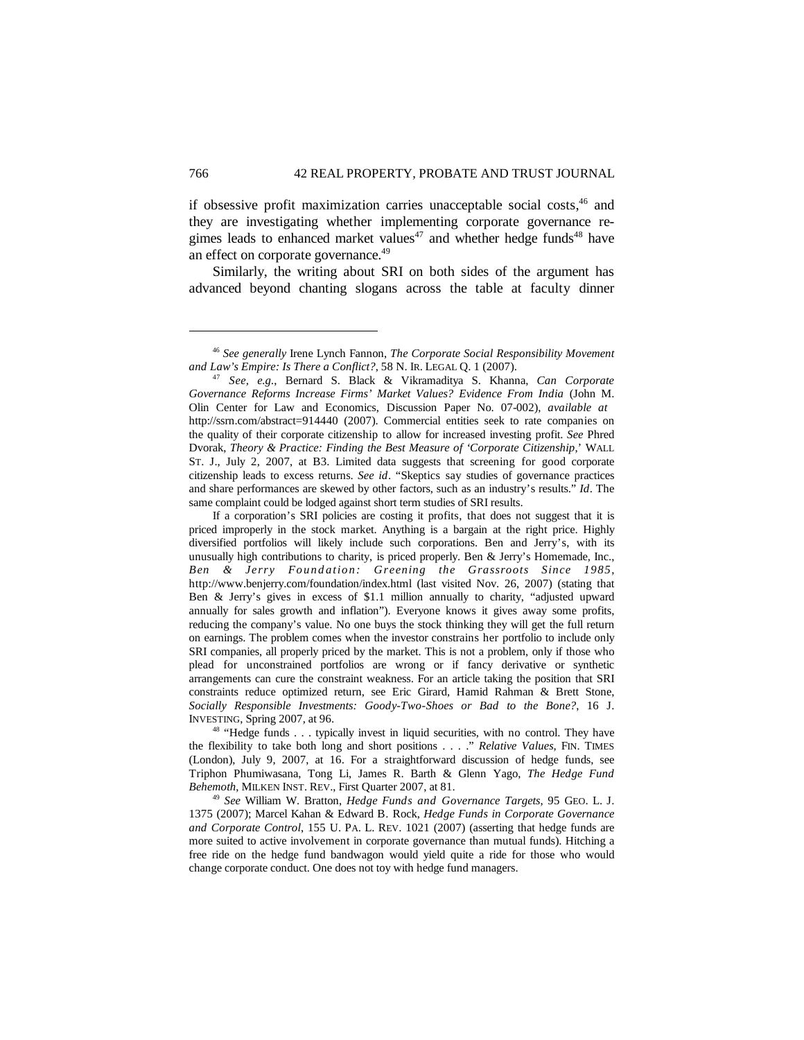if obsessive profit maximization carries unacceptable social costs,[46] and they are investigating whether implementing corporate governance regimes leads to enhanced market values[47] and whether hedge funds[48] have an effect on corporate governance.[49]

Similarly, the writing about SRI on both sides of the argument has advanced beyond chanting slogans across the table at faculty dinner

---

[46] *See generally* Irene Lynch Fannon, *The Corporate Social Responsibility Movement and Law's Empire: Is There a Conflict?*, 58 N. IR. LEGAL Q. 1 (2007).

[47] *See, e.g.*, Bernard S. Black & Vikramaditya S. Khanna, *Can Corporate Governance Reforms Increase Firms' Market Values? Evidence From India* (John M. Olin Center for Law and Economics, Discussion Paper No. 07-002), *available at* http://ssrn.com/abstract=914440 (2007). Commercial entities seek to rate companies on the quality of their corporate citizenship to allow for increased investing profit. *See* Phred Dvorak, *Theory & Practice: Finding the Best Measure of 'Corporate Citizenship*,' WALL ST. J., July 2, 2007, at B3. Limited data suggests that screening for good corporate citizenship leads to excess returns. *See id*. "Skeptics say studies of governance practices and share performances are skewed by other factors, such as an industry's results." *Id*. The same complaint could be lodged against short term studies of SRI results.

If a corporation's SRI policies are costing it profits, that does not suggest that it is priced improperly in the stock market. Anything is a bargain at the right price. Highly diversified portfolios will likely include such corporations. Ben and Jerry's, with its unusually high contributions to charity, is priced properly. Ben & Jerry's Homemade, Inc., *Ben & Jerry Foundation: Greening the Grassroots Since 1985*, http://www.benjerry.com/foundation/index.html (last visited Nov. 26, 2007) (stating that Ben & Jerry's gives in excess of $1.1 million annually to charity, "adjusted upward annually for sales growth and inflation"). Everyone knows it gives away some profits, reducing the company's value. No one buys the stock thinking they will get the full return on earnings. The problem comes when the investor constrains her portfolio to include only SRI companies, all properly priced by the market. This is not a problem, only if those who plead for unconstrained portfolios are wrong or if fancy derivative or synthetic arrangements can cure the constraint weakness. For an article taking the position that SRI constraints reduce optimized return, see Eric Girard, Hamid Rahman & Brett Stone, *Socially Responsible Investments: Goody-Two-Shoes or Bad to the Bone?*, 16 J. INVESTING, Spring 2007, at 96.

[48] "Hedge funds . . . typically invest in liquid securities, with no control. They have the flexibility to take both long and short positions . . . ." *Relative Values*, FIN. TIMES (London), July 9, 2007, at 16. For a straightforward discussion of hedge funds, see Triphon Phumiwasana, Tong Li, James R. Barth & Glenn Yago, *The Hedge Fund Behemoth*, MILKEN INST. REV., First Quarter 2007, at 81.

[49] *See* William W. Bratton, *Hedge Funds and Governance Targets*, 95 GEO. L. J. 1375 (2007); Marcel Kahan & Edward B. Rock, *Hedge Funds in Corporate Governance and Corporate Control*, 155 U. PA. L. REV. 1021 (2007) (asserting that hedge funds are more suited to active involvement in corporate governance than mutual funds). Hitching a free ride on the hedge fund bandwagon would yield quite a ride for those who would change corporate conduct. One does not toy with hedge fund managers.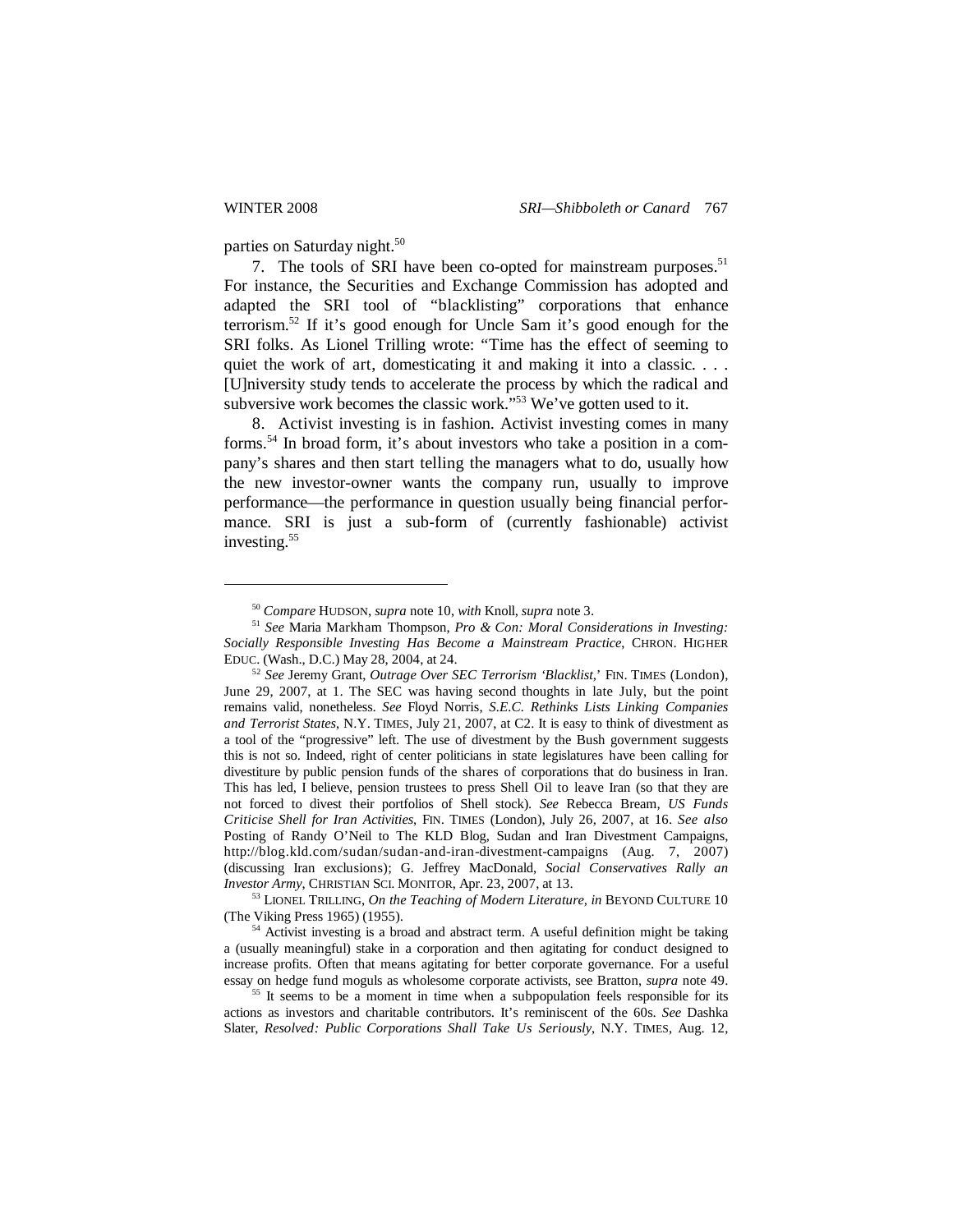parties on Saturday night.[50]

7. The tools of SRI have been co-opted for mainstream purposes.[51] For instance, the Securities and Exchange Commission has adopted and adapted the SRI tool of "blacklisting" corporations that enhance terrorism.[52] If it's good enough for Uncle Sam it's good enough for the SRI folks. As Lionel Trilling wrote: "Time has the effect of seeming to quiet the work of art, domesticating it and making it into a classic. . . . [U]niversity study tends to accelerate the process by which the radical and subversive work becomes the classic work."[53] We've gotten used to it.

8. Activist investing is in fashion. Activist investing comes in many forms.[54] In broad form, it's about investors who take a position in a company's shares and then start telling the managers what to do, usually how the new investor-owner wants the company run, usually to improve performance—the performance in question usually being financial performance. SRI is just a sub-form of (currently fashionable) activist investing.[55]

---

[50] *Compare* HUDSON, *supra* note 10, *with* Knoll, *supra* note 3.

[51] *See* Maria Markham Thompson, *Pro & Con: Moral Considerations in Investing: Socially Responsible Investing Has Become a Mainstream Practice*, CHRON. HIGHER EDUC. (Wash., D.C.) May 28, 2004, at 24.

[52] *See* Jeremy Grant, *Outrage Over SEC Terrorism 'Blacklist*,' FIN. TIMES (London), June 29, 2007, at 1. The SEC was having second thoughts in late July, but the point remains valid, nonetheless. *See* Floyd Norris, *S.E.C. Rethinks Lists Linking Companies and Terrorist States*, N.Y. TIMES, July 21, 2007, at C2. It is easy to think of divestment as a tool of the "progressive" left. The use of divestment by the Bush government suggests this is not so. Indeed, right of center politicians in state legislatures have been calling for divestiture by public pension funds of the shares of corporations that do business in Iran. This has led, I believe, pension trustees to press Shell Oil to leave Iran (so that they are not forced to divest their portfolios of Shell stock). *See* Rebecca Bream, *US Funds Criticise Shell for Iran Activities*, FIN. TIMES (London), July 26, 2007, at 16. *See also* Posting of Randy O'Neil to The KLD Blog, Sudan and Iran Divestment Campaigns, http://blog.kld.com/sudan/sudan-and-iran-divestment-campaigns (Aug. 7, 2007) (discussing Iran exclusions); G. Jeffrey MacDonald, *Social Conservatives Rally an Investor Army*, CHRISTIAN SCI. MONITOR, Apr. 23, 2007, at 13.

[53] LIONEL TRILLING, *On the Teaching of Modern Literature*, *in* BEYOND CULTURE 10 (The Viking Press 1965) (1955).

[54] Activist investing is a broad and abstract term. A useful definition might be taking a (usually meaningful) stake in a corporation and then agitating for conduct designed to increase profits. Often that means agitating for better corporate governance. For a useful essay on hedge fund moguls as wholesome corporate activists, see Bratton, *supra* note 49.

[55] It seems to be a moment in time when a subpopulation feels responsible for its actions as investors and charitable contributors. It's reminiscent of the 60s. *See* Dashka Slater, *Resolved: Public Corporations Shall Take Us Seriously*, N.Y. TIMES, Aug. 12,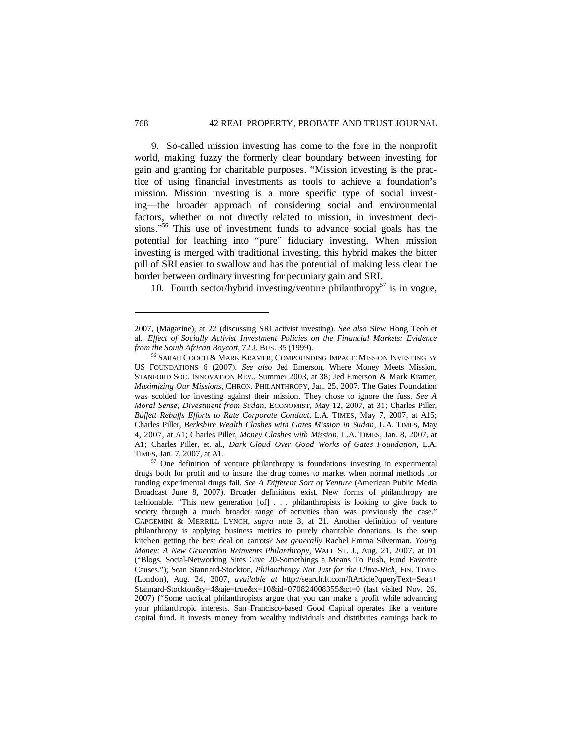9. So-called mission investing has come to the fore in the nonprofit world, making fuzzy the formerly clear boundary between investing for gain and granting for charitable purposes. "Mission investing is the practice of using financial investments as tools to achieve a foundation's mission. Mission investing is a more specific type of social investing—the broader approach of considering social and environmental factors, whether or not directly related to mission, in investment decisions."[56] This use of investment funds to advance social goals has the potential for leaching into "pure" fiduciary investing. When mission investing is merged with traditional investing, this hybrid makes the bitter pill of SRI easier to swallow and has the potential of making less clear the border between ordinary investing for pecuniary gain and SRI.

10. Fourth sector/hybrid investing/venture philanthropy[57] is in vogue,

---

2007, (Magazine), at 22 (discussing SRI activist investing). *See also* Siew Hong Teoh et al., *Effect of Socially Activist Investment Policies on the Financial Markets: Evidence from the South African Boycott*, 72 J. BUS. 35 (1999).

[56] SARAH COOCH & MARK KRAMER, COMPOUNDING IMPACT: MISSION INVESTING BY US FOUNDATIONS 6 (2007). *See also* Jed Emerson, Where Money Meets Mission, STANFORD SOC. INNOVATION REV., Summer 2003, at 38; Jed Emerson & Mark Kramer, *Maximizing Our Missions*, CHRON. PHILANTHROPY, Jan. 25, 2007. The Gates Foundation was scolded for investing against their mission. They chose to ignore the fuss. *See A Moral Sense; Divestment from Sudan*, ECONOMIST, May 12, 2007, at 31; Charles Piller, *Buffett Rebuffs Efforts to Rate Corporate Conduct*, L.A. TIMES, May 7, 2007, at A15; Charles Piller, *Berkshire Wealth Clashes with Gates Mission in Sudan*, L.A. TIMES, May 4, 2007, at A1; Charles Piller, *Money Clashes with Mission*, L.A. TIMES, Jan. 8, 2007, at A1; Charles Piller, et. al., *Dark Cloud Over Good Works of Gates Foundation*, L.A. TIMES, Jan. 7, 2007, at A1.

[57] One definition of venture philanthropy is foundations investing in experimental drugs both for profit and to insure the drug comes to market when normal methods for funding experimental drugs fail. *See A Different Sort of Venture* (American Public Media Broadcast June 8, 2007). Broader definitions exist. New forms of philanthropy are fashionable. "This new generation [of] . . . philanthropists is looking to give back to society through a much broader range of activities than was previously the case." CAPGEMINI & MERRILL LYNCH, *supra* note 3, at 21. Another definition of venture philanthropy is applying business metrics to purely charitable donations. Is the soup kitchen getting the best deal on carrots? *See generally* Rachel Emma Silverman, *Young Money: A New Generation Reinvents Philanthropy*, WALL ST. J., Aug. 21, 2007, at D1 ("Blogs, Social-Networking Sites Give 20-Somethings a Means To Push, Fund Favorite Causes."); Sean Stannard-Stockton, *Philanthropy Not Just for the Ultra-Rich*, FIN. TIMES (London), Aug. 24, 2007, *available at* http://search.ft.com/ftArticle?queryText=Sean+Stannard-Stockton&y=4&aje=true&x=10&id=070824008355&ct=0 (last visited Nov. 26, 2007) ("Some tactical philanthropists argue that you can make a profit while advancing your philanthropic interests. San Francisco-based Good Capital operates like a venture capital fund. It invests money from wealthy individuals and distributes earnings back to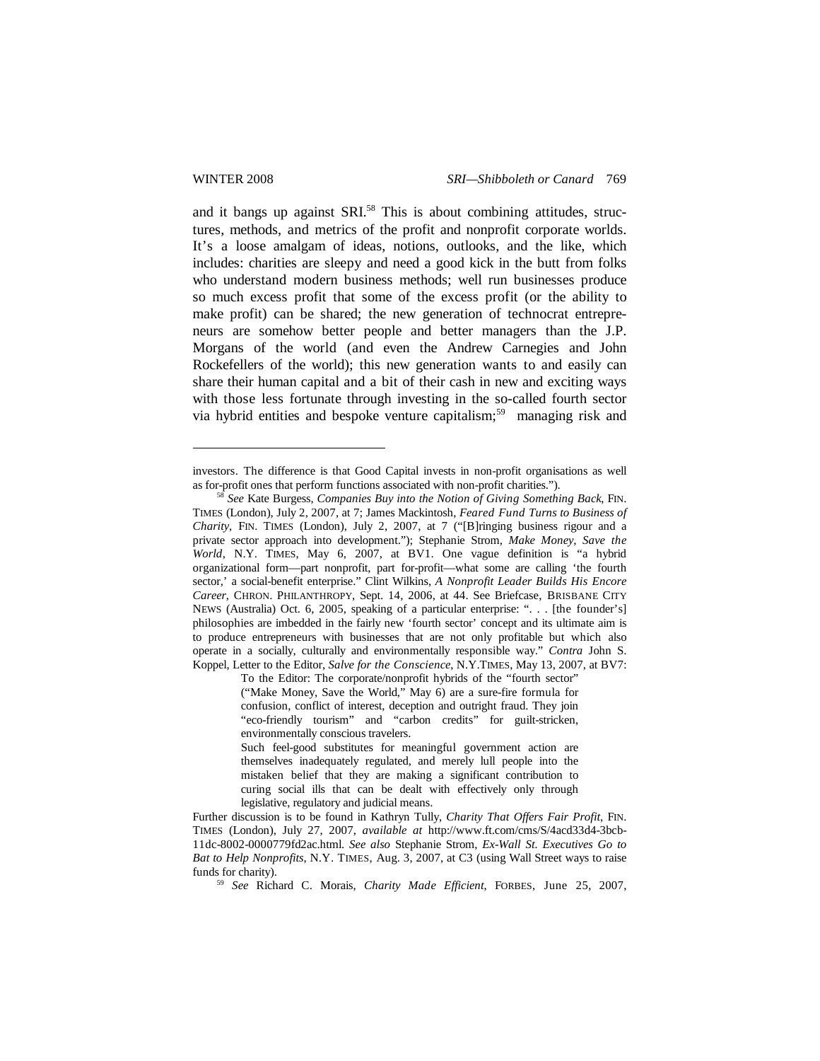and it bangs up against SRI.[58] This is about combining attitudes, structures, methods, and metrics of the profit and nonprofit corporate worlds. It's a loose amalgam of ideas, notions, outlooks, and the like, which includes: charities are sleepy and need a good kick in the butt from folks who understand modern business methods; well run businesses produce so much excess profit that some of the excess profit (or the ability to make profit) can be shared; the new generation of technocrat entrepreneurs are somehow better people and better managers than the J.P. Morgans of the world (and even the Andrew Carnegies and John Rockefellers of the world); this new generation wants to and easily can share their human capital and a bit of their cash in new and exciting ways with those less fortunate through investing in the so-called fourth sector via hybrid entities and bespoke venture capitalism;[59] managing risk and

---

investors. The difference is that Good Capital invests in non-profit organisations as well as for-profit ones that perform functions associated with non-profit charities.").

[58] *See* Kate Burgess, *Companies Buy into the Notion of Giving Something Back*, FIN. TIMES (London), July 2, 2007, at 7; James Mackintosh, *Feared Fund Turns to Business of Charity*, FIN. TIMES (London), July 2, 2007, at 7 ("[B]ringing business rigour and a private sector approach into development."); Stephanie Strom, *Make Money, Save the World*, N.Y. TIMES, May 6, 2007, at BV1. One vague definition is "a hybrid organizational form—part nonprofit, part for-profit—what some are calling 'the fourth sector,' a social-benefit enterprise." Clint Wilkins, *A Nonprofit Leader Builds His Encore Career*, CHRON. PHILANTHROPY, Sept. 14, 2006, at 44. See Briefcase, BRISBANE CITY NEWS (Australia) Oct. 6, 2005, speaking of a particular enterprise: ". . . [the founder's] philosophies are imbedded in the fairly new 'fourth sector' concept and its ultimate aim is to produce entrepreneurs with businesses that are not only profitable but which also operate in a socially, culturally and environmentally responsible way." *Contra* John S. Koppel, Letter to the Editor, *Salve for the Conscience*, N.Y.TIMES, May 13, 2007, at BV7:

> To the Editor: The corporate/nonprofit hybrids of the "fourth sector" ("Make Money, Save the World," May 6) are a sure-fire formula for confusion, conflict of interest, deception and outright fraud. They join "eco-friendly tourism" and "carbon credits" for guilt-stricken, environmentally conscious travelers.
>
> Such feel-good substitutes for meaningful government action are themselves inadequately regulated, and merely lull people into the mistaken belief that they are making a significant contribution to curing social ills that can be dealt with effectively only through legislative, regulatory and judicial means.

Further discussion is to be found in Kathryn Tully, *Charity That Offers Fair Profit*, FIN. TIMES (London), July 27, 2007, *available at* http://www.ft.com/cms/S/4acd33d4-3bcb-11dc-8002-0000779fd2ac.html. *See also* Stephanie Strom, *Ex-Wall St. Executives Go to Bat to Help Nonprofits*, N.Y. TIMES, Aug. 3, 2007, at C3 (using Wall Street ways to raise funds for charity).

[59] *See* Richard C. Morais, *Charity Made Efficient*, FORBES, June 25, 2007,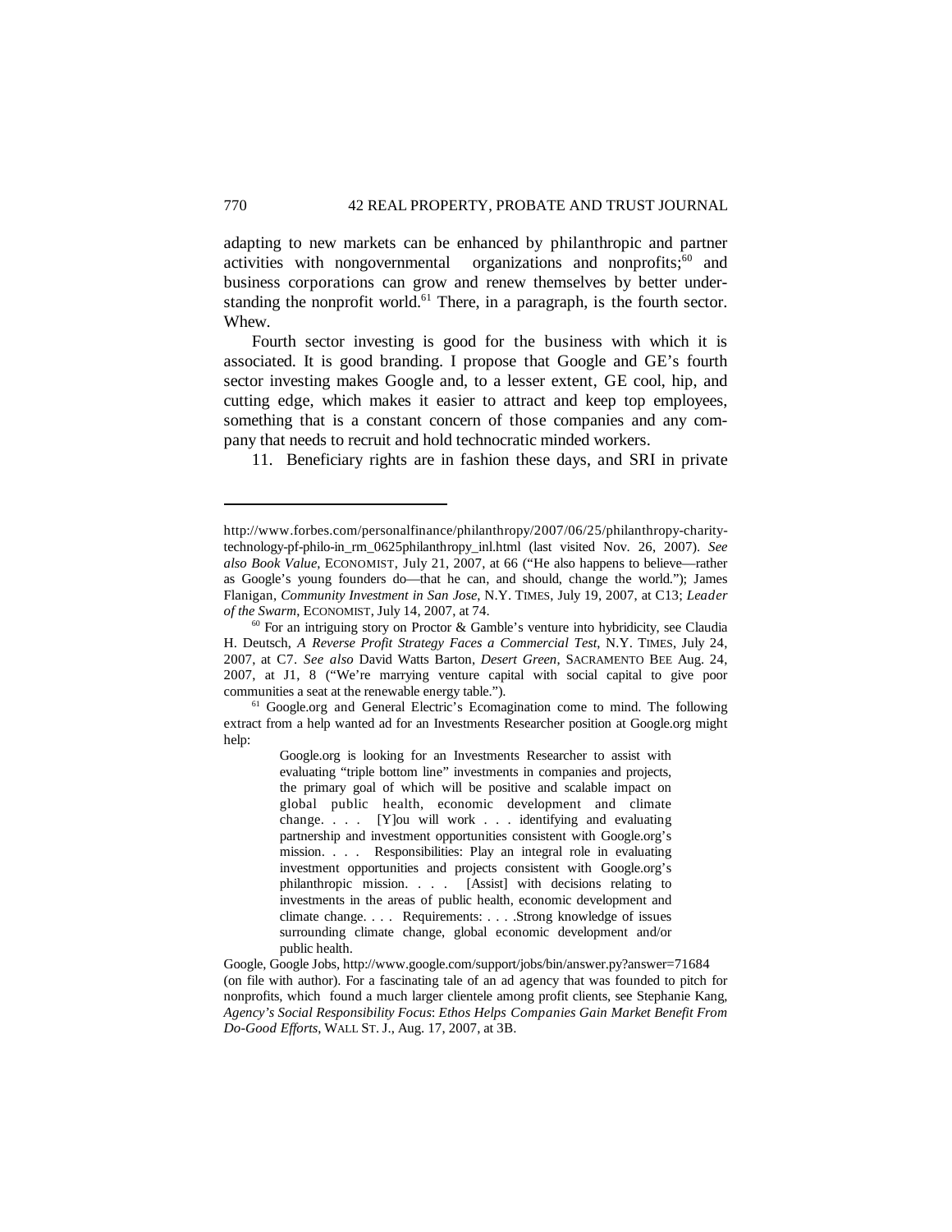adapting to new markets can be enhanced by philanthropic and partner activities with nongovernmental organizations and nonprofits;[60] and business corporations can grow and renew themselves by better understanding the nonprofit world.[61] There, in a paragraph, is the fourth sector. Whew.

Fourth sector investing is good for the business with which it is associated. It is good branding. I propose that Google and GE's fourth sector investing makes Google and, to a lesser extent, GE cool, hip, and cutting edge, which makes it easier to attract and keep top employees, something that is a constant concern of those companies and any company that needs to recruit and hold technocratic minded workers.

11. Beneficiary rights are in fashion these days, and SRI in private

---

http://www.forbes.com/personalfinance/philanthropy/2007/06/25/philanthropy-charity-technology-pf-philo-in_rm_0625philanthropy_inl.html (last visited Nov. 26, 2007). *See also Book Value*, ECONOMIST, July 21, 2007, at 66 ("He also happens to believe—rather as Google's young founders do—that he can, and should, change the world."); James Flanigan, *Community Investment in San Jose*, N.Y. TIMES, July 19, 2007, at C13; *Leader of the Swarm*, ECONOMIST, July 14, 2007, at 74.

[60] For an intriguing story on Proctor & Gamble's venture into hybridicity, see Claudia H. Deutsch, *A Reverse Profit Strategy Faces a Commercial Test*, N.Y. TIMES, July 24, 2007, at C7. *See also* David Watts Barton, *Desert Green*, SACRAMENTO BEE Aug. 24, 2007, at J1, 8 ("We're marrying venture capital with social capital to give poor communities a seat at the renewable energy table.").

[61] Google.org and General Electric's Ecomagination come to mind. The following extract from a help wanted ad for an Investments Researcher position at Google.org might help:

> Google.org is looking for an Investments Researcher to assist with evaluating "triple bottom line" investments in companies and projects, the primary goal of which will be positive and scalable impact on global public health, economic development and climate change. . . . [Y]ou will work . . . identifying and evaluating partnership and investment opportunities consistent with Google.org's mission. . . . Responsibilities: Play an integral role in evaluating investment opportunities and projects consistent with Google.org's philanthropic mission. . . . [Assist] with decisions relating to investments in the areas of public health, economic development and climate change. . . . Requirements: . . . .Strong knowledge of issues surrounding climate change, global economic development and/or public health.

Google, Google Jobs, http://www.google.com/support/jobs/bin/answer.py?answer=71684 (on file with author). For a fascinating tale of an ad agency that was founded to pitch for nonprofits, which found a much larger clientele among profit clients, see Stephanie Kang, *Agency's Social Responsibility Focus*: *Ethos Helps Companies Gain Market Benefit From Do-Good Efforts*, WALL ST. J., Aug. 17, 2007, at 3B.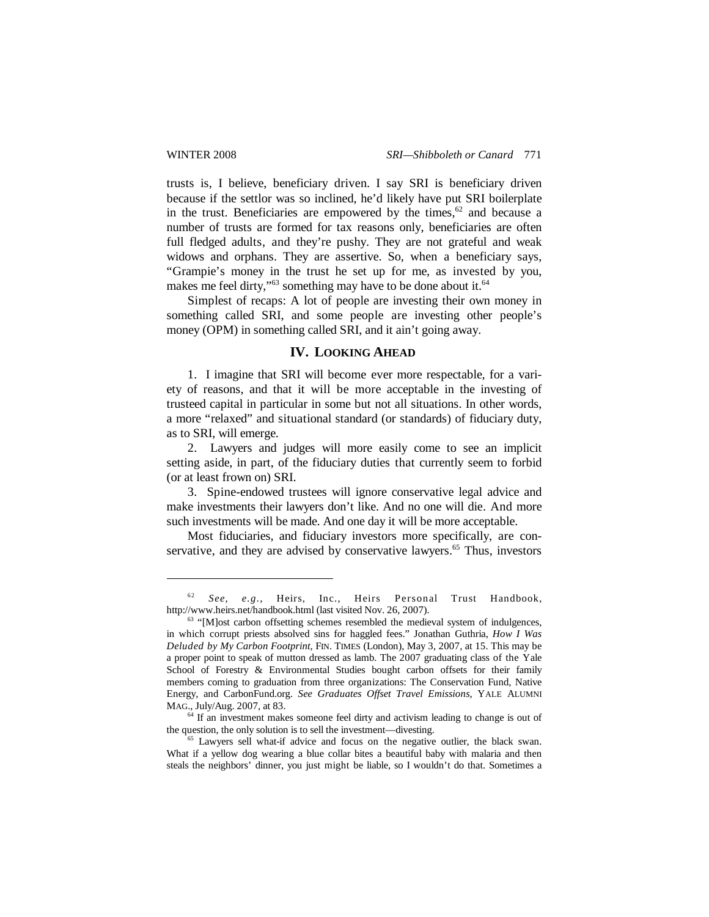trusts is, I believe, beneficiary driven. I say SRI is beneficiary driven because if the settlor was so inclined, he'd likely have put SRI boilerplate in the trust. Beneficiaries are empowered by the times,[62] and because a number of trusts are formed for tax reasons only, beneficiaries are often full fledged adults, and they're pushy. They are not grateful and weak widows and orphans. They are assertive. So, when a beneficiary says, "Grampie's money in the trust he set up for me, as invested by you, makes me feel dirty,"[63] something may have to be done about it.[64]

Simplest of recaps: A lot of people are investing their own money in something called SRI, and some people are investing other people's money (OPM) in something called SRI, and it ain't going away.

## IV. LOOKING AHEAD

1. I imagine that SRI will become ever more respectable, for a variety of reasons, and that it will be more acceptable in the investing of trusteed capital in particular in some but not all situations. In other words, a more "relaxed" and situational standard (or standards) of fiduciary duty, as to SRI, will emerge.

2. Lawyers and judges will more easily come to see an implicit setting aside, in part, of the fiduciary duties that currently seem to forbid (or at least frown on) SRI.

3. Spine-endowed trustees will ignore conservative legal advice and make investments their lawyers don't like. And no one will die. And more such investments will be made. And one day it will be more acceptable.

Most fiduciaries, and fiduciary investors more specifically, are conservative, and they are advised by conservative lawyers.[65] Thus, investors

---

[62] *See, e.g.*, Heirs, Inc., Heirs Personal Trust Handbook, http://www.heirs.net/handbook.html (last visited Nov. 26, 2007).

[63] "[M]ost carbon offsetting schemes resembled the medieval system of indulgences, in which corrupt priests absolved sins for haggled fees." Jonathan Guthria, *How I Was Deluded by My Carbon Footprint*, FIN. TIMES (London), May 3, 2007, at 15. This may be a proper point to speak of mutton dressed as lamb. The 2007 graduating class of the Yale School of Forestry & Environmental Studies bought carbon offsets for their family members coming to graduation from three organizations: The Conservation Fund, Native Energy, and CarbonFund.org. *See Graduates Offset Travel Emissions*, YALE ALUMNI MAG., July/Aug. 2007, at 83.

[64] If an investment makes someone feel dirty and activism leading to change is out of the question, the only solution is to sell the investment—divesting.

[65] Lawyers sell what-if advice and focus on the negative outlier, the black swan. What if a yellow dog wearing a blue collar bites a beautiful baby with malaria and then steals the neighbors' dinner, you just might be liable, so I wouldn't do that. Sometimes a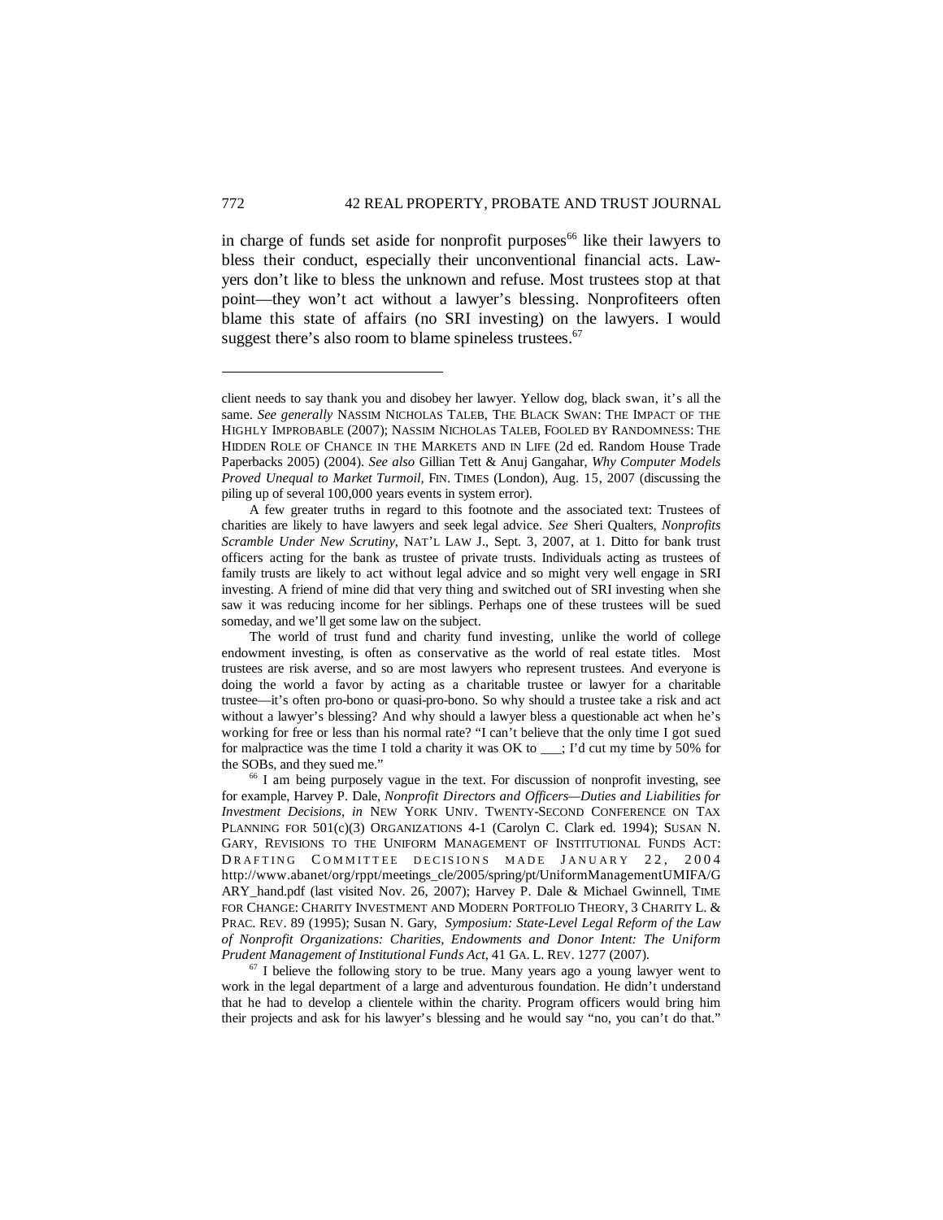in charge of funds set aside for nonprofit purposes[66] like their lawyers to bless their conduct, especially their unconventional financial acts. Lawyers don't like to bless the unknown and refuse. Most trustees stop at that point—they won't act without a lawyer's blessing. Nonprofiteers often blame this state of affairs (no SRI investing) on the lawyers. I would suggest there's also room to blame spineless trustees.[67]

---

client needs to say thank you and disobey her lawyer. Yellow dog, black swan, it's all the same. *See generally* NASSIM NICHOLAS TALEB, THE BLACK SWAN: THE IMPACT OF THE HIGHLY IMPROBABLE (2007); NASSIM NICHOLAS TALEB, FOOLED BY RANDOMNESS: THE HIDDEN ROLE OF CHANCE IN THE MARKETS AND IN LIFE (2d ed. Random House Trade Paperbacks 2005) (2004). *See also* Gillian Tett & Anuj Gangahar, *Why Computer Models Proved Unequal to Market Turmoil,* FIN. TIMES (London), Aug. 15, 2007 (discussing the piling up of several 100,000 years events in system error).

A few greater truths in regard to this footnote and the associated text: Trustees of charities are likely to have lawyers and seek legal advice. *See* Sheri Qualters, *Nonprofits Scramble Under New Scrutiny*, NAT'L LAW J., Sept. 3, 2007, at 1. Ditto for bank trust officers acting for the bank as trustee of private trusts. Individuals acting as trustees of family trusts are likely to act without legal advice and so might very well engage in SRI investing. A friend of mine did that very thing and switched out of SRI investing when she saw it was reducing income for her siblings. Perhaps one of these trustees will be sued someday, and we'll get some law on the subject.

The world of trust fund and charity fund investing, unlike the world of college endowment investing, is often as conservative as the world of real estate titles. Most trustees are risk averse, and so are most lawyers who represent trustees. And everyone is doing the world a favor by acting as a charitable trustee or lawyer for a charitable trustee—it's often pro-bono or quasi-pro-bono. So why should a trustee take a risk and act without a lawyer's blessing? And why should a lawyer bless a questionable act when he's working for free or less than his normal rate? "I can't believe that the only time I got sued for malpractice was the time I told a charity it was OK to ___; I'd cut my time by 50% for the SOBs, and they sued me."

[66] I am being purposely vague in the text. For discussion of nonprofit investing, see for example, Harvey P. Dale, *Nonprofit Directors and Officers—Duties and Liabilities for Investment Decisions*, *in* NEW YORK UNIV. TWENTY-SECOND CONFERENCE ON TAX PLANNING FOR 501(c)(3) ORGANIZATIONS 4-1 (Carolyn C. Clark ed. 1994); SUSAN N. GARY, REVISIONS TO THE UNIFORM MANAGEMENT OF INSTITUTIONAL FUNDS ACT: DRAFTING COMMITTEE DECISIONS MADE JANUARY 22, 2004 http://www.abanet/org/rppt/meetings_cle/2005/spring/pt/UniformManagementUMIFA/GARY_hand.pdf (last visited Nov. 26, 2007); Harvey P. Dale & Michael Gwinnell, TIME FOR CHANGE: CHARITY INVESTMENT AND MODERN PORTFOLIO THEORY, 3 CHARITY L. & PRAC. REV. 89 (1995); Susan N. Gary, *Symposium: State-Level Legal Reform of the Law of Nonprofit Organizations: Charities, Endowments and Donor Intent: The Uniform Prudent Management of Institutional Funds Act,* 41 GA. L. REV. 1277 (2007).

[67] I believe the following story to be true. Many years ago a young lawyer went to work in the legal department of a large and adventurous foundation. He didn't understand that he had to develop a clientele within the charity. Program officers would bring him their projects and ask for his lawyer's blessing and he would say "no, you can't do that."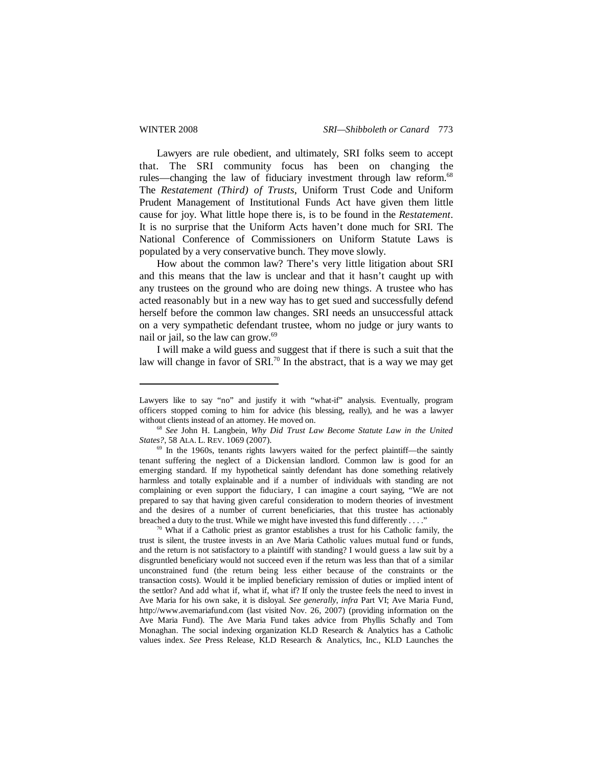Lawyers are rule obedient, and ultimately, SRI folks seem to accept that. The SRI community focus has been on changing the rules—changing the law of fiduciary investment through law reform.[68] The *Restatement (Third) of Trusts*, Uniform Trust Code and Uniform Prudent Management of Institutional Funds Act have given them little cause for joy. What little hope there is, is to be found in the *Restatement*. It is no surprise that the Uniform Acts haven't done much for SRI. The National Conference of Commissioners on Uniform Statute Laws is populated by a very conservative bunch. They move slowly.

How about the common law? There's very little litigation about SRI and this means that the law is unclear and that it hasn't caught up with any trustees on the ground who are doing new things. A trustee who has acted reasonably but in a new way has to get sued and successfully defend herself before the common law changes. SRI needs an unsuccessful attack on a very sympathetic defendant trustee, whom no judge or jury wants to nail or jail, so the law can grow.[69]

I will make a wild guess and suggest that if there is such a suit that the law will change in favor of SRI.[70] In the abstract, that is a way we may get

---

Lawyers like to say "no" and justify it with "what-if" analysis. Eventually, program officers stopped coming to him for advice (his blessing, really), and he was a lawyer without clients instead of an attorney. He moved on.

[68] *See* John H. Langbein, *Why Did Trust Law Become Statute Law in the United States?*, 58 ALA. L. REV. 1069 (2007).

[69] In the 1960s, tenants rights lawyers waited for the perfect plaintiff—the saintly tenant suffering the neglect of a Dickensian landlord. Common law is good for an emerging standard. If my hypothetical saintly defendant has done something relatively harmless and totally explainable and if a number of individuals with standing are not complaining or even support the fiduciary, I can imagine a court saying, "We are not prepared to say that having given careful consideration to modern theories of investment and the desires of a number of current beneficiaries, that this trustee has actionably breached a duty to the trust. While we might have invested this fund differently . . . ."

[70] What if a Catholic priest as grantor establishes a trust for his Catholic family, the trust is silent, the trustee invests in an Ave Maria Catholic values mutual fund or funds, and the return is not satisfactory to a plaintiff with standing? I would guess a law suit by a disgruntled beneficiary would not succeed even if the return was less than that of a similar unconstrained fund (the return being less either because of the constraints or the transaction costs). Would it be implied beneficiary remission of duties or implied intent of the settlor? And add what if, what if, what if? If only the trustee feels the need to invest in Ave Maria for his own sake, it is disloyal. *See generally*, *infra* Part VI; Ave Maria Fund, http://www.avemariafund.com (last visited Nov. 26, 2007) (providing information on the Ave Maria Fund). The Ave Maria Fund takes advice from Phyllis Schafly and Tom Monaghan. The social indexing organization KLD Research & Analytics has a Catholic values index. *See* Press Release, KLD Research & Analytics, Inc., KLD Launches the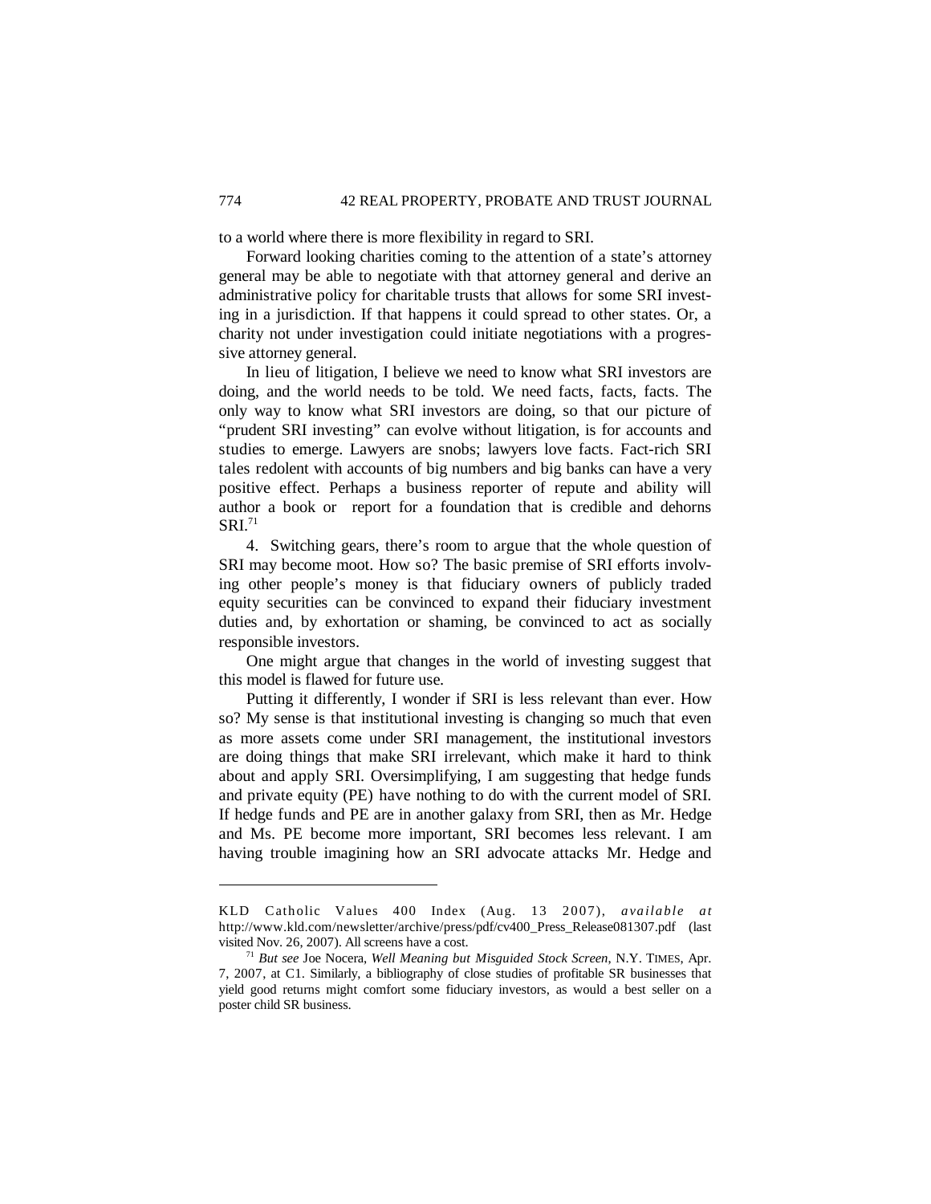to a world where there is more flexibility in regard to SRI.

Forward looking charities coming to the attention of a state's attorney general may be able to negotiate with that attorney general and derive an administrative policy for charitable trusts that allows for some SRI investing in a jurisdiction. If that happens it could spread to other states. Or, a charity not under investigation could initiate negotiations with a progressive attorney general.

In lieu of litigation, I believe we need to know what SRI investors are doing, and the world needs to be told. We need facts, facts, facts. The only way to know what SRI investors are doing, so that our picture of "prudent SRI investing" can evolve without litigation, is for accounts and studies to emerge. Lawyers are snobs; lawyers love facts. Fact-rich SRI tales redolent with accounts of big numbers and big banks can have a very positive effect. Perhaps a business reporter of repute and ability will author a book or report for a foundation that is credible and dehorns SRI.[71]

4. Switching gears, there's room to argue that the whole question of SRI may become moot. How so? The basic premise of SRI efforts involving other people's money is that fiduciary owners of publicly traded equity securities can be convinced to expand their fiduciary investment duties and, by exhortation or shaming, be convinced to act as socially responsible investors.

One might argue that changes in the world of investing suggest that this model is flawed for future use.

Putting it differently, I wonder if SRI is less relevant than ever. How so? My sense is that institutional investing is changing so much that even as more assets come under SRI management, the institutional investors are doing things that make SRI irrelevant, which make it hard to think about and apply SRI. Oversimplifying, I am suggesting that hedge funds and private equity (PE) have nothing to do with the current model of SRI. If hedge funds and PE are in another galaxy from SRI, then as Mr. Hedge and Ms. PE become more important, SRI becomes less relevant. I am having trouble imagining how an SRI advocate attacks Mr. Hedge and

---

KLD Catholic Values 400 Index (Aug. 13 2007), *available at* http://www.kld.com/newsletter/archive/press/pdf/cv400_Press_Release081307.pdf (last visited Nov. 26, 2007). All screens have a cost.

[71] *But see* Joe Nocera, *Well Meaning but Misguided Stock Screen*, N.Y. TIMES, Apr. 7, 2007, at C1. Similarly, a bibliography of close studies of profitable SR businesses that yield good returns might comfort some fiduciary investors, as would a best seller on a poster child SR business.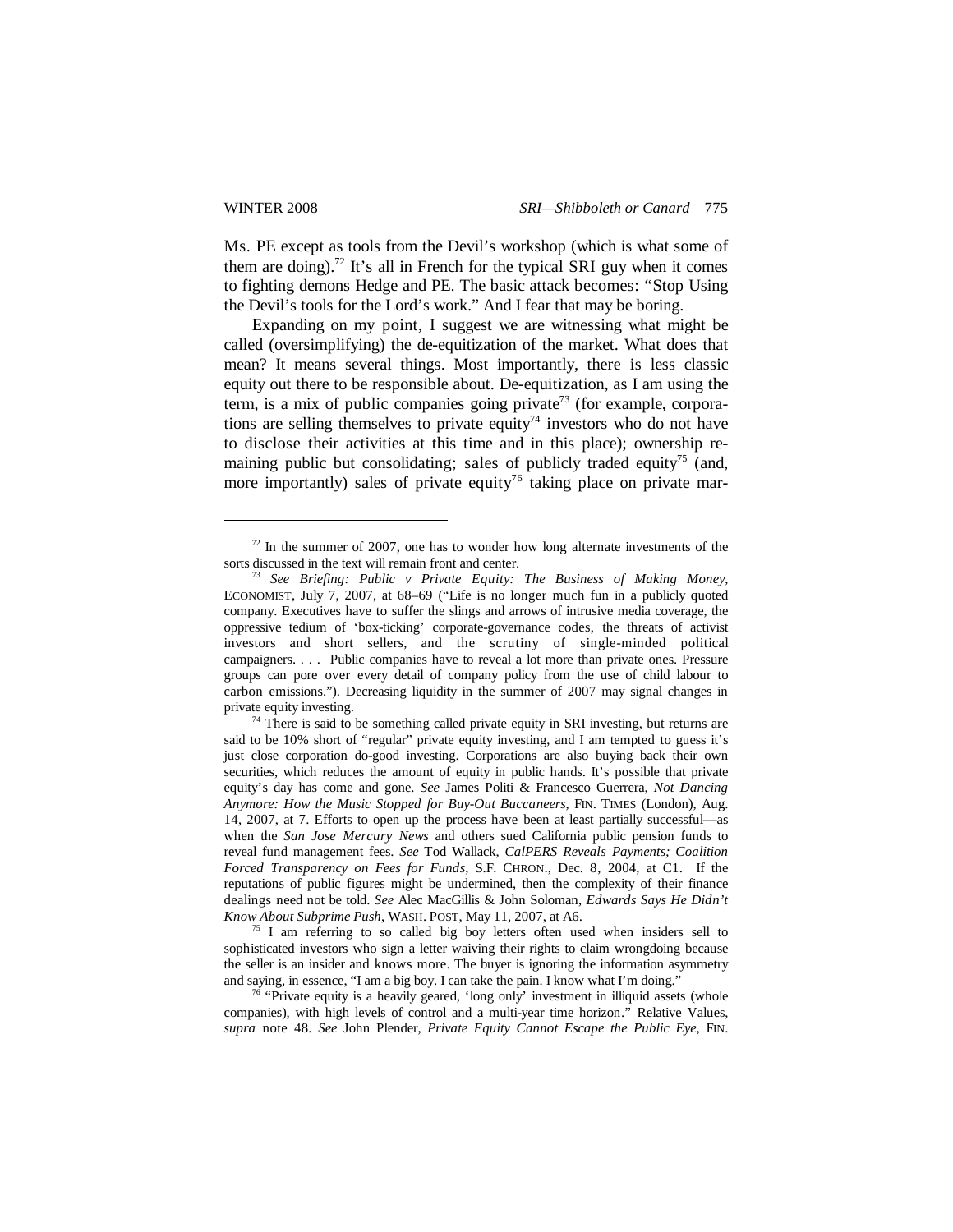Ms. PE except as tools from the Devil's workshop (which is what some of them are doing).[72] It's all in French for the typical SRI guy when it comes to fighting demons Hedge and PE. The basic attack becomes: "Stop Using the Devil's tools for the Lord's work." And I fear that may be boring.

Expanding on my point, I suggest we are witnessing what might be called (oversimplifying) the de-equitization of the market. What does that mean? It means several things. Most importantly, there is less classic equity out there to be responsible about. De-equitization, as I am using the term, is a mix of public companies going private[73] (for example, corporations are selling themselves to private equity[74] investors who do not have to disclose their activities at this time and in this place); ownership remaining public but consolidating; sales of publicly traded equity[75] (and, more importantly) sales of private equity[76] taking place on private mar-

---

[72] In the summer of 2007, one has to wonder how long alternate investments of the sorts discussed in the text will remain front and center.

[73] *See Briefing: Public v Private Equity: The Business of Making Money*, ECONOMIST, July 7, 2007, at 68–69 ("Life is no longer much fun in a publicly quoted company. Executives have to suffer the slings and arrows of intrusive media coverage, the oppressive tedium of 'box-ticking' corporate-governance codes, the threats of activist investors and short sellers, and the scrutiny of single-minded political campaigners. . . . Public companies have to reveal a lot more than private ones. Pressure groups can pore over every detail of company policy from the use of child labour to carbon emissions."). Decreasing liquidity in the summer of 2007 may signal changes in private equity investing.

[74] There is said to be something called private equity in SRI investing, but returns are said to be 10% short of "regular" private equity investing, and I am tempted to guess it's just close corporation do-good investing. Corporations are also buying back their own securities, which reduces the amount of equity in public hands. It's possible that private equity's day has come and gone. *See* James Politi & Francesco Guerrera, *Not Dancing Anymore: How the Music Stopped for Buy-Out Buccaneers*, FIN. TIMES (London), Aug. 14, 2007, at 7. Efforts to open up the process have been at least partially successful—as when the *San Jose Mercury News* and others sued California public pension funds to reveal fund management fees. *See* Tod Wallack, *CalPERS Reveals Payments; Coalition Forced Transparency on Fees for Funds*, S.F. CHRON., Dec. 8, 2004, at C1. If the reputations of public figures might be undermined, then the complexity of their finance dealings need not be told. *See* Alec MacGillis & John Soloman, *Edwards Says He Didn't Know About Subprime Push*, WASH. POST, May 11, 2007, at A6.

[75] I am referring to so called big boy letters often used when insiders sell to sophisticated investors who sign a letter waiving their rights to claim wrongdoing because the seller is an insider and knows more. The buyer is ignoring the information asymmetry and saying, in essence, "I am a big boy. I can take the pain. I know what I'm doing."

[76] "Private equity is a heavily geared, 'long only' investment in illiquid assets (whole companies), with high levels of control and a multi-year time horizon." Relative Values, *supra* note 48. *See* John Plender, *Private Equity Cannot Escape the Public Eye*, FIN.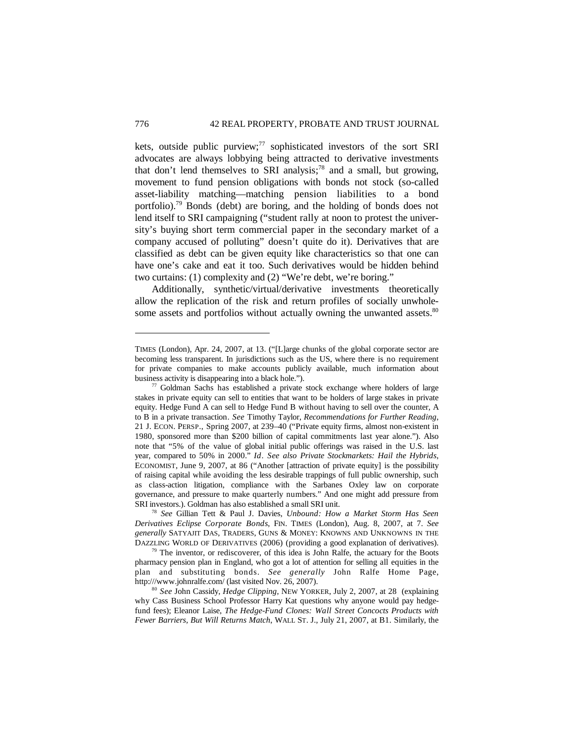kets, outside public purview;[77] sophisticated investors of the sort SRI advocates are always lobbying being attracted to derivative investments that don't lend themselves to SRI analysis;[78] and a small, but growing, movement to fund pension obligations with bonds not stock (so-called asset-liability matching—matching pension liabilities to a bond portfolio).[79] Bonds (debt) are boring, and the holding of bonds does not lend itself to SRI campaigning ("student rally at noon to protest the university's buying short term commercial paper in the secondary market of a company accused of polluting" doesn't quite do it). Derivatives that are classified as debt can be given equity like characteristics so that one can have one's cake and eat it too. Such derivatives would be hidden behind two curtains: (1) complexity and (2) "We're debt, we're boring."

Additionally, synthetic/virtual/derivative investments theoretically allow the replication of the risk and return profiles of socially unwholesome assets and portfolios without actually owning the unwanted assets.[80]

---

TIMES (London), Apr. 24, 2007, at 13. ("[L]arge chunks of the global corporate sector are becoming less transparent. In jurisdictions such as the US, where there is no requirement for private companies to make accounts publicly available, much information about business activity is disappearing into a black hole.").

[77] Goldman Sachs has established a private stock exchange where holders of large stakes in private equity can sell to entities that want to be holders of large stakes in private equity. Hedge Fund A can sell to Hedge Fund B without having to sell over the counter, A to B in a private transaction. *See* Timothy Taylor, *Recommendations for Further Reading*, 21 J. ECON. PERSP., Spring 2007, at 239–40 ("Private equity firms, almost non-existent in 1980, sponsored more than $200 billion of capital commitments last year alone."). Also note that "5% of the value of global initial public offerings was raised in the U.S. last year, compared to 50% in 2000." *Id*. *See also Private Stockmarkets: Hail the Hybrids*, ECONOMIST, June 9, 2007, at 86 ("Another [attraction of private equity] is the possibility of raising capital while avoiding the less desirable trappings of full public ownership, such as class-action litigation, compliance with the Sarbanes Oxley law on corporate governance, and pressure to make quarterly numbers." And one might add pressure from SRI investors.). Goldman has also established a small SRI unit.

[78] *See* Gillian Tett & Paul J. Davies, *Unbound: How a Market Storm Has Seen Derivatives Eclipse Corporate Bonds*, FIN. TIMES (London), Aug. 8, 2007, at 7. *See generally* SATYAJIT DAS, TRADERS, GUNS & MONEY: KNOWNS AND UNKNOWNS IN THE DAZZLING WORLD OF DERIVATIVES (2006) (providing a good explanation of derivatives).

[79] The inventor, or rediscoverer, of this idea is John Ralfe, the actuary for the Boots pharmacy pension plan in England, who got a lot of attention for selling all equities in the plan and substituting bonds. *See generally* John Ralfe Home Page, http:///www.johnralfe.com/ (last visited Nov. 26, 2007).

[80] *See* John Cassidy, *Hedge Clipping*, NEW YORKER, July 2, 2007, at 28 (explaining why Cass Business School Professor Harry Kat questions why anyone would pay hedge-fund fees); Eleanor Laise, *The Hedge-Fund Clones: Wall Street Concocts Products with Fewer Barriers, But Will Returns Match*, WALL ST. J., July 21, 2007, at B1. Similarly, the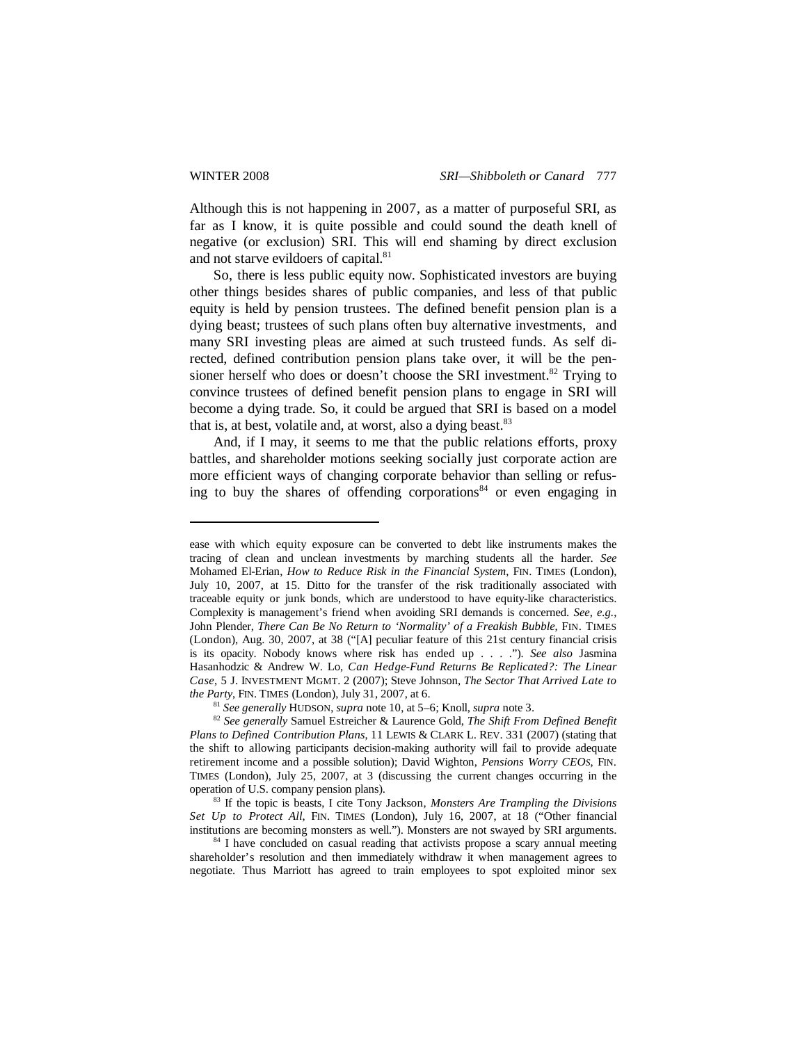Although this is not happening in 2007, as a matter of purposeful SRI, as far as I know, it is quite possible and could sound the death knell of negative (or exclusion) SRI. This will end shaming by direct exclusion and not starve evildoers of capital.[81]

So, there is less public equity now. Sophisticated investors are buying other things besides shares of public companies, and less of that public equity is held by pension trustees. The defined benefit pension plan is a dying beast; trustees of such plans often buy alternative investments, and many SRI investing pleas are aimed at such trusteed funds. As self directed, defined contribution pension plans take over, it will be the pensioner herself who does or doesn't choose the SRI investment.[82] Trying to convince trustees of defined benefit pension plans to engage in SRI will become a dying trade. So, it could be argued that SRI is based on a model that is, at best, volatile and, at worst, also a dying beast.[83]

And, if I may, it seems to me that the public relations efforts, proxy battles, and shareholder motions seeking socially just corporate action are more efficient ways of changing corporate behavior than selling or refusing to buy the shares of offending corporations[84] or even engaging in

---

ease with which equity exposure can be converted to debt like instruments makes the tracing of clean and unclean investments by marching students all the harder. *See* Mohamed El-Erian, *How to Reduce Risk in the Financial System*, FIN. TIMES (London), July 10, 2007, at 15. Ditto for the transfer of the risk traditionally associated with traceable equity or junk bonds, which are understood to have equity-like characteristics. Complexity is management's friend when avoiding SRI demands is concerned. *See, e.g.*, John Plender, *There Can Be No Return to 'Normality' of a Freakish Bubble*, FIN. TIMES (London), Aug. 30, 2007, at 38 ("[A] peculiar feature of this 21st century financial crisis is its opacity. Nobody knows where risk has ended up . . . ."). *See also* Jasmina Hasanhodzic & Andrew W. Lo, *Can Hedge-Fund Returns Be Replicated?: The Linear Case*, 5 J. INVESTMENT MGMT. 2 (2007); Steve Johnson, *The Sector That Arrived Late to the Party*, FIN. TIMES (London), July 31, 2007, at 6.

[81] *See generally* HUDSON, *supra* note 10, at 5–6; Knoll, *supra* note 3.

[82] *See generally* Samuel Estreicher & Laurence Gold, *The Shift From Defined Benefit Plans to Defined Contribution Plans*, 11 LEWIS & CLARK L. REV. 331 (2007) (stating that the shift to allowing participants decision-making authority will fail to provide adequate retirement income and a possible solution); David Wighton, *Pensions Worry CEOs*, FIN. TIMES (London), July 25, 2007, at 3 (discussing the current changes occurring in the operation of U.S. company pension plans).

[83] If the topic is beasts, I cite Tony Jackson, *Monsters Are Trampling the Divisions Set Up to Protect All*, FIN. TIMES (London), July 16, 2007, at 18 ("Other financial institutions are becoming monsters as well."). Monsters are not swayed by SRI arguments.

[84] I have concluded on casual reading that activists propose a scary annual meeting shareholder's resolution and then immediately withdraw it when management agrees to negotiate. Thus Marriott has agreed to train employees to spot exploited minor sex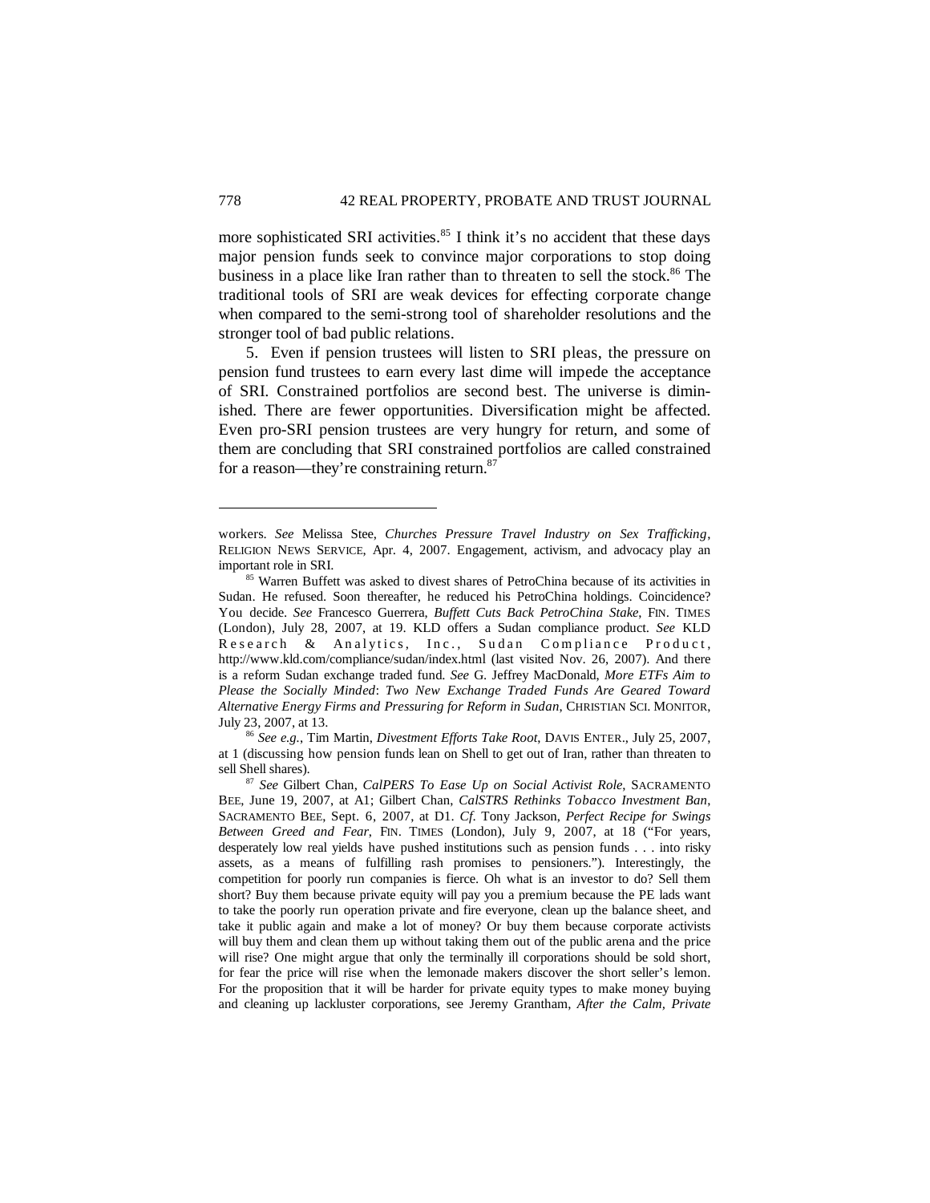more sophisticated SRI activities.[85] I think it's no accident that these days major pension funds seek to convince major corporations to stop doing business in a place like Iran rather than to threaten to sell the stock.[86] The traditional tools of SRI are weak devices for effecting corporate change when compared to the semi-strong tool of shareholder resolutions and the stronger tool of bad public relations.

5. Even if pension trustees will listen to SRI pleas, the pressure on pension fund trustees to earn every last dime will impede the acceptance of SRI. Constrained portfolios are second best. The universe is diminished. There are fewer opportunities. Diversification might be affected. Even pro-SRI pension trustees are very hungry for return, and some of them are concluding that SRI constrained portfolios are called constrained for a reason—they're constraining return.[87]

---

workers. *See* Melissa Stee, *Churches Pressure Travel Industry on Sex Trafficking*, RELIGION NEWS SERVICE, Apr. 4, 2007. Engagement, activism, and advocacy play an important role in SRI.

[85] Warren Buffett was asked to divest shares of PetroChina because of its activities in Sudan. He refused. Soon thereafter, he reduced his PetroChina holdings. Coincidence? You decide. *See* Francesco Guerrera, *Buffett Cuts Back PetroChina Stake*, FIN. TIMES (London), July 28, 2007, at 19. KLD offers a Sudan compliance product. *See* KLD Research & Analytics, Inc., Sudan Compliance Product, http://www.kld.com/compliance/sudan/index.html (last visited Nov. 26, 2007). And there is a reform Sudan exchange traded fund. *See* G. Jeffrey MacDonald, *More ETFs Aim to Please the Socially Minded*: *Two New Exchange Traded Funds Are Geared Toward Alternative Energy Firms and Pressuring for Reform in Sudan*, CHRISTIAN SCI. MONITOR, July 23, 2007, at 13.

[86] *See e.g.*, Tim Martin, *Divestment Efforts Take Root*, DAVIS ENTER., July 25, 2007, at 1 (discussing how pension funds lean on Shell to get out of Iran, rather than threaten to sell Shell shares).

[87] *See* Gilbert Chan, *CalPERS To Ease Up on Social Activist Role*, SACRAMENTO BEE, June 19, 2007, at A1; Gilbert Chan, *CalSTRS Rethinks Tobacco Investment Ban*, SACRAMENTO BEE, Sept. 6, 2007, at D1. *Cf*. Tony Jackson, *Perfect Recipe for Swings Between Greed and Fear*, FIN. TIMES (London), July 9, 2007, at 18 ("For years, desperately low real yields have pushed institutions such as pension funds . . . into risky assets, as a means of fulfilling rash promises to pensioners."). Interestingly, the competition for poorly run companies is fierce. Oh what is an investor to do? Sell them short? Buy them because private equity will pay you a premium because the PE lads want to take the poorly run operation private and fire everyone, clean up the balance sheet, and take it public again and make a lot of money? Or buy them because corporate activists will buy them and clean them up without taking them out of the public arena and the price will rise? One might argue that only the terminally ill corporations should be sold short, for fear the price will rise when the lemonade makers discover the short seller's lemon. For the proposition that it will be harder for private equity types to make money buying and cleaning up lackluster corporations, see Jeremy Grantham, *After the Calm, Private*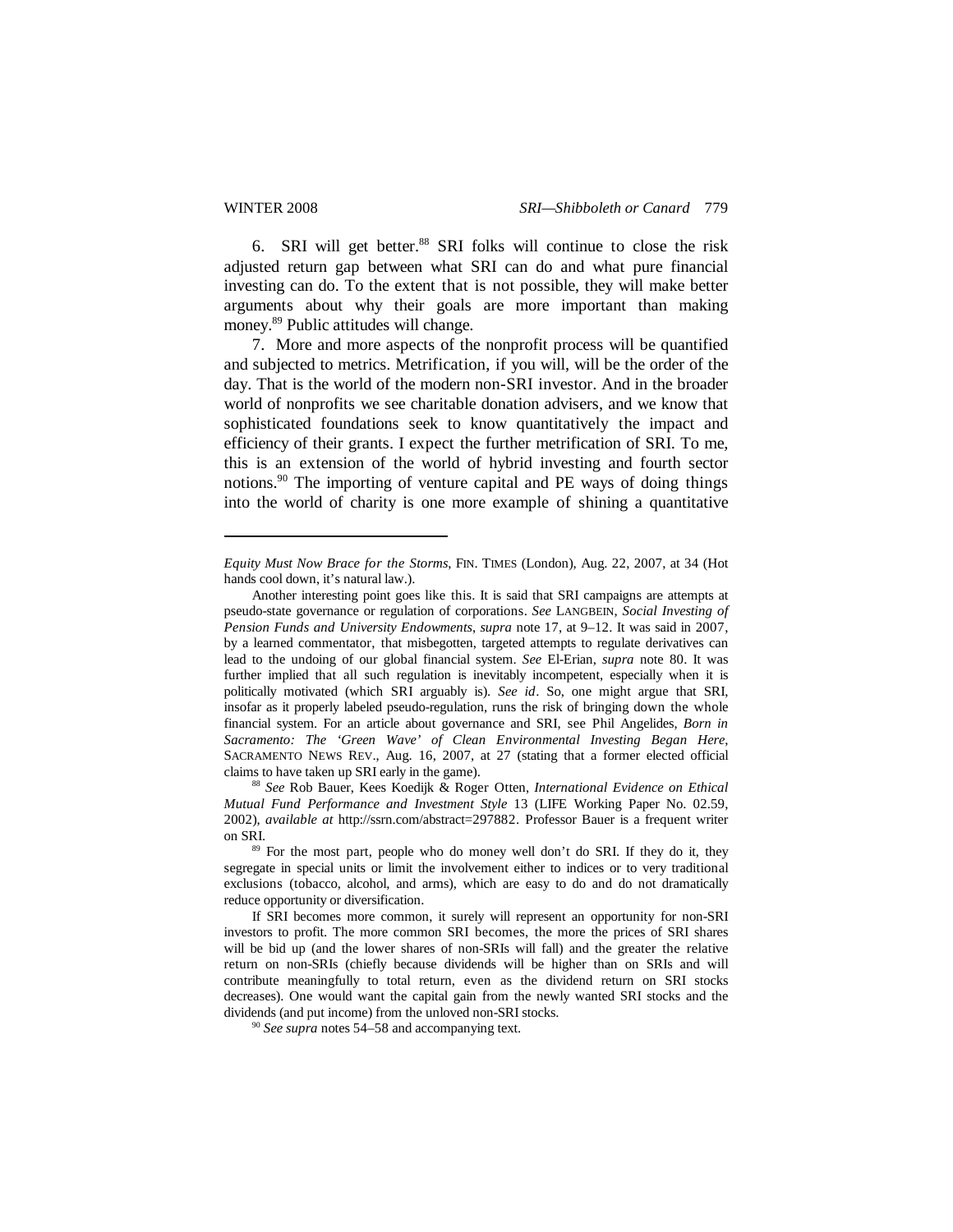6. SRI will get better.[88] SRI folks will continue to close the risk adjusted return gap between what SRI can do and what pure financial investing can do. To the extent that is not possible, they will make better arguments about why their goals are more important than making money.[89] Public attitudes will change.

7. More and more aspects of the nonprofit process will be quantified and subjected to metrics. Metrification, if you will, will be the order of the day. That is the world of the modern non-SRI investor. And in the broader world of nonprofits we see charitable donation advisers, and we know that sophisticated foundations seek to know quantitatively the impact and efficiency of their grants. I expect the further metrification of SRI. To me, this is an extension of the world of hybrid investing and fourth sector notions.[90] The importing of venture capital and PE ways of doing things into the world of charity is one more example of shining a quantitative

---

*Equity Must Now Brace for the Storms*, FIN. TIMES (London), Aug. 22, 2007, at 34 (Hot hands cool down, it's natural law.).

Another interesting point goes like this. It is said that SRI campaigns are attempts at pseudo-state governance or regulation of corporations. *See* LANGBEIN, *Social Investing of Pension Funds and University Endowments*, *supra* note 17, at 9–12. It was said in 2007, by a learned commentator, that misbegotten, targeted attempts to regulate derivatives can lead to the undoing of our global financial system. *See* El-Erian, *supra* note 80. It was further implied that all such regulation is inevitably incompetent, especially when it is politically motivated (which SRI arguably is). *See id*. So, one might argue that SRI, insofar as it properly labeled pseudo-regulation, runs the risk of bringing down the whole financial system. For an article about governance and SRI, see Phil Angelides, *Born in Sacramento: The 'Green Wave' of Clean Environmental Investing Began Here*, SACRAMENTO NEWS REV., Aug. 16, 2007, at 27 (stating that a former elected official claims to have taken up SRI early in the game).

[88] *See* Rob Bauer, Kees Koedijk & Roger Otten, *International Evidence on Ethical Mutual Fund Performance and Investment Style* 13 (LIFE Working Paper No. 02.59, 2002), *available at* http://ssrn.com/abstract=297882. Professor Bauer is a frequent writer on SRI.

[89] For the most part, people who do money well don't do SRI. If they do it, they segregate in special units or limit the involvement either to indices or to very traditional exclusions (tobacco, alcohol, and arms), which are easy to do and do not dramatically reduce opportunity or diversification.

If SRI becomes more common, it surely will represent an opportunity for non-SRI investors to profit. The more common SRI becomes, the more the prices of SRI shares will be bid up (and the lower shares of non-SRIs will fall) and the greater the relative return on non-SRIs (chiefly because dividends will be higher than on SRIs and will contribute meaningfully to total return, even as the dividend return on SRI stocks decreases). One would want the capital gain from the newly wanted SRI stocks and the dividends (and put income) from the unloved non-SRI stocks.

[90] *See supra* notes 54–58 and accompanying text.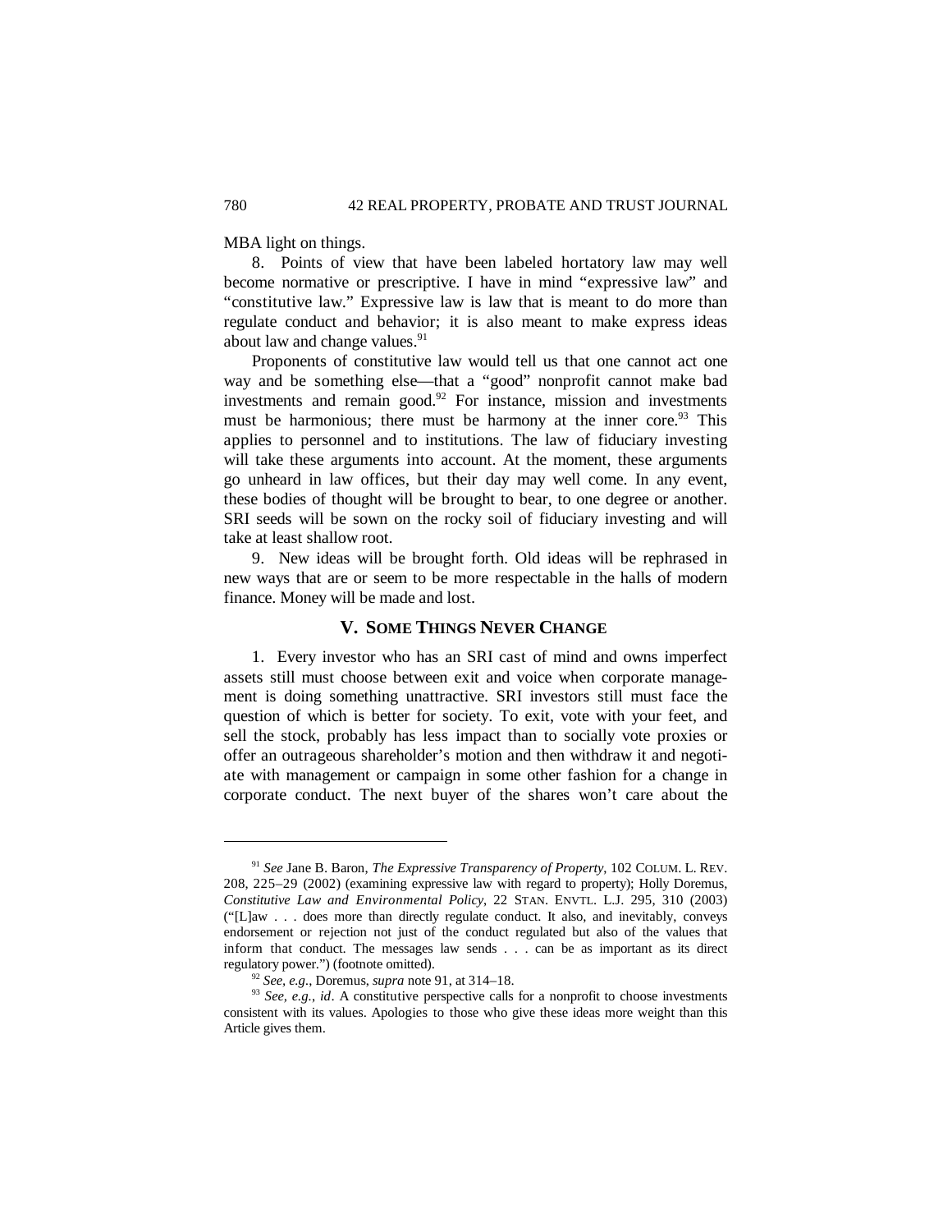MBA light on things.

8. Points of view that have been labeled hortatory law may well become normative or prescriptive. I have in mind "expressive law" and "constitutive law." Expressive law is law that is meant to do more than regulate conduct and behavior; it is also meant to make express ideas about law and change values.[91]

Proponents of constitutive law would tell us that one cannot act one way and be something else—that a "good" nonprofit cannot make bad investments and remain good.[92] For instance, mission and investments must be harmonious; there must be harmony at the inner core.[93] This applies to personnel and to institutions. The law of fiduciary investing will take these arguments into account. At the moment, these arguments go unheard in law offices, but their day may well come. In any event, these bodies of thought will be brought to bear, to one degree or another. SRI seeds will be sown on the rocky soil of fiduciary investing and will take at least shallow root.

9. New ideas will be brought forth. Old ideas will be rephrased in new ways that are or seem to be more respectable in the halls of modern finance. Money will be made and lost.

## V. SOME THINGS NEVER CHANGE

1. Every investor who has an SRI cast of mind and owns imperfect assets still must choose between exit and voice when corporate management is doing something unattractive. SRI investors still must face the question of which is better for society. To exit, vote with your feet, and sell the stock, probably has less impact than to socially vote proxies or offer an outrageous shareholder's motion and then withdraw it and negotiate with management or campaign in some other fashion for a change in corporate conduct. The next buyer of the shares won't care about the

---

[91] *See* Jane B. Baron, *The Expressive Transparency of Property*, 102 COLUM. L. REV. 208, 225–29 (2002) (examining expressive law with regard to property); Holly Doremus, *Constitutive Law and Environmental Policy*, 22 STAN. ENVTL. L.J. 295, 310 (2003) ("[L]aw . . . does more than directly regulate conduct. It also, and inevitably, conveys endorsement or rejection not just of the conduct regulated but also of the values that inform that conduct. The messages law sends . . . can be as important as its direct regulatory power.") (footnote omitted).

[92] *See, e.g.*, Doremus, *supra* note 91, at 314–18.

[93] *See, e.g.*, *id*. A constitutive perspective calls for a nonprofit to choose investments consistent with its values. Apologies to those who give these ideas more weight than this Article gives them.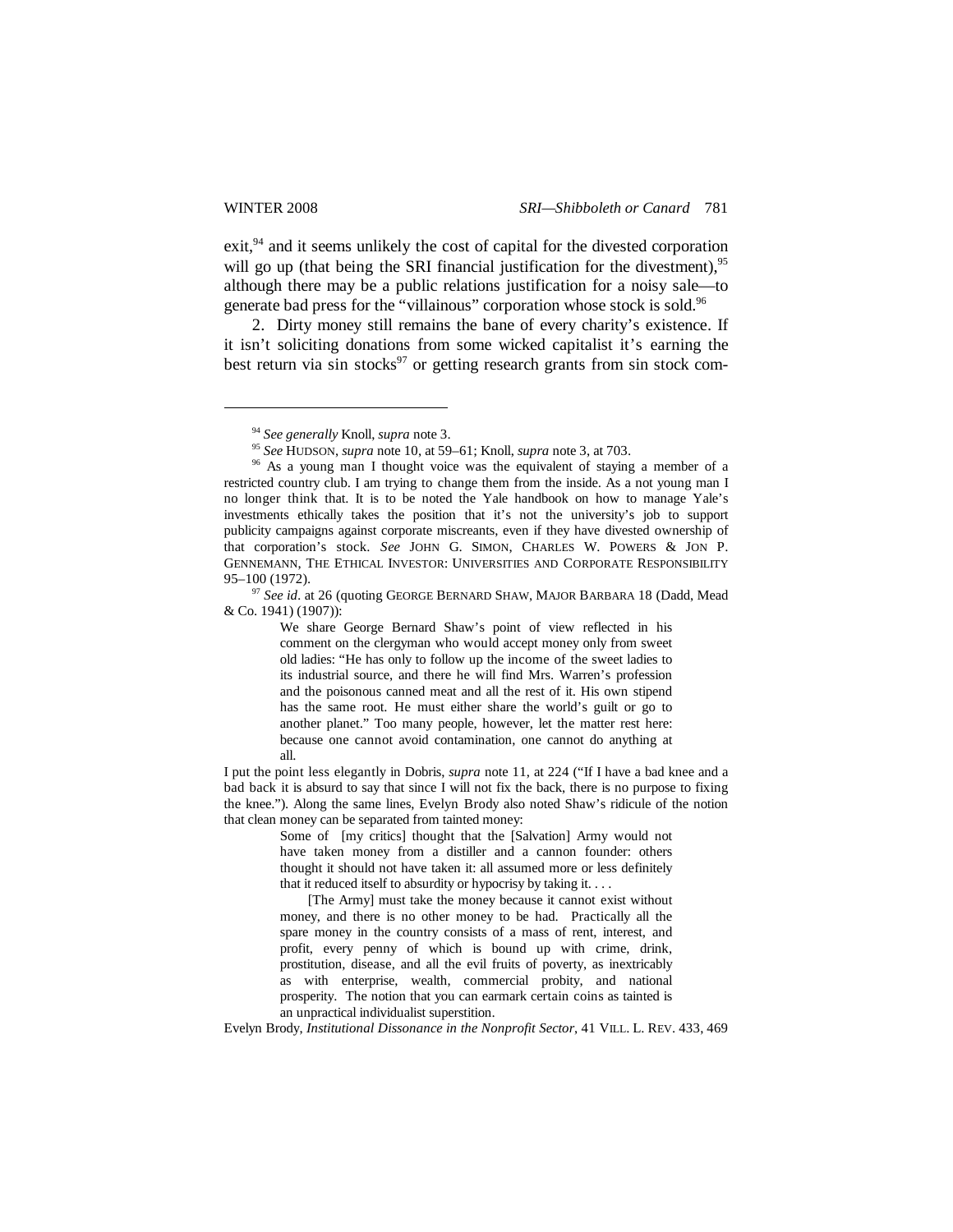exit,[94] and it seems unlikely the cost of capital for the divested corporation will go up (that being the SRI financial justification for the divestment),[95] although there may be a public relations justification for a noisy sale—to generate bad press for the "villainous" corporation whose stock is sold.[96]

2. Dirty money still remains the bane of every charity's existence. If it isn't soliciting donations from some wicked capitalist it's earning the best return via sin stocks[97] or getting research grants from sin stock com-

---

[94] *See generally* Knoll, *supra* note 3.

[95] *See* HUDSON, *supra* note 10, at 59–61; Knoll, *supra* note 3, at 703.

[96] As a young man I thought voice was the equivalent of staying a member of a restricted country club. I am trying to change them from the inside. As a not young man I no longer think that. It is to be noted the Yale handbook on how to manage Yale's investments ethically takes the position that it's not the university's job to support publicity campaigns against corporate miscreants, even if they have divested ownership of that corporation's stock. *See* JOHN G. SIMON, CHARLES W. POWERS & JON P. GENNEMANN, THE ETHICAL INVESTOR: UNIVERSITIES AND CORPORATE RESPONSIBILITY 95–100 (1972).

[97] *See id*. at 26 (quoting GEORGE BERNARD SHAW, MAJOR BARBARA 18 (Dadd, Mead & Co. 1941) (1907)):

> We share George Bernard Shaw's point of view reflected in his comment on the clergyman who would accept money only from sweet old ladies: "He has only to follow up the income of the sweet ladies to its industrial source, and there he will find Mrs. Warren's profession and the poisonous canned meat and all the rest of it. His own stipend has the same root. He must either share the world's guilt or go to another planet." Too many people, however, let the matter rest here: because one cannot avoid contamination, one cannot do anything at all.

I put the point less elegantly in Dobris, *supra* note 11, at 224 ("If I have a bad knee and a bad back it is absurd to say that since I will not fix the back, there is no purpose to fixing the knee."). Along the same lines, Evelyn Brody also noted Shaw's ridicule of the notion that clean money can be separated from tainted money:

> Some of [my critics] thought that the [Salvation] Army would not have taken money from a distiller and a cannon founder: others thought it should not have taken it: all assumed more or less definitely that it reduced itself to absurdity or hypocrisy by taking it. . . .
>
> [The Army] must take the money because it cannot exist without money, and there is no other money to be had. Practically all the spare money in the country consists of a mass of rent, interest, and profit, every penny of which is bound up with crime, drink, prostitution, disease, and all the evil fruits of poverty, as inextricably as with enterprise, wealth, commercial probity, and national prosperity. The notion that you can earmark certain coins as tainted is an unpractical individualist superstition.

Evelyn Brody, *Institutional Dissonance in the Nonprofit Sector*, 41 VILL. L. REV. 433, 469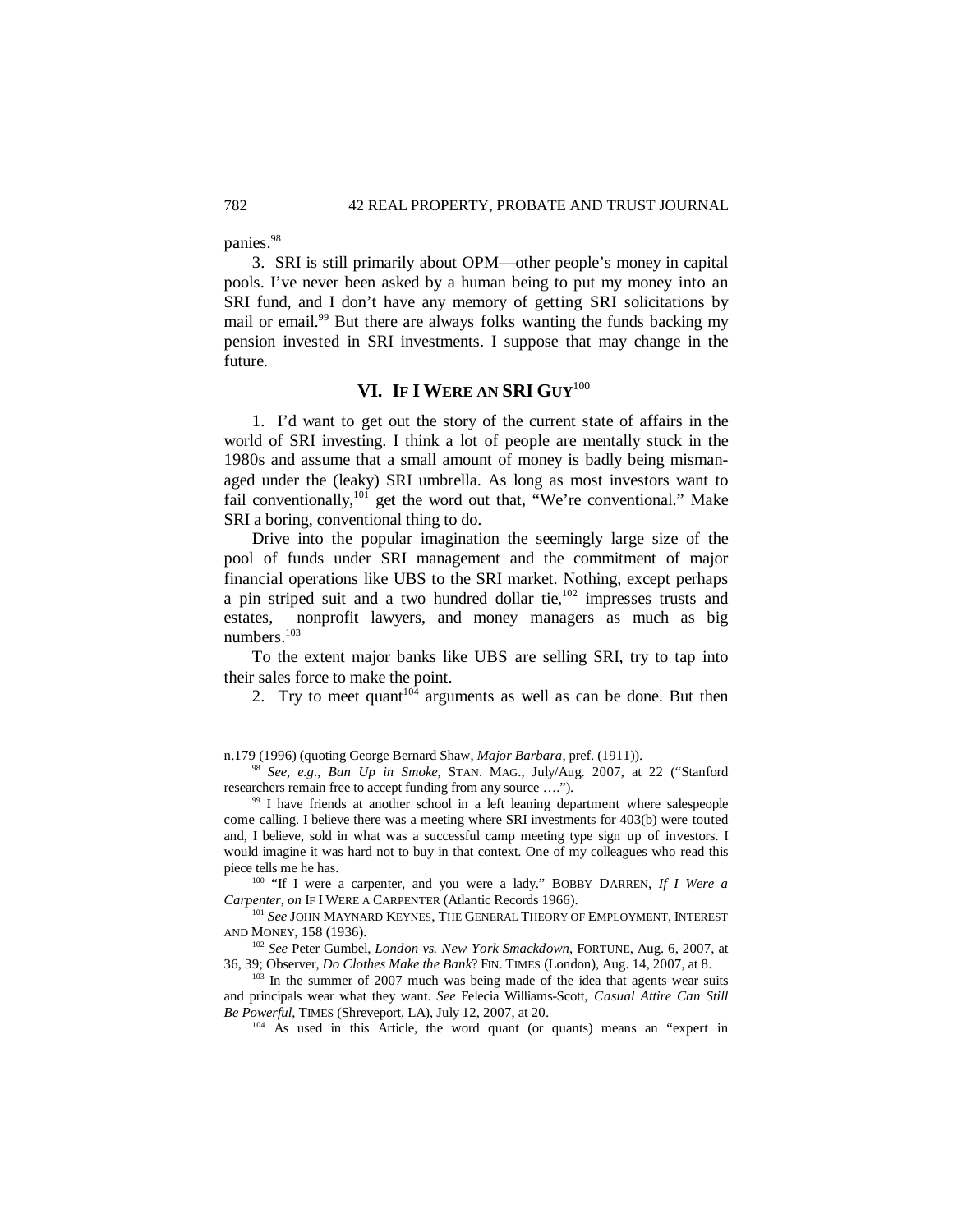panies.[98]

3. SRI is still primarily about OPM—other people's money in capital pools. I've never been asked by a human being to put my money into an SRI fund, and I don't have any memory of getting SRI solicitations by mail or email.[99] But there are always folks wanting the funds backing my pension invested in SRI investments. I suppose that may change in the future.

## VI. IF I WERE AN SRI GUY[100]

1. I'd want to get out the story of the current state of affairs in the world of SRI investing. I think a lot of people are mentally stuck in the 1980s and assume that a small amount of money is badly being mismanaged under the (leaky) SRI umbrella. As long as most investors want to fail conventionally,[101] get the word out that, "We're conventional." Make SRI a boring, conventional thing to do.

Drive into the popular imagination the seemingly large size of the pool of funds under SRI management and the commitment of major financial operations like UBS to the SRI market. Nothing, except perhaps a pin striped suit and a two hundred dollar tie,[102] impresses trusts and estates, nonprofit lawyers, and money managers as much as big numbers.[103]

To the extent major banks like UBS are selling SRI, try to tap into their sales force to make the point.

2. Try to meet quant[104] arguments as well as can be done. But then

---

n.179 (1996) (quoting George Bernard Shaw, *Major Barbara*, pref. (1911)).

[98] *See, e.g.*, *Ban Up in Smoke*, STAN. MAG., July/Aug. 2007, at 22 ("Stanford researchers remain free to accept funding from any source ….").

[99] I have friends at another school in a left leaning department where salespeople come calling. I believe there was a meeting where SRI investments for 403(b) were touted and, I believe, sold in what was a successful camp meeting type sign up of investors. I would imagine it was hard not to buy in that context. One of my colleagues who read this piece tells me he has.

[100] "If I were a carpenter, and you were a lady." BOBBY DARREN, *If I Were a Carpenter*, *on* IF I WERE A CARPENTER (Atlantic Records 1966).

[101] *See* JOHN MAYNARD KEYNES, THE GENERAL THEORY OF EMPLOYMENT, INTEREST AND MONEY, 158 (1936).

[102] *See* Peter Gumbel, *London vs. New York Smackdown*, FORTUNE, Aug. 6, 2007, at 36, 39; Observer, *Do Clothes Make the Bank*? FIN. TIMES (London), Aug. 14, 2007, at 8.

[103] In the summer of 2007 much was being made of the idea that agents wear suits and principals wear what they want. *See* Felecia Williams-Scott, *Casual Attire Can Still Be Powerful*, TIMES (Shreveport, LA), July 12, 2007, at 20.

[104] As used in this Article, the word quant (or quants) means an "expert in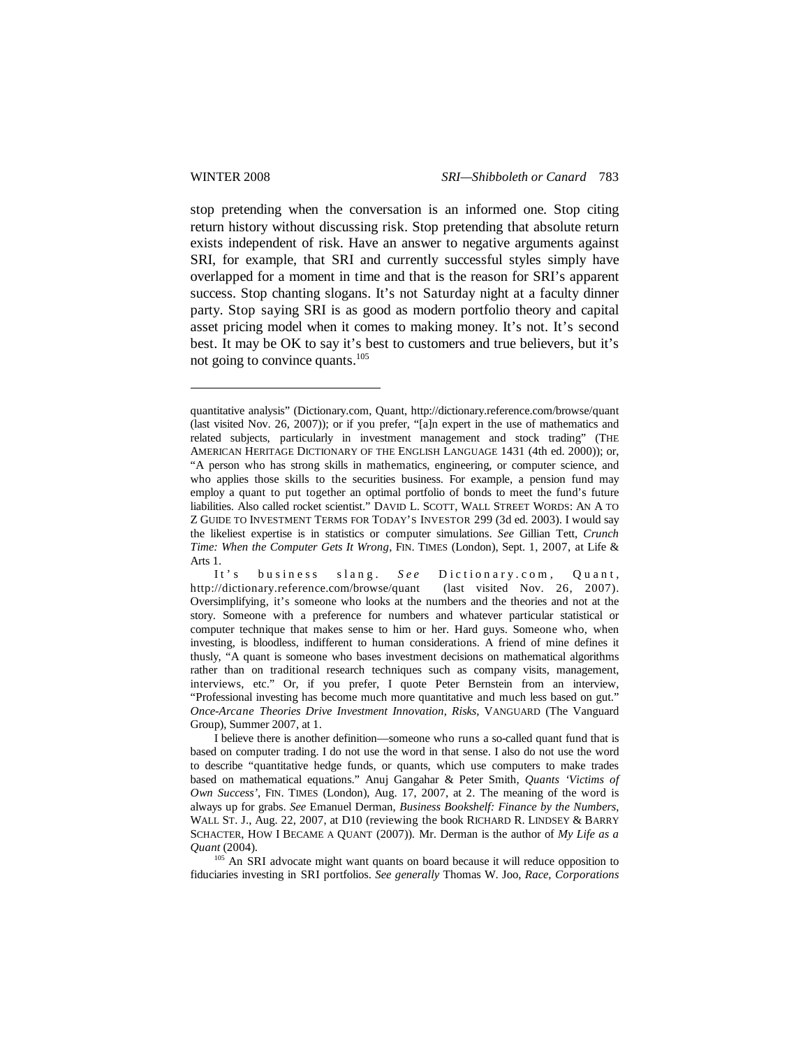stop pretending when the conversation is an informed one. Stop citing return history without discussing risk. Stop pretending that absolute return exists independent of risk. Have an answer to negative arguments against SRI, for example, that SRI and currently successful styles simply have overlapped for a moment in time and that is the reason for SRI's apparent success. Stop chanting slogans. It's not Saturday night at a faculty dinner party. Stop saying SRI is as good as modern portfolio theory and capital asset pricing model when it comes to making money. It's not. It's second best. It may be OK to say it's best to customers and true believers, but it's not going to convince quants.[105]

---

quantitative analysis" (Dictionary.com, Quant, http://dictionary.reference.com/browse/quant (last visited Nov. 26, 2007)); or if you prefer, "[a]n expert in the use of mathematics and related subjects, particularly in investment management and stock trading" (THE AMERICAN HERITAGE DICTIONARY OF THE ENGLISH LANGUAGE 1431 (4th ed. 2000)); or, "A person who has strong skills in mathematics, engineering, or computer science, and who applies those skills to the securities business. For example, a pension fund may employ a quant to put together an optimal portfolio of bonds to meet the fund's future liabilities. Also called rocket scientist." DAVID L. SCOTT, WALL STREET WORDS: AN A TO Z GUIDE TO INVESTMENT TERMS FOR TODAY'S INVESTOR 299 (3d ed. 2003). I would say the likeliest expertise is in statistics or computer simulations. *See* Gillian Tett, *Crunch Time: When the Computer Gets It Wrong*, FIN. TIMES (London), Sept. 1, 2007, at Life & Arts 1.

It's business slang. *See* Dictionary.com, Quant, http://dictionary.reference.com/browse/quant (last visited Nov. 26, 2007). Oversimplifying, it's someone who looks at the numbers and the theories and not at the story. Someone with a preference for numbers and whatever particular statistical or computer technique that makes sense to him or her. Hard guys. Someone who, when investing, is bloodless, indifferent to human considerations. A friend of mine defines it thusly, "A quant is someone who bases investment decisions on mathematical algorithms rather than on traditional research techniques such as company visits, management, interviews, etc." Or, if you prefer, I quote Peter Bernstein from an interview, "Professional investing has become much more quantitative and much less based on gut." *Once-Arcane Theories Drive Investment Innovation, Risks*, VANGUARD (The Vanguard Group), Summer 2007, at 1.

I believe there is another definition—someone who runs a so-called quant fund that is based on computer trading. I do not use the word in that sense. I also do not use the word to describe "quantitative hedge funds, or quants, which use computers to make trades based on mathematical equations." Anuj Gangahar & Peter Smith, *Quants 'Victims of Own Success'*, FIN. TIMES (London), Aug. 17, 2007, at 2. The meaning of the word is always up for grabs. *See* Emanuel Derman, *Business Bookshelf: Finance by the Numbers*, WALL ST. J., Aug. 22, 2007, at D10 (reviewing the book RICHARD R. LINDSEY & BARRY SCHACTER, HOW I BECAME A QUANT (2007)). Mr. Derman is the author of *My Life as a Quant* (2004).

[105] An SRI advocate might want quants on board because it will reduce opposition to fiduciaries investing in SRI portfolios. *See generally* Thomas W. Joo, *Race, Corporations*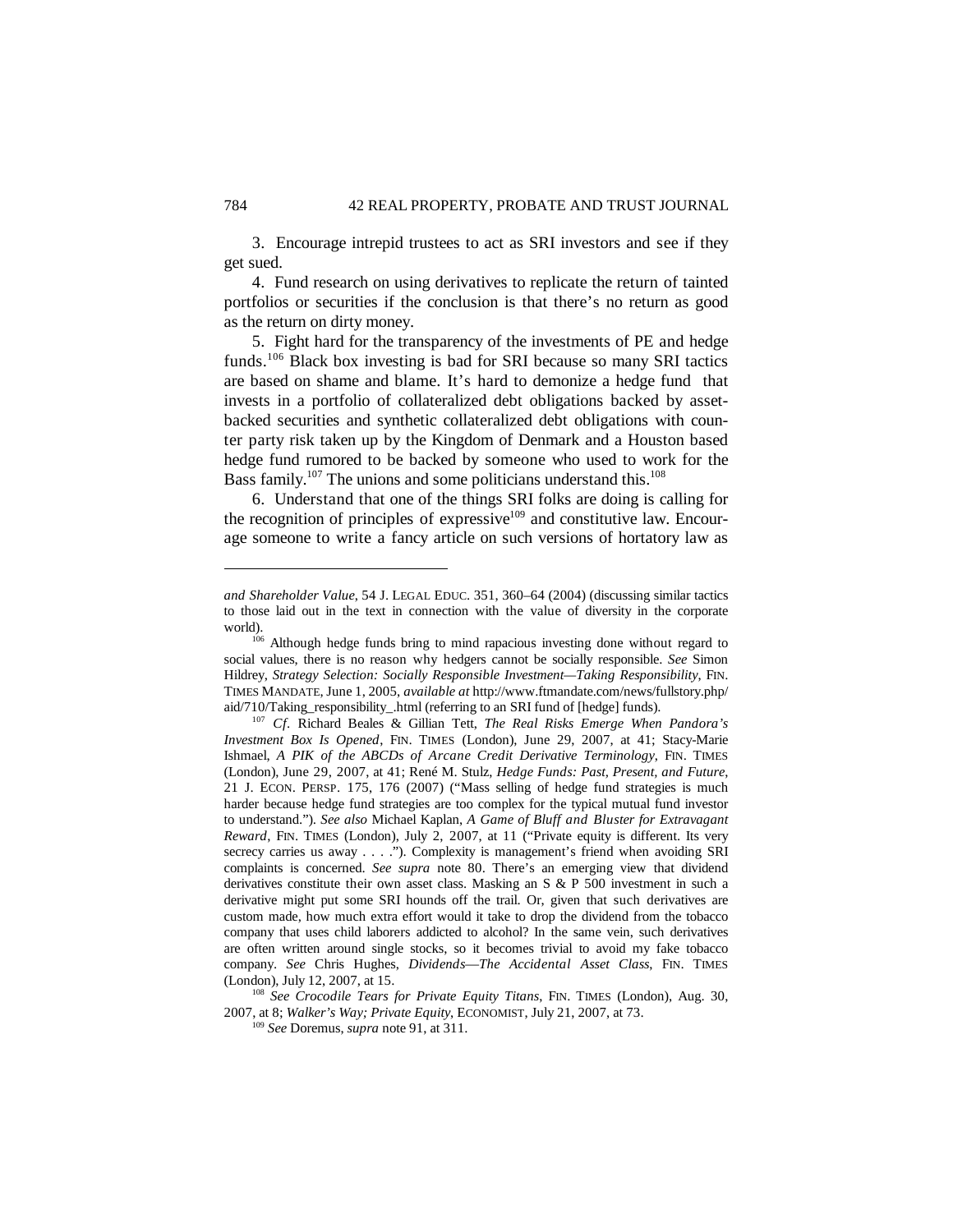3. Encourage intrepid trustees to act as SRI investors and see if they get sued.

4. Fund research on using derivatives to replicate the return of tainted portfolios or securities if the conclusion is that there's no return as good as the return on dirty money.

5. Fight hard for the transparency of the investments of PE and hedge funds.[106] Black box investing is bad for SRI because so many SRI tactics are based on shame and blame. It's hard to demonize a hedge fund that invests in a portfolio of collateralized debt obligations backed by asset-backed securities and synthetic collateralized debt obligations with counter party risk taken up by the Kingdom of Denmark and a Houston based hedge fund rumored to be backed by someone who used to work for the Bass family.[107] The unions and some politicians understand this.[108]

6. Understand that one of the things SRI folks are doing is calling for the recognition of principles of expressive[109] and constitutive law. Encourage someone to write a fancy article on such versions of hortatory law as

---

*and Shareholder Value*, 54 J. LEGAL EDUC. 351, 360–64 (2004) (discussing similar tactics to those laid out in the text in connection with the value of diversity in the corporate world).

[106] Although hedge funds bring to mind rapacious investing done without regard to social values, there is no reason why hedgers cannot be socially responsible. *See* Simon Hildrey, *Strategy Selection: Socially Responsible Investment—Taking Responsibility*, FIN. TIMES MANDATE, June 1, 2005, *available at* http://www.ftmandate.com/news/fullstory.php/aid/710/Taking_responsibility_.html (referring to an SRI fund of [hedge] funds).

[107] *Cf*. Richard Beales & Gillian Tett, *The Real Risks Emerge When Pandora's Investment Box Is Opened*, FIN. TIMES (London), June 29, 2007, at 41; Stacy-Marie Ishmael, *A PIK of the ABCDs of Arcane Credit Derivative Terminology*, FIN. TIMES (London), June 29, 2007, at 41; René M. Stulz, *Hedge Funds: Past, Present, and Future*, 21 J. ECON. PERSP. 175, 176 (2007) ("Mass selling of hedge fund strategies is much harder because hedge fund strategies are too complex for the typical mutual fund investor to understand."). *See also* Michael Kaplan, *A Game of Bluff and Bluster for Extravagant Reward*, FIN. TIMES (London), July 2, 2007, at 11 ("Private equity is different. Its very secrecy carries us away . . . ."). Complexity is management's friend when avoiding SRI complaints is concerned. *See supra* note 80. There's an emerging view that dividend derivatives constitute their own asset class. Masking an S & P 500 investment in such a derivative might put some SRI hounds off the trail. Or, given that such derivatives are custom made, how much extra effort would it take to drop the dividend from the tobacco company that uses child laborers addicted to alcohol? In the same vein, such derivatives are often written around single stocks, so it becomes trivial to avoid my fake tobacco company. *See* Chris Hughes, *Dividends—The Accidental Asset Class*, FIN. TIMES (London), July 12, 2007, at 15.

[108] *See Crocodile Tears for Private Equity Titans*, FIN. TIMES (London), Aug. 30, 2007, at 8; *Walker's Way; Private Equity*, ECONOMIST, July 21, 2007, at 73.

[109] *See* Doremus, *supra* note 91, at 311.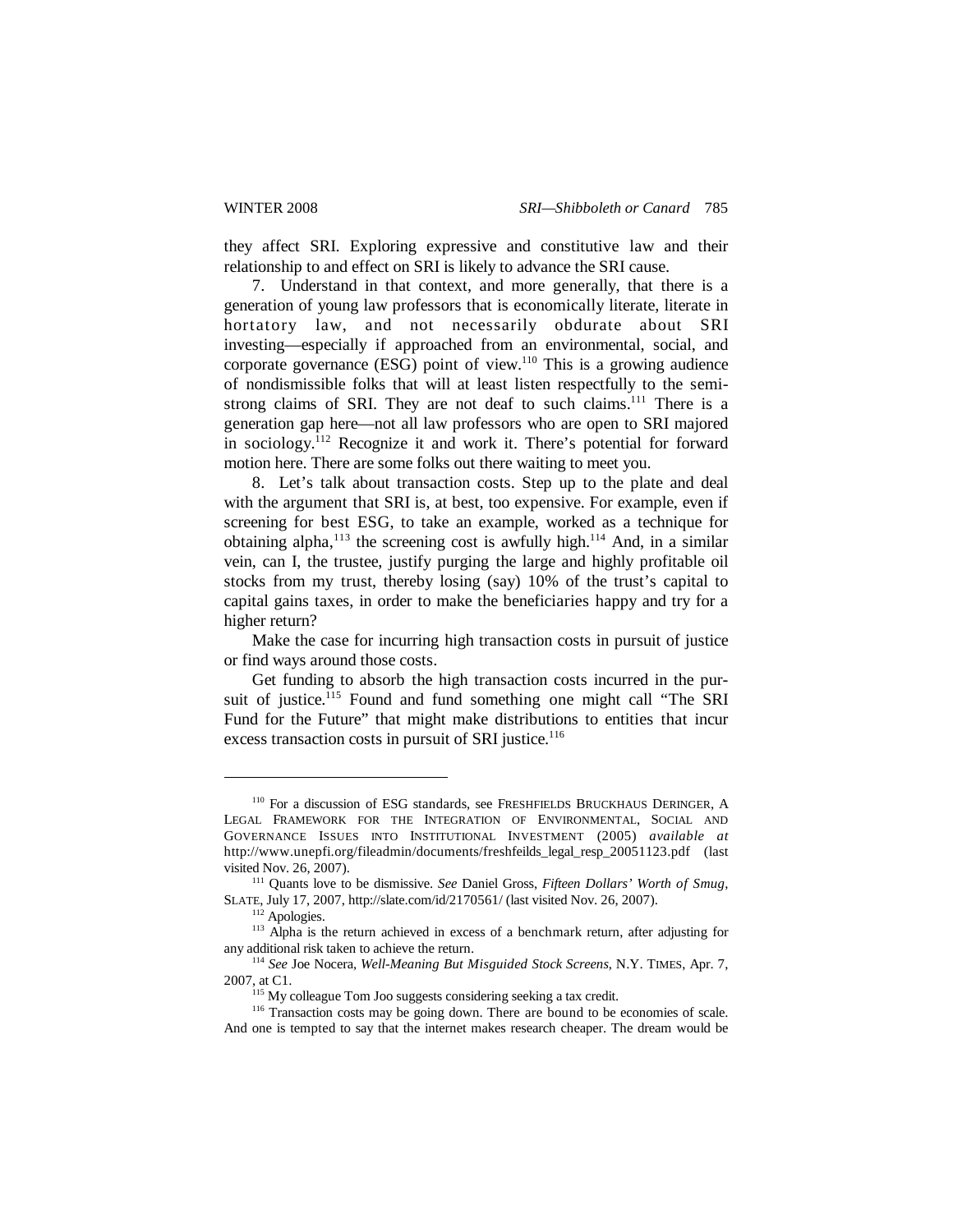they affect SRI. Exploring expressive and constitutive law and their relationship to and effect on SRI is likely to advance the SRI cause.

7. Understand in that context, and more generally, that there is a generation of young law professors that is economically literate, literate in hortatory law, and not necessarily obdurate about SRI investing—especially if approached from an environmental, social, and corporate governance (ESG) point of view.[110] This is a growing audience of nondismissible folks that will at least listen respectfully to the semi-strong claims of SRI. They are not deaf to such claims.[111] There is a generation gap here—not all law professors who are open to SRI majored in sociology.[112] Recognize it and work it. There's potential for forward motion here. There are some folks out there waiting to meet you.

8. Let's talk about transaction costs. Step up to the plate and deal with the argument that SRI is, at best, too expensive. For example, even if screening for best ESG, to take an example, worked as a technique for obtaining alpha,[113] the screening cost is awfully high.[114] And, in a similar vein, can I, the trustee, justify purging the large and highly profitable oil stocks from my trust, thereby losing (say) 10% of the trust's capital to capital gains taxes, in order to make the beneficiaries happy and try for a higher return?

Make the case for incurring high transaction costs in pursuit of justice or find ways around those costs.

Get funding to absorb the high transaction costs incurred in the pursuit of justice.[115] Found and fund something one might call "The SRI Fund for the Future" that might make distributions to entities that incur excess transaction costs in pursuit of SRI justice.[116]

---

[110] For a discussion of ESG standards, see FRESHFIELDS BRUCKHAUS DERINGER, A LEGAL FRAMEWORK FOR THE INTEGRATION OF ENVIRONMENTAL, SOCIAL AND GOVERNANCE ISSUES INTO INSTITUTIONAL INVESTMENT (2005) *available at* http://www.unepfi.org/fileadmin/documents/freshfeilds_legal_resp_20051123.pdf (last visited Nov. 26, 2007).

[111] Quants love to be dismissive. *See* Daniel Gross, *Fifteen Dollars' Worth of Smug*, SLATE, July 17, 2007, http://slate.com/id/2170561/ (last visited Nov. 26, 2007).

[112] Apologies.

[113] Alpha is the return achieved in excess of a benchmark return, after adjusting for any additional risk taken to achieve the return.

[114] *See* Joe Nocera, *Well-Meaning But Misguided Stock Screens*, N.Y. TIMES, Apr. 7, 2007, at C1.

[115] My colleague Tom Joo suggests considering seeking a tax credit.

[116] Transaction costs may be going down. There are bound to be economies of scale. And one is tempted to say that the internet makes research cheaper. The dream would be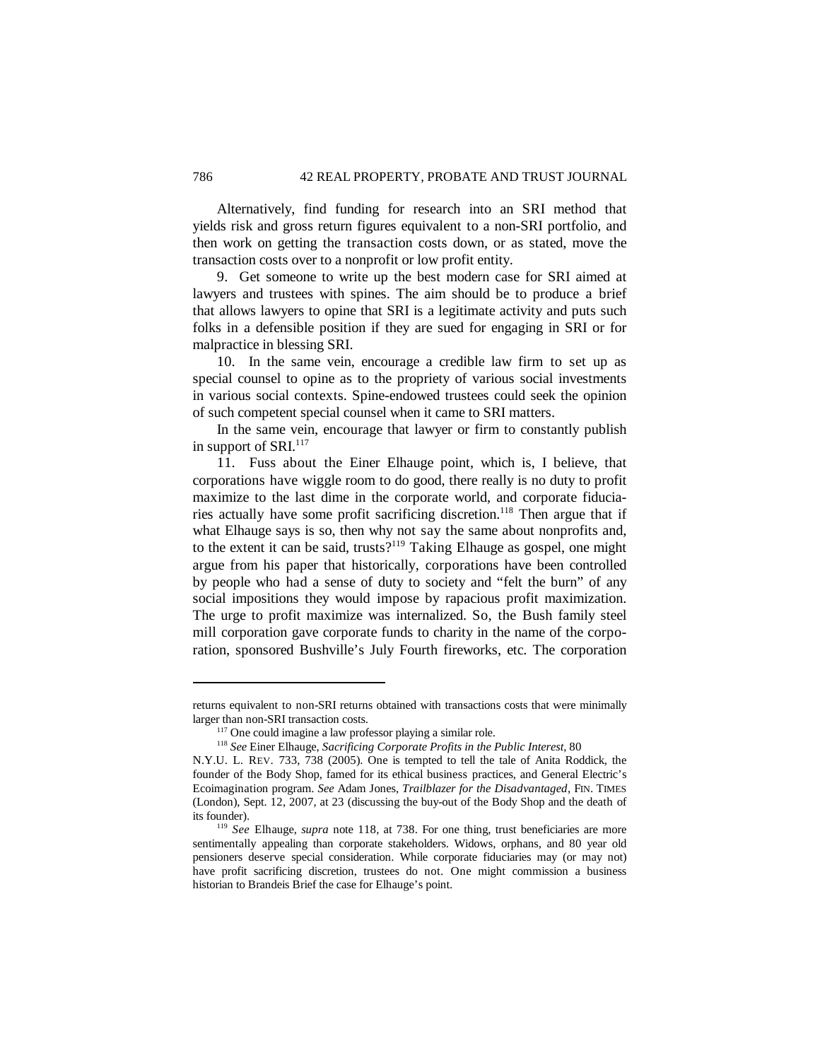Alternatively, find funding for research into an SRI method that yields risk and gross return figures equivalent to a non-SRI portfolio, and then work on getting the transaction costs down, or as stated, move the transaction costs over to a nonprofit or low profit entity.

9. Get someone to write up the best modern case for SRI aimed at lawyers and trustees with spines. The aim should be to produce a brief that allows lawyers to opine that SRI is a legitimate activity and puts such folks in a defensible position if they are sued for engaging in SRI or for malpractice in blessing SRI.

10. In the same vein, encourage a credible law firm to set up as special counsel to opine as to the propriety of various social investments in various social contexts. Spine-endowed trustees could seek the opinion of such competent special counsel when it came to SRI matters.

In the same vein, encourage that lawyer or firm to constantly publish in support of SRI.[117]

11. Fuss about the Einer Elhauge point, which is, I believe, that corporations have wiggle room to do good, there really is no duty to profit maximize to the last dime in the corporate world, and corporate fiduciaries actually have some profit sacrificing discretion.[118] Then argue that if what Elhauge says is so, then why not say the same about nonprofits and, to the extent it can be said, trusts?[119] Taking Elhauge as gospel, one might argue from his paper that historically, corporations have been controlled by people who had a sense of duty to society and "felt the burn" of any social impositions they would impose by rapacious profit maximization. The urge to profit maximize was internalized. So, the Bush family steel mill corporation gave corporate funds to charity in the name of the corporation, sponsored Bushville's July Fourth fireworks, etc. The corporation

---

returns equivalent to non-SRI returns obtained with transactions costs that were minimally larger than non-SRI transaction costs.

[117] One could imagine a law professor playing a similar role.

[118] *See* Einer Elhauge, *Sacrificing Corporate Profits in the Public Interest*, 80 N.Y.U. L. REV. 733, 738 (2005). One is tempted to tell the tale of Anita Roddick, the founder of the Body Shop, famed for its ethical business practices, and General Electric's Ecoimagination program. *See* Adam Jones, *Trailblazer for the Disadvantaged*, FIN. TIMES (London), Sept. 12, 2007, at 23 (discussing the buy-out of the Body Shop and the death of its founder).

[119] *See* Elhauge, *supra* note 118, at 738. For one thing, trust beneficiaries are more sentimentally appealing than corporate stakeholders. Widows, orphans, and 80 year old pensioners deserve special consideration. While corporate fiduciaries may (or may not) have profit sacrificing discretion, trustees do not. One might commission a business historian to Brandeis Brief the case for Elhauge's point.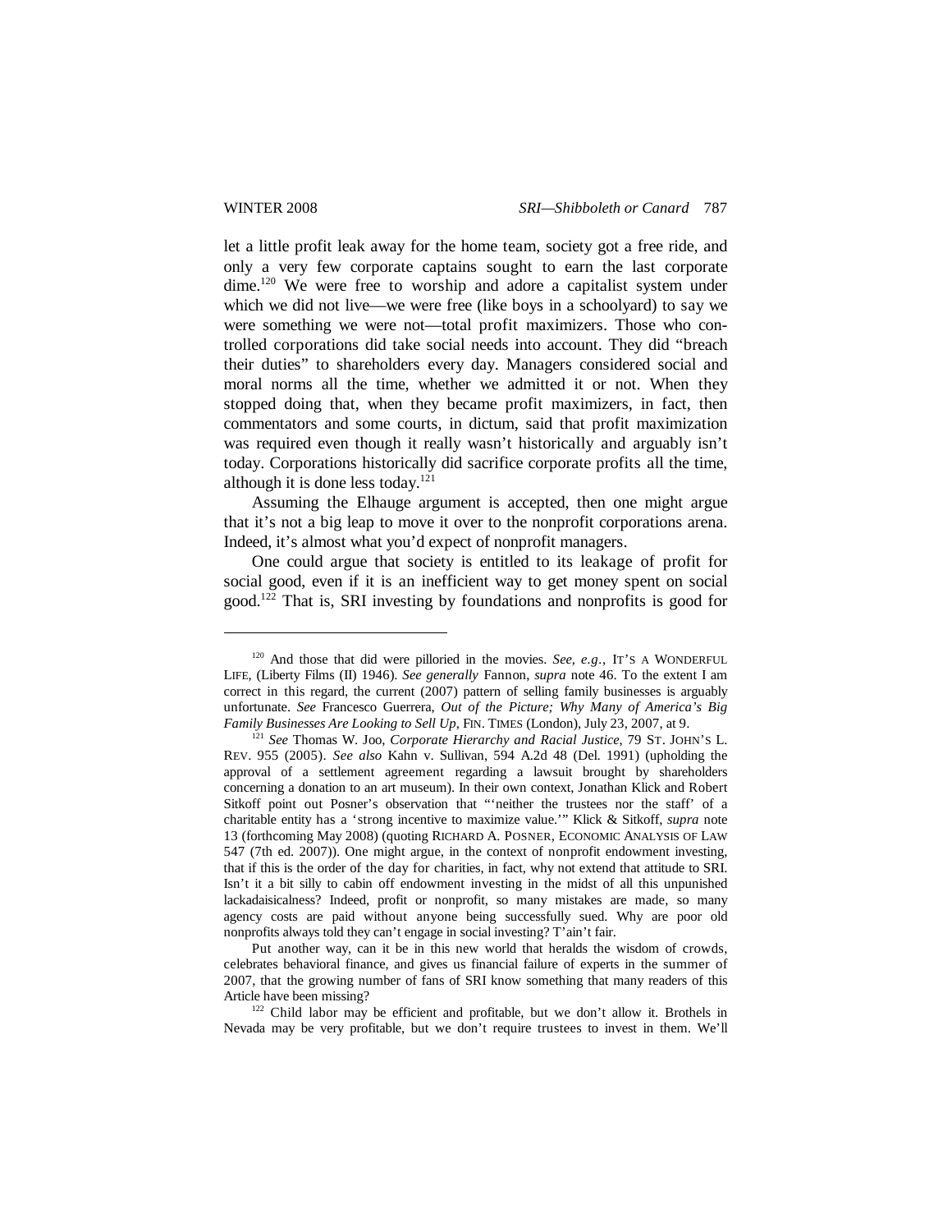let a little profit leak away for the home team, society got a free ride, and only a very few corporate captains sought to earn the last corporate dime.[120] We were free to worship and adore a capitalist system under which we did not live—we were free (like boys in a schoolyard) to say we were something we were not—total profit maximizers. Those who controlled corporations did take social needs into account. They did "breach their duties" to shareholders every day. Managers considered social and moral norms all the time, whether we admitted it or not. When they stopped doing that, when they became profit maximizers, in fact, then commentators and some courts, in dictum, said that profit maximization was required even though it really wasn't historically and arguably isn't today. Corporations historically did sacrifice corporate profits all the time, although it is done less today.[121]

Assuming the Elhauge argument is accepted, then one might argue that it's not a big leap to move it over to the nonprofit corporations arena. Indeed, it's almost what you'd expect of nonprofit managers.

One could argue that society is entitled to its leakage of profit for social good, even if it is an inefficient way to get money spent on social good.[122] That is, SRI investing by foundations and nonprofits is good for

---

[120] And those that did were pilloried in the movies. *See, e.g.*, IT'S A WONDERFUL LIFE, (Liberty Films (II) 1946). *See generally* Fannon, *supra* note 46. To the extent I am correct in this regard, the current (2007) pattern of selling family businesses is arguably unfortunate. *See* Francesco Guerrera, *Out of the Picture; Why Many of America's Big Family Businesses Are Looking to Sell Up*, FIN. TIMES (London), July 23, 2007, at 9.

[121] *See* Thomas W. Joo, *Corporate Hierarchy and Racial Justice*, 79 ST. JOHN'S L. REV. 955 (2005). *See also* Kahn v. Sullivan, 594 A.2d 48 (Del. 1991) (upholding the approval of a settlement agreement regarding a lawsuit brought by shareholders concerning a donation to an art museum). In their own context, Jonathan Klick and Robert Sitkoff point out Posner's observation that "'neither the trustees nor the staff' of a charitable entity has a 'strong incentive to maximize value.'" Klick & Sitkoff, *supra* note 13 (forthcoming May 2008) (quoting RICHARD A. POSNER, ECONOMIC ANALYSIS OF LAW 547 (7th ed. 2007)). One might argue, in the context of nonprofit endowment investing, that if this is the order of the day for charities, in fact, why not extend that attitude to SRI. Isn't it a bit silly to cabin off endowment investing in the midst of all this unpunished lackadaisicalness? Indeed, profit or nonprofit, so many mistakes are made, so many agency costs are paid without anyone being successfully sued. Why are poor old nonprofits always told they can't engage in social investing? T'ain't fair.

Put another way, can it be in this new world that heralds the wisdom of crowds, celebrates behavioral finance, and gives us financial failure of experts in the summer of 2007, that the growing number of fans of SRI know something that many readers of this Article have been missing?

[122] Child labor may be efficient and profitable, but we don't allow it. Brothels in Nevada may be very profitable, but we don't require trustees to invest in them. We'll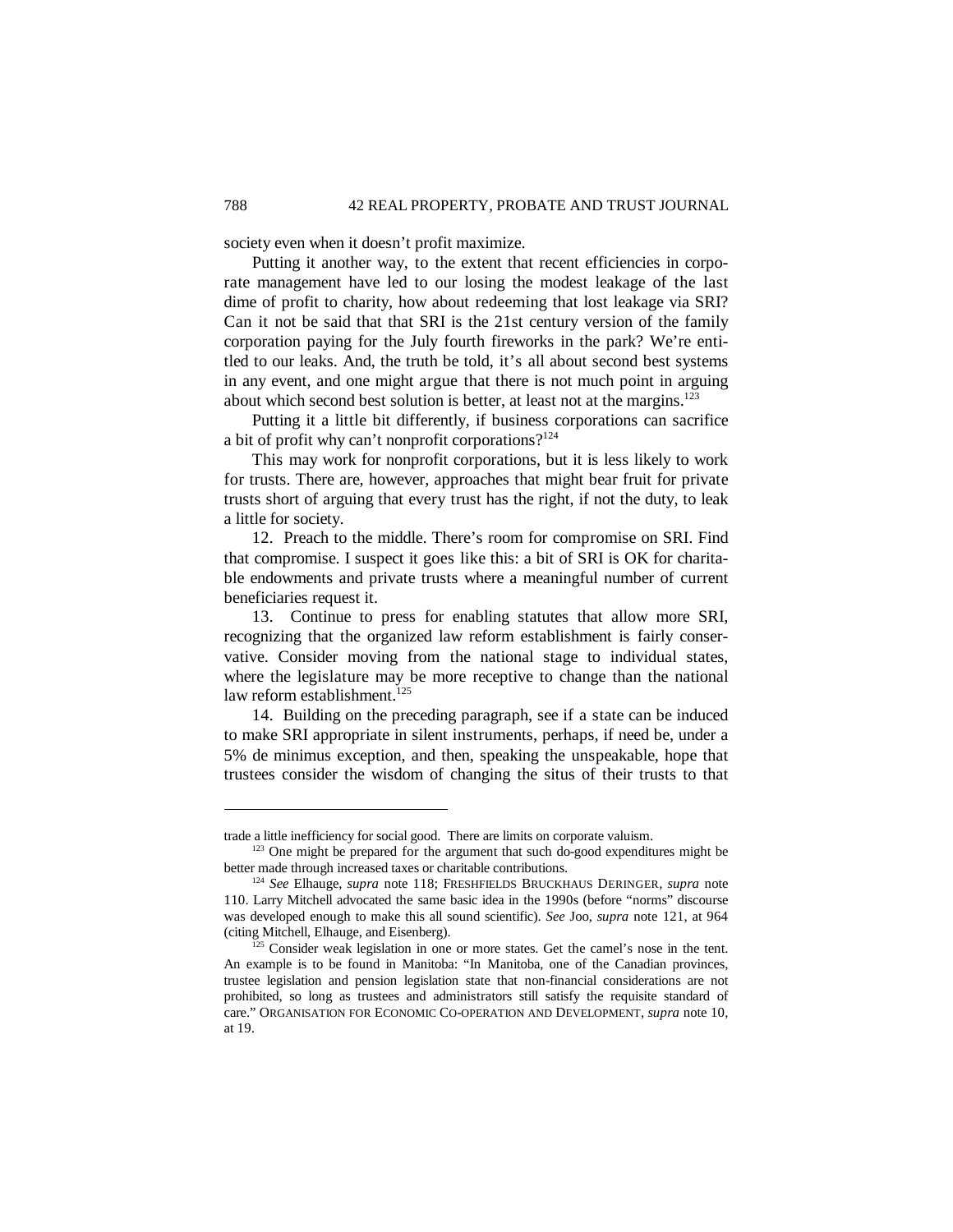society even when it doesn't profit maximize.

Putting it another way, to the extent that recent efficiencies in corporate management have led to our losing the modest leakage of the last dime of profit to charity, how about redeeming that lost leakage via SRI? Can it not be said that that SRI is the 21st century version of the family corporation paying for the July fourth fireworks in the park? We're entitled to our leaks. And, the truth be told, it's all about second best systems in any event, and one might argue that there is not much point in arguing about which second best solution is better, at least not at the margins.[123]

Putting it a little bit differently, if business corporations can sacrifice a bit of profit why can't nonprofit corporations?[124]

This may work for nonprofit corporations, but it is less likely to work for trusts. There are, however, approaches that might bear fruit for private trusts short of arguing that every trust has the right, if not the duty, to leak a little for society.

12. Preach to the middle. There's room for compromise on SRI. Find that compromise. I suspect it goes like this: a bit of SRI is OK for charitable endowments and private trusts where a meaningful number of current beneficiaries request it.

13. Continue to press for enabling statutes that allow more SRI, recognizing that the organized law reform establishment is fairly conservative. Consider moving from the national stage to individual states, where the legislature may be more receptive to change than the national law reform establishment.[125]

14. Building on the preceding paragraph, see if a state can be induced to make SRI appropriate in silent instruments, perhaps, if need be, under a 5% de minimus exception, and then, speaking the unspeakable, hope that trustees consider the wisdom of changing the situs of their trusts to that

---

trade a little inefficiency for social good. There are limits on corporate valuism.

[123] One might be prepared for the argument that such do-good expenditures might be better made through increased taxes or charitable contributions.

[124] *See* Elhauge, *supra* note 118; FRESHFIELDS BRUCKHAUS DERINGER, *supra* note 110. Larry Mitchell advocated the same basic idea in the 1990s (before "norms" discourse was developed enough to make this all sound scientific). *See* Joo, *supra* note 121, at 964 (citing Mitchell, Elhauge, and Eisenberg).

[125] Consider weak legislation in one or more states. Get the camel's nose in the tent. An example is to be found in Manitoba: "In Manitoba, one of the Canadian provinces, trustee legislation and pension legislation state that non-financial considerations are not prohibited, so long as trustees and administrators still satisfy the requisite standard of care." ORGANISATION FOR ECONOMIC CO-OPERATION AND DEVELOPMENT, *supra* note 10, at 19.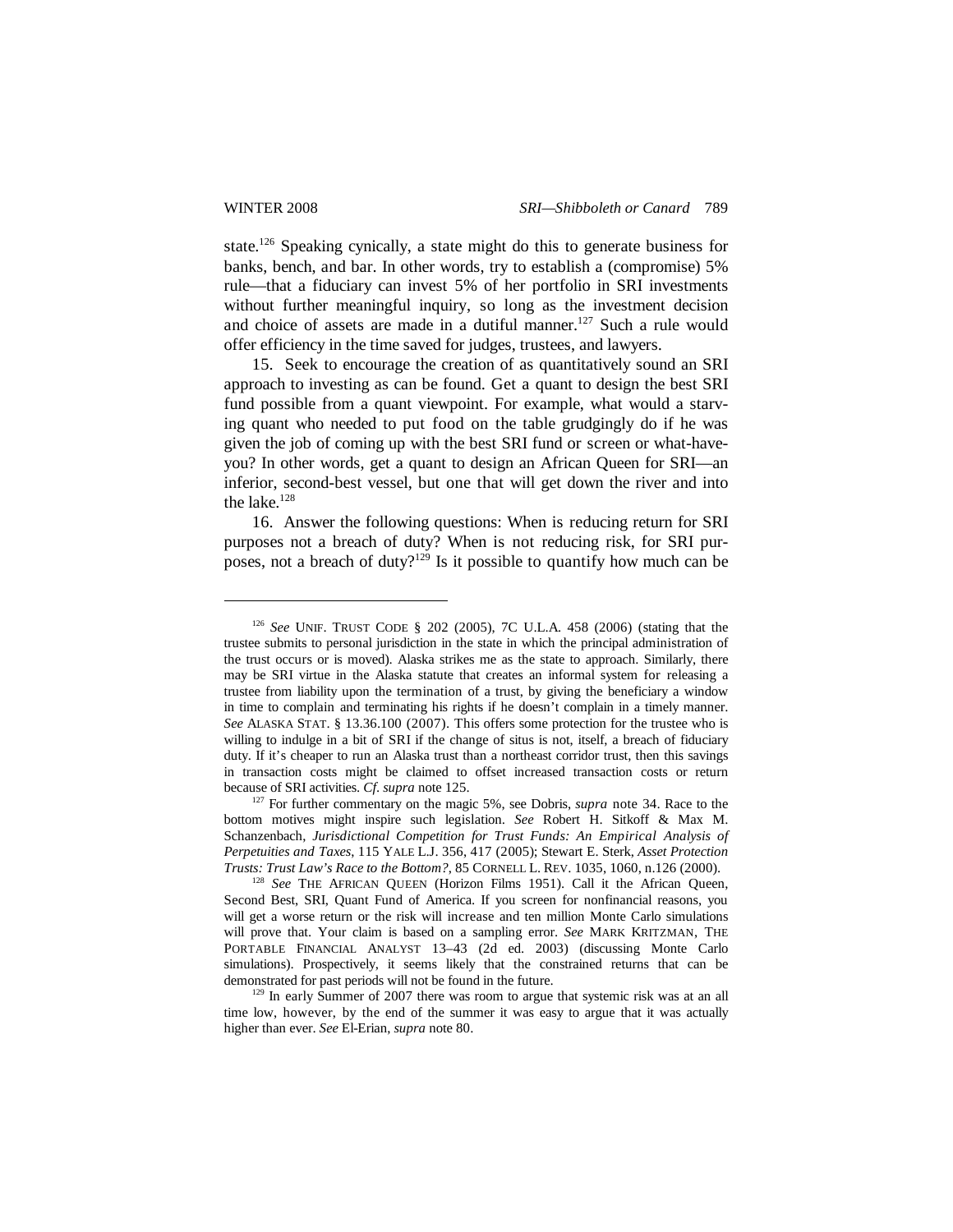state.[126] Speaking cynically, a state might do this to generate business for banks, bench, and bar. In other words, try to establish a (compromise) 5% rule—that a fiduciary can invest 5% of her portfolio in SRI investments without further meaningful inquiry, so long as the investment decision and choice of assets are made in a dutiful manner.[127] Such a rule would offer efficiency in the time saved for judges, trustees, and lawyers.

15. Seek to encourage the creation of as quantitatively sound an SRI approach to investing as can be found. Get a quant to design the best SRI fund possible from a quant viewpoint. For example, what would a starving quant who needed to put food on the table grudgingly do if he was given the job of coming up with the best SRI fund or screen or what-have-you? In other words, get a quant to design an African Queen for SRI—an inferior, second-best vessel, but one that will get down the river and into the lake.[128]

16. Answer the following questions: When is reducing return for SRI purposes not a breach of duty? When is not reducing risk, for SRI purposes, not a breach of duty?[129] Is it possible to quantify how much can be

---

[126] *See* UNIF. TRUST CODE § 202 (2005), 7C U.L.A. 458 (2006) (stating that the trustee submits to personal jurisdiction in the state in which the principal administration of the trust occurs or is moved). Alaska strikes me as the state to approach. Similarly, there may be SRI virtue in the Alaska statute that creates an informal system for releasing a trustee from liability upon the termination of a trust, by giving the beneficiary a window in time to complain and terminating his rights if he doesn't complain in a timely manner. *See* ALASKA STAT. § 13.36.100 (2007). This offers some protection for the trustee who is willing to indulge in a bit of SRI if the change of situs is not, itself, a breach of fiduciary duty. If it's cheaper to run an Alaska trust than a northeast corridor trust, then this savings in transaction costs might be claimed to offset increased transaction costs or return because of SRI activities. *Cf. supra* note 125.

[127] For further commentary on the magic 5%, see Dobris, *supra* note 34. Race to the bottom motives might inspire such legislation. *See* Robert H. Sitkoff & Max M. Schanzenbach, *Jurisdictional Competition for Trust Funds: An Empirical Analysis of Perpetuities and Taxes*, 115 YALE L.J. 356, 417 (2005); Stewart E. Sterk, *Asset Protection Trusts: Trust Law's Race to the Bottom?*, 85 CORNELL L. REV. 1035, 1060, n.126 (2000).

[128] *See* THE AFRICAN QUEEN (Horizon Films 1951). Call it the African Queen, Second Best, SRI, Quant Fund of America. If you screen for nonfinancial reasons, you will get a worse return or the risk will increase and ten million Monte Carlo simulations will prove that. Your claim is based on a sampling error. *See* MARK KRITZMAN, THE PORTABLE FINANCIAL ANALYST 13–43 (2d ed. 2003) (discussing Monte Carlo simulations). Prospectively, it seems likely that the constrained returns that can be demonstrated for past periods will not be found in the future.

[129] In early Summer of 2007 there was room to argue that systemic risk was at an all time low, however, by the end of the summer it was easy to argue that it was actually higher than ever. *See* El-Erian, *supra* note 80.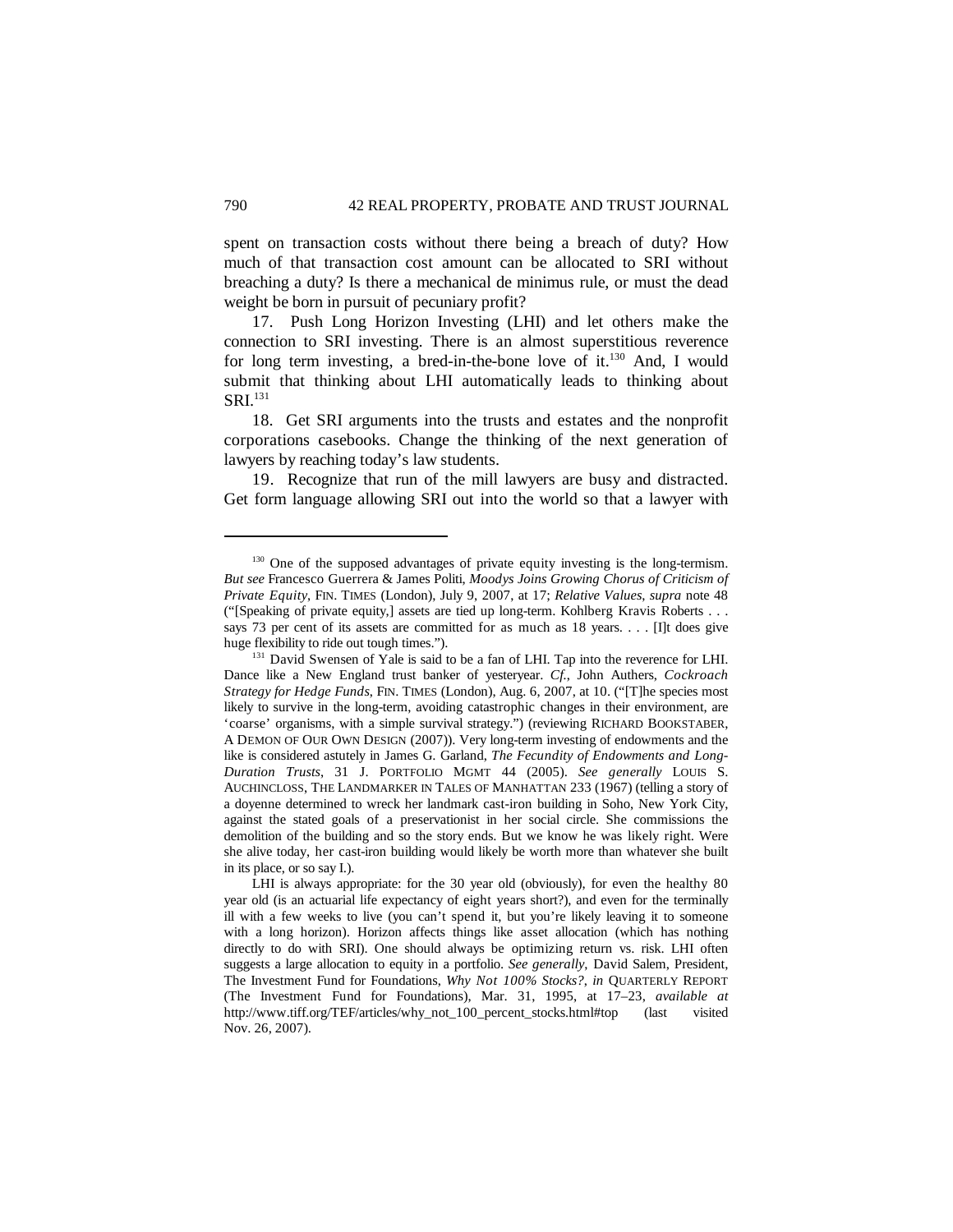spent on transaction costs without there being a breach of duty? How much of that transaction cost amount can be allocated to SRI without breaching a duty? Is there a mechanical de minimus rule, or must the dead weight be born in pursuit of pecuniary profit?

17. Push Long Horizon Investing (LHI) and let others make the connection to SRI investing. There is an almost superstitious reverence for long term investing, a bred-in-the-bone love of it.[130] And, I would submit that thinking about LHI automatically leads to thinking about SRI.[131]

18. Get SRI arguments into the trusts and estates and the nonprofit corporations casebooks. Change the thinking of the next generation of lawyers by reaching today's law students.

19. Recognize that run of the mill lawyers are busy and distracted. Get form language allowing SRI out into the world so that a lawyer with

---

[130] One of the supposed advantages of private equity investing is the long-termism. *But see* Francesco Guerrera & James Politi, *Moodys Joins Growing Chorus of Criticism of Private Equity*, FIN. TIMES (London), July 9, 2007, at 17; *Relative Values*, *supra* note 48 ("[Speaking of private equity,] assets are tied up long-term. Kohlberg Kravis Roberts . . . says 73 per cent of its assets are committed for as much as 18 years. . . . [I]t does give huge flexibility to ride out tough times.").

[131] David Swensen of Yale is said to be a fan of LHI. Tap into the reverence for LHI. Dance like a New England trust banker of yesteryear. *Cf.*, John Authers, *Cockroach Strategy for Hedge Funds*, FIN. TIMES (London), Aug. 6, 2007, at 10. ("[T]he species most likely to survive in the long-term, avoiding catastrophic changes in their environment, are 'coarse' organisms, with a simple survival strategy.") (reviewing RICHARD BOOKSTABER, A DEMON OF OUR OWN DESIGN (2007)). Very long-term investing of endowments and the like is considered astutely in James G. Garland, *The Fecundity of Endowments and Long-Duration Trusts*, 31 J. PORTFOLIO MGMT 44 (2005). *See generally* LOUIS S. AUCHINCLOSS, THE LANDMARKER IN TALES OF MANHATTAN 233 (1967) (telling a story of a doyenne determined to wreck her landmark cast-iron building in Soho, New York City, against the stated goals of a preservationist in her social circle. She commissions the demolition of the building and so the story ends. But we know he was likely right. Were she alive today, her cast-iron building would likely be worth more than whatever she built in its place, or so say I.).

LHI is always appropriate: for the 30 year old (obviously), for even the healthy 80 year old (is an actuarial life expectancy of eight years short?), and even for the terminally ill with a few weeks to live (you can't spend it, but you're likely leaving it to someone with a long horizon). Horizon affects things like asset allocation (which has nothing directly to do with SRI). One should always be optimizing return vs. risk. LHI often suggests a large allocation to equity in a portfolio. *See generally*, David Salem, President, The Investment Fund for Foundations, *Why Not 100% Stocks?*, *in* QUARTERLY REPORT (The Investment Fund for Foundations), Mar. 31, 1995, at 17–23, *available at* http://www.tiff.org/TEF/articles/why_not_100_percent_stocks.html#top (last visited Nov. 26, 2007).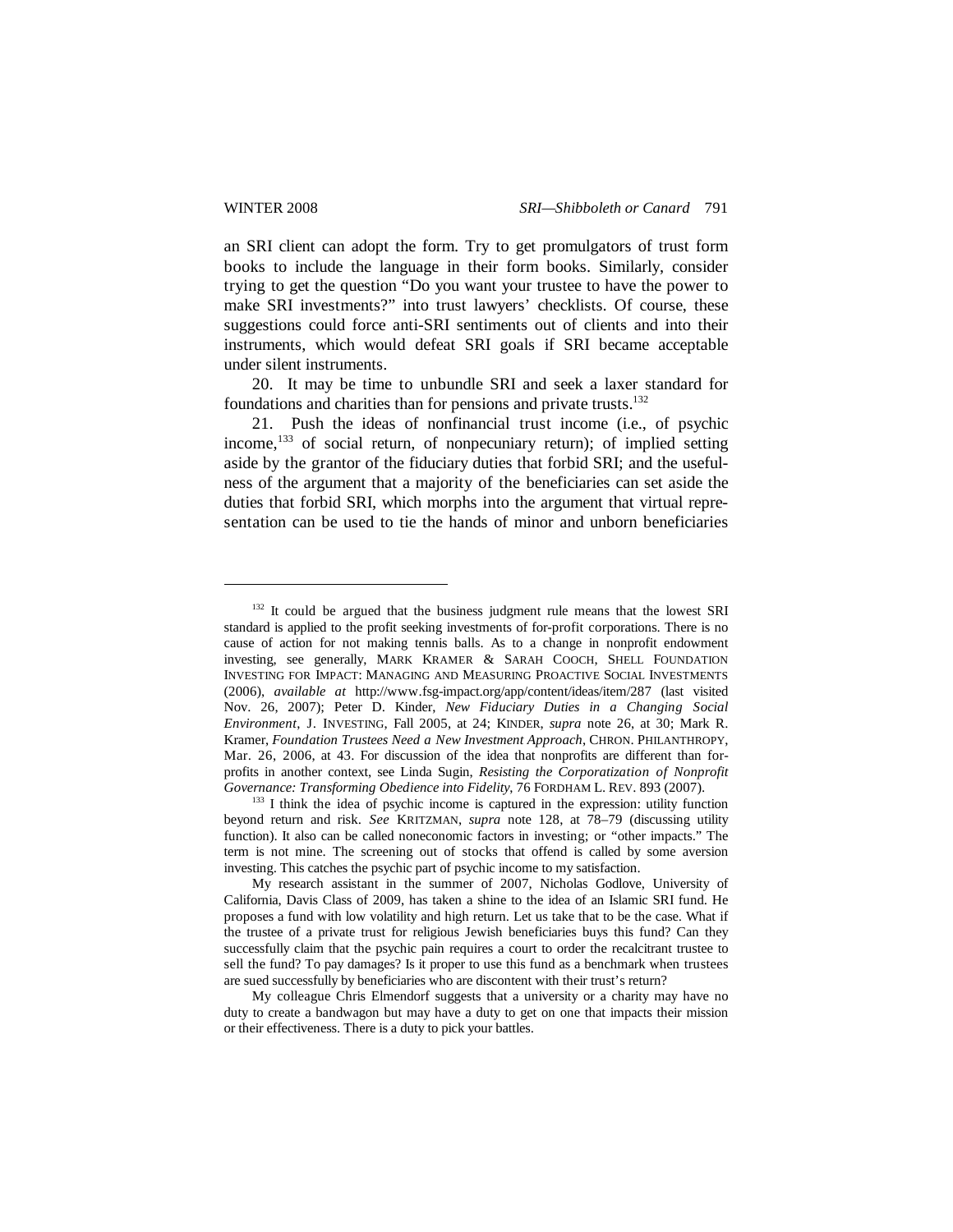an SRI client can adopt the form. Try to get promulgators of trust form books to include the language in their form books. Similarly, consider trying to get the question "Do you want your trustee to have the power to make SRI investments?" into trust lawyers' checklists. Of course, these suggestions could force anti-SRI sentiments out of clients and into their instruments, which would defeat SRI goals if SRI became acceptable under silent instruments.

20. It may be time to unbundle SRI and seek a laxer standard for foundations and charities than for pensions and private trusts.[132]

21. Push the ideas of nonfinancial trust income (i.e., of psychic income,[133] of social return, of nonpecuniary return); of implied setting aside by the grantor of the fiduciary duties that forbid SRI; and the usefulness of the argument that a majority of the beneficiaries can set aside the duties that forbid SRI, which morphs into the argument that virtual representation can be used to tie the hands of minor and unborn beneficiaries

---

[132] It could be argued that the business judgment rule means that the lowest SRI standard is applied to the profit seeking investments of for-profit corporations. There is no cause of action for not making tennis balls. As to a change in nonprofit endowment investing, see generally, MARK KRAMER & SARAH COOCH, SHELL FOUNDATION INVESTING FOR IMPACT: MANAGING AND MEASURING PROACTIVE SOCIAL INVESTMENTS (2006), *available at* http://www.fsg-impact.org/app/content/ideas/item/287 (last visited Nov. 26, 2007); Peter D. Kinder, *New Fiduciary Duties in a Changing Social Environment*, J. INVESTING, Fall 2005, at 24; KINDER, *supra* note 26, at 30; Mark R. Kramer, *Foundation Trustees Need a New Investment Approach*, CHRON. PHILANTHROPY, Mar. 26, 2006, at 43. For discussion of the idea that nonprofits are different than for-profits in another context, see Linda Sugin, *Resisting the Corporatization of Nonprofit Governance: Transforming Obedience into Fidelity*, 76 FORDHAM L. REV. 893 (2007).

[133] I think the idea of psychic income is captured in the expression: utility function beyond return and risk. *See* KRITZMAN, *supra* note 128, at 78–79 (discussing utility function). It also can be called noneconomic factors in investing; or "other impacts." The term is not mine. The screening out of stocks that offend is called by some aversion investing. This catches the psychic part of psychic income to my satisfaction.

My research assistant in the summer of 2007, Nicholas Godlove, University of California, Davis Class of 2009, has taken a shine to the idea of an Islamic SRI fund. He proposes a fund with low volatility and high return. Let us take that to be the case. What if the trustee of a private trust for religious Jewish beneficiaries buys this fund? Can they successfully claim that the psychic pain requires a court to order the recalcitrant trustee to sell the fund? To pay damages? Is it proper to use this fund as a benchmark when trustees are sued successfully by beneficiaries who are discontent with their trust's return?

My colleague Chris Elmendorf suggests that a university or a charity may have no duty to create a bandwagon but may have a duty to get on one that impacts their mission or their effectiveness. There is a duty to pick your battles.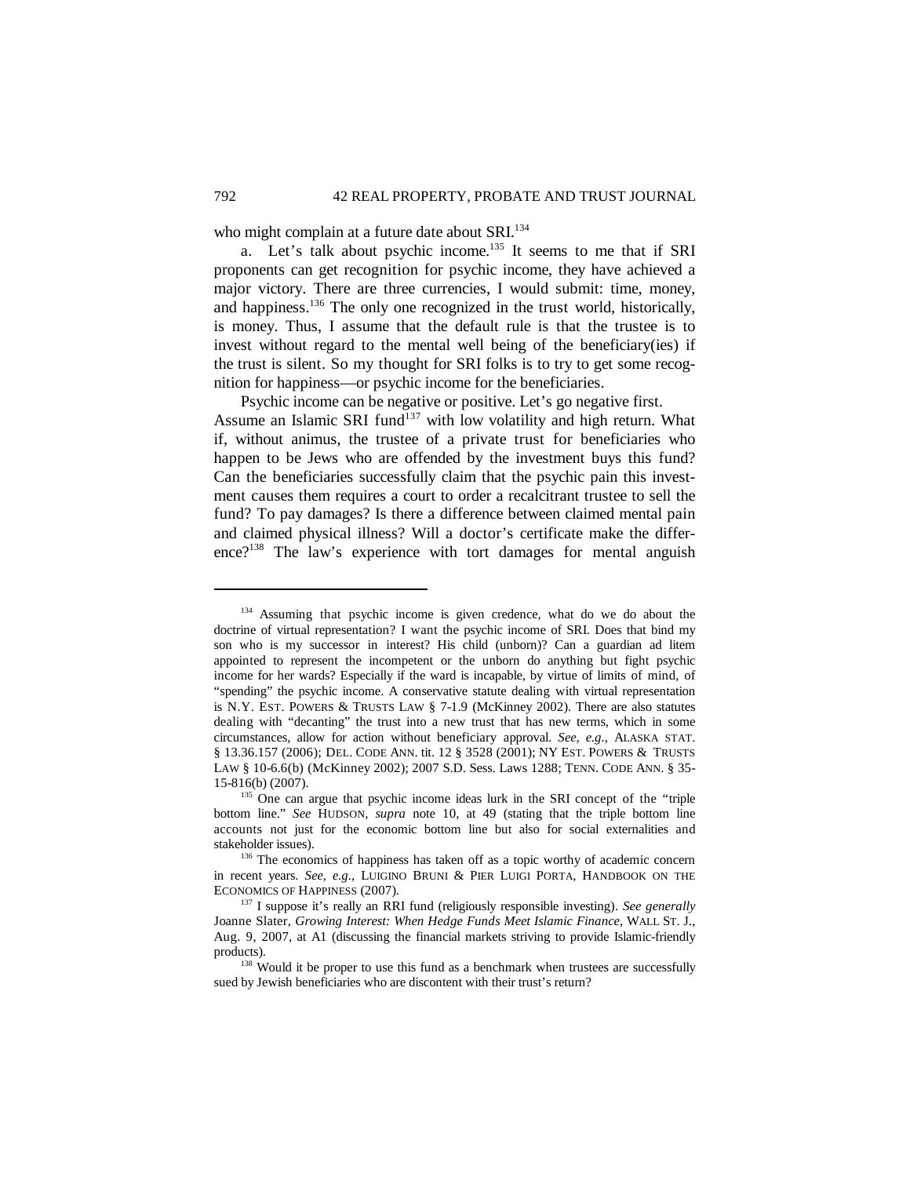who might complain at a future date about SRI.[134]

a. Let's talk about psychic income.[135] It seems to me that if SRI proponents can get recognition for psychic income, they have achieved a major victory. There are three currencies, I would submit: time, money, and happiness.[136] The only one recognized in the trust world, historically, is money. Thus, I assume that the default rule is that the trustee is to invest without regard to the mental well being of the beneficiary(ies) if the trust is silent. So my thought for SRI folks is to try to get some recognition for happiness—or psychic income for the beneficiaries.

Psychic income can be negative or positive. Let's go negative first. Assume an Islamic SRI fund[137] with low volatility and high return. What if, without animus, the trustee of a private trust for beneficiaries who happen to be Jews who are offended by the investment buys this fund? Can the beneficiaries successfully claim that the psychic pain this investment causes them requires a court to order a recalcitrant trustee to sell the fund? To pay damages? Is there a difference between claimed mental pain and claimed physical illness? Will a doctor's certificate make the difference?[138] The law's experience with tort damages for mental anguish

---

[134] Assuming that psychic income is given credence, what do we do about the doctrine of virtual representation? I want the psychic income of SRI. Does that bind my son who is my successor in interest? His child (unborn)? Can a guardian ad litem appointed to represent the incompetent or the unborn do anything but fight psychic income for her wards? Especially if the ward is incapable, by virtue of limits of mind, of "spending" the psychic income. A conservative statute dealing with virtual representation is N.Y. EST. POWERS & TRUSTS LAW § 7-1.9 (McKinney 2002). There are also statutes dealing with "decanting" the trust into a new trust that has new terms, which in some circumstances, allow for action without beneficiary approval. *See, e.g.*, ALASKA STAT. § 13.36.157 (2006); DEL. CODE ANN. tit. 12 § 3528 (2001); NY EST. POWERS & TRUSTS LAW § 10-6.6(b) (McKinney 2002); 2007 S.D. Sess. Laws 1288; TENN. CODE ANN. § 35-15-816(b) (2007).

[135] One can argue that psychic income ideas lurk in the SRI concept of the "triple bottom line." *See* HUDSON, *supra* note 10, at 49 (stating that the triple bottom line accounts not just for the economic bottom line but also for social externalities and stakeholder issues).

[136] The economics of happiness has taken off as a topic worthy of academic concern in recent years. *See, e.g.*, LUIGINO BRUNI & PIER LUIGI PORTA, HANDBOOK ON THE ECONOMICS OF HAPPINESS (2007).

[137] I suppose it's really an RRI fund (religiously responsible investing). *See generally* Joanne Slater, *Growing Interest: When Hedge Funds Meet Islamic Finance*, WALL ST. J., Aug. 9, 2007, at A1 (discussing the financial markets striving to provide Islamic-friendly products).

[138] Would it be proper to use this fund as a benchmark when trustees are successfully sued by Jewish beneficiaries who are discontent with their trust's return?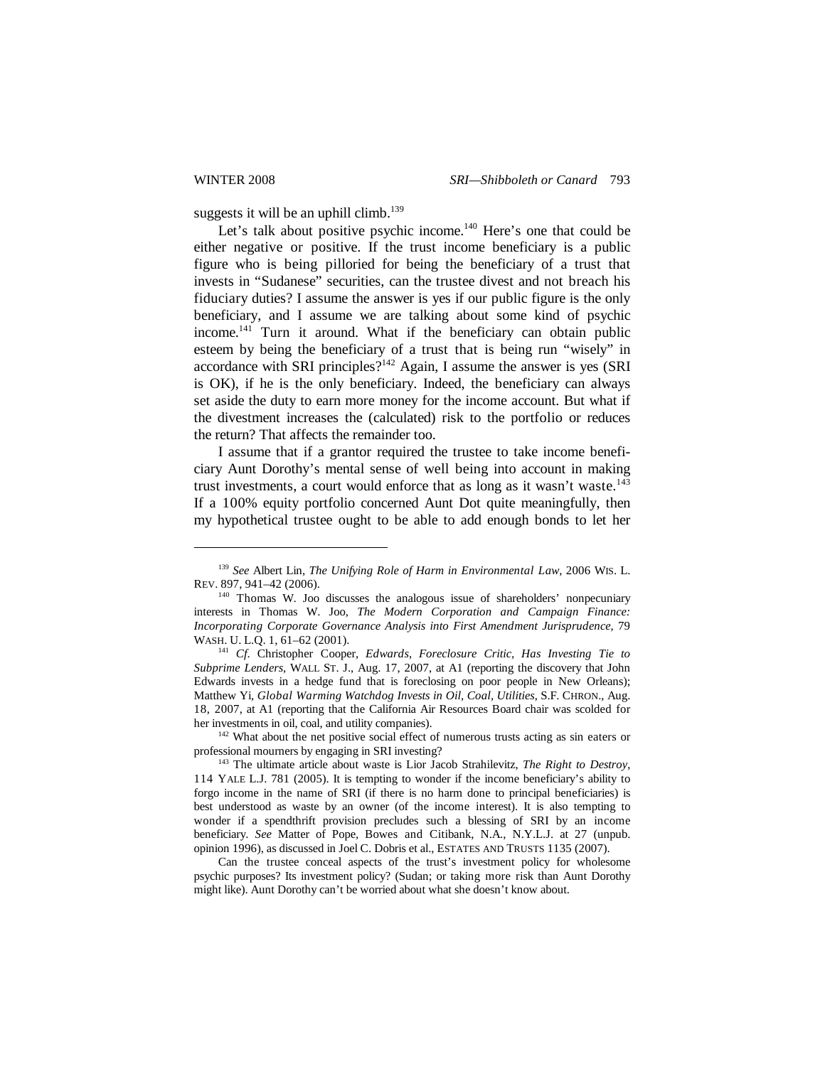suggests it will be an uphill climb.[139]

Let's talk about positive psychic income.[140] Here's one that could be either negative or positive. If the trust income beneficiary is a public figure who is being pilloried for being the beneficiary of a trust that invests in "Sudanese" securities, can the trustee divest and not breach his fiduciary duties? I assume the answer is yes if our public figure is the only beneficiary, and I assume we are talking about some kind of psychic income.[141] Turn it around. What if the beneficiary can obtain public esteem by being the beneficiary of a trust that is being run "wisely" in accordance with SRI principles?[142] Again, I assume the answer is yes (SRI is OK), if he is the only beneficiary. Indeed, the beneficiary can always set aside the duty to earn more money for the income account. But what if the divestment increases the (calculated) risk to the portfolio or reduces the return? That affects the remainder too.

I assume that if a grantor required the trustee to take income beneficiary Aunt Dorothy's mental sense of well being into account in making trust investments, a court would enforce that as long as it wasn't waste.[143] If a 100% equity portfolio concerned Aunt Dot quite meaningfully, then my hypothetical trustee ought to be able to add enough bonds to let her

---

[139] *See* Albert Lin, *The Unifying Role of Harm in Environmental Law*, 2006 WIS. L. REV. 897, 941–42 (2006).

[140] Thomas W. Joo discusses the analogous issue of shareholders' nonpecuniary interests in Thomas W. Joo, *The Modern Corporation and Campaign Finance: Incorporating Corporate Governance Analysis into First Amendment Jurisprudence*, 79 WASH. U. L.Q. 1, 61–62 (2001).

[141] *Cf.* Christopher Cooper, *Edwards, Foreclosure Critic, Has Investing Tie to Subprime Lenders*, WALL ST. J., Aug. 17, 2007, at A1 (reporting the discovery that John Edwards invests in a hedge fund that is foreclosing on poor people in New Orleans); Matthew Yi, *Global Warming Watchdog Invests in Oil, Coal, Utilities*, S.F. CHRON., Aug. 18, 2007, at A1 (reporting that the California Air Resources Board chair was scolded for her investments in oil, coal, and utility companies).

[142] What about the net positive social effect of numerous trusts acting as sin eaters or professional mourners by engaging in SRI investing?

[143] The ultimate article about waste is Lior Jacob Strahilevitz, *The Right to Destroy*, 114 YALE L.J. 781 (2005). It is tempting to wonder if the income beneficiary's ability to forgo income in the name of SRI (if there is no harm done to principal beneficiaries) is best understood as waste by an owner (of the income interest). It is also tempting to wonder if a spendthrift provision precludes such a blessing of SRI by an income beneficiary. *See* Matter of Pope, Bowes and Citibank, N.A., N.Y.L.J. at 27 (unpub. opinion 1996), as discussed in Joel C. Dobris et al., ESTATES AND TRUSTS 1135 (2007).

Can the trustee conceal aspects of the trust's investment policy for wholesome psychic purposes? Its investment policy? (Sudan; or taking more risk than Aunt Dorothy might like). Aunt Dorothy can't be worried about what she doesn't know about.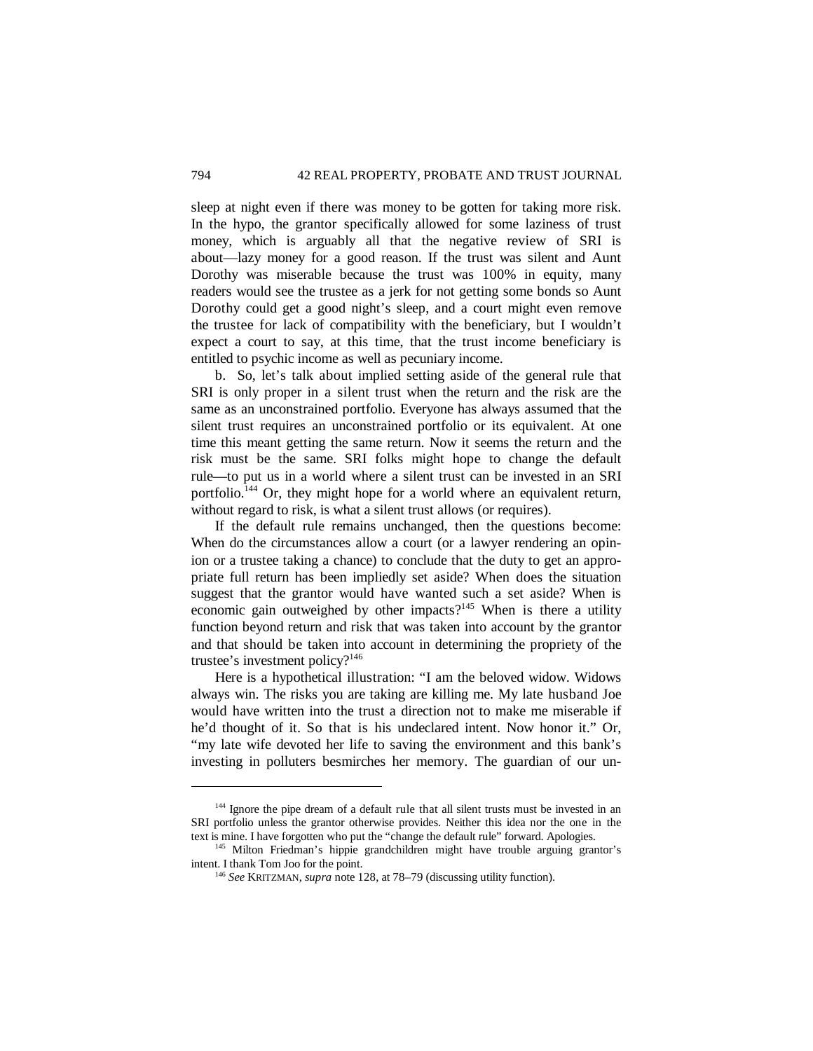sleep at night even if there was money to be gotten for taking more risk. In the hypo, the grantor specifically allowed for some laziness of trust money, which is arguably all that the negative review of SRI is about—lazy money for a good reason. If the trust was silent and Aunt Dorothy was miserable because the trust was 100% in equity, many readers would see the trustee as a jerk for not getting some bonds so Aunt Dorothy could get a good night's sleep, and a court might even remove the trustee for lack of compatibility with the beneficiary, but I wouldn't expect a court to say, at this time, that the trust income beneficiary is entitled to psychic income as well as pecuniary income.

b. So, let's talk about implied setting aside of the general rule that SRI is only proper in a silent trust when the return and the risk are the same as an unconstrained portfolio. Everyone has always assumed that the silent trust requires an unconstrained portfolio or its equivalent. At one time this meant getting the same return. Now it seems the return and the risk must be the same. SRI folks might hope to change the default rule—to put us in a world where a silent trust can be invested in an SRI portfolio.[144] Or, they might hope for a world where an equivalent return, without regard to risk, is what a silent trust allows (or requires).

If the default rule remains unchanged, then the questions become: When do the circumstances allow a court (or a lawyer rendering an opinion or a trustee taking a chance) to conclude that the duty to get an appropriate full return has been impliedly set aside? When does the situation suggest that the grantor would have wanted such a set aside? When is economic gain outweighed by other impacts?[145] When is there a utility function beyond return and risk that was taken into account by the grantor and that should be taken into account in determining the propriety of the trustee's investment policy?[146]

Here is a hypothetical illustration: "I am the beloved widow. Widows always win. The risks you are taking are killing me. My late husband Joe would have written into the trust a direction not to make me miserable if he'd thought of it. So that is his undeclared intent. Now honor it." Or, "my late wife devoted her life to saving the environment and this bank's investing in polluters besmirches her memory. The guardian of our un-

---

[144] Ignore the pipe dream of a default rule that all silent trusts must be invested in an SRI portfolio unless the grantor otherwise provides. Neither this idea nor the one in the text is mine. I have forgotten who put the "change the default rule" forward. Apologies.

[145] Milton Friedman's hippie grandchildren might have trouble arguing grantor's intent. I thank Tom Joo for the point.

[146] *See* KRITZMAN, *supra* note 128, at 78–79 (discussing utility function).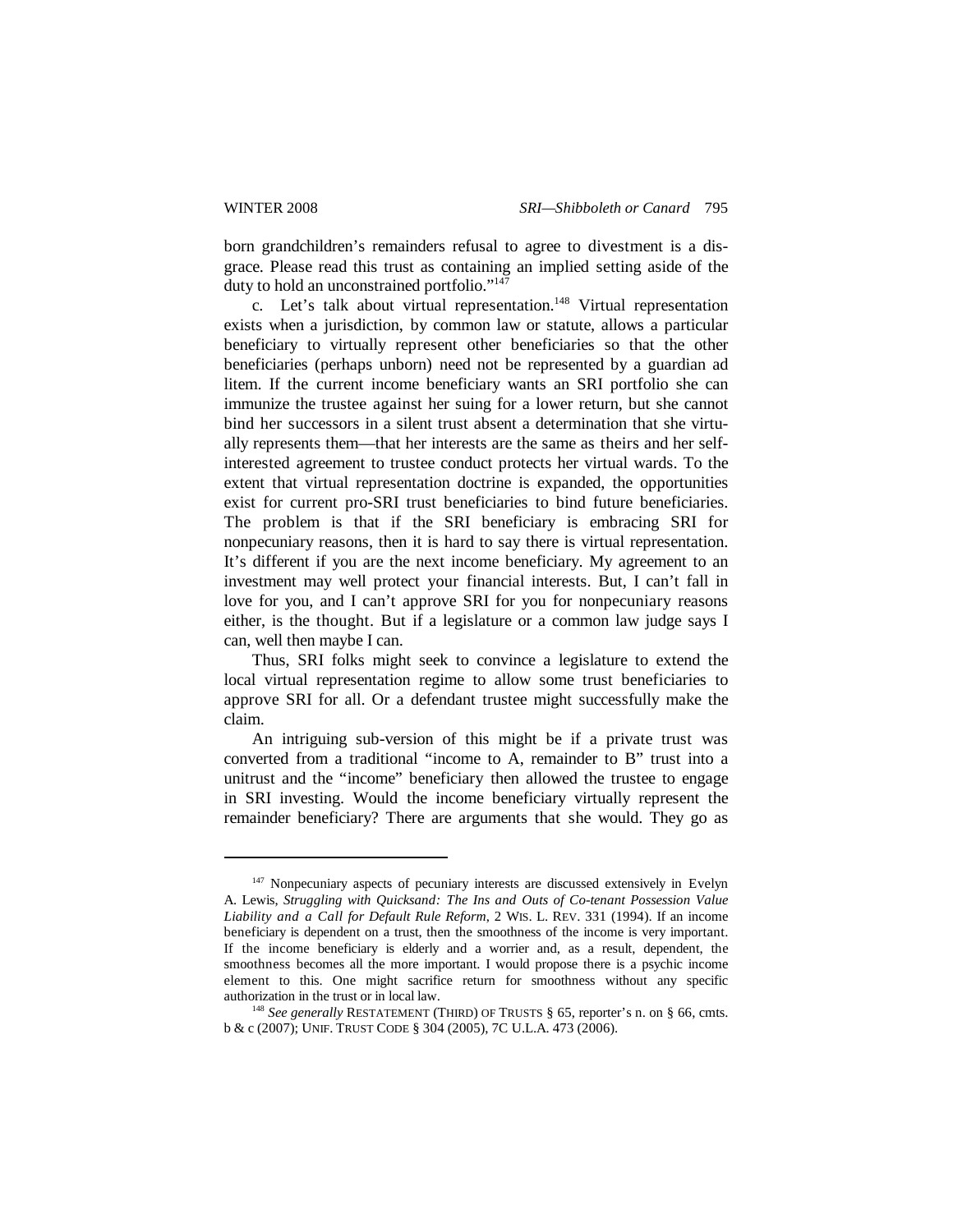born grandchildren's remainders refusal to agree to divestment is a disgrace. Please read this trust as containing an implied setting aside of the duty to hold an unconstrained portfolio."[147]

c. Let's talk about virtual representation.[148] Virtual representation exists when a jurisdiction, by common law or statute, allows a particular beneficiary to virtually represent other beneficiaries so that the other beneficiaries (perhaps unborn) need not be represented by a guardian ad litem. If the current income beneficiary wants an SRI portfolio she can immunize the trustee against her suing for a lower return, but she cannot bind her successors in a silent trust absent a determination that she virtually represents them—that her interests are the same as theirs and her self-interested agreement to trustee conduct protects her virtual wards. To the extent that virtual representation doctrine is expanded, the opportunities exist for current pro-SRI trust beneficiaries to bind future beneficiaries. The problem is that if the SRI beneficiary is embracing SRI for nonpecuniary reasons, then it is hard to say there is virtual representation. It's different if you are the next income beneficiary. My agreement to an investment may well protect your financial interests. But, I can't fall in love for you, and I can't approve SRI for you for nonpecuniary reasons either, is the thought. But if a legislature or a common law judge says I can, well then maybe I can.

Thus, SRI folks might seek to convince a legislature to extend the local virtual representation regime to allow some trust beneficiaries to approve SRI for all. Or a defendant trustee might successfully make the claim.

An intriguing sub-version of this might be if a private trust was converted from a traditional "income to A, remainder to B" trust into a unitrust and the "income" beneficiary then allowed the trustee to engage in SRI investing. Would the income beneficiary virtually represent the remainder beneficiary? There are arguments that she would. They go as

---

[147] Nonpecuniary aspects of pecuniary interests are discussed extensively in Evelyn A. Lewis, *Struggling with Quicksand: The Ins and Outs of Co-tenant Possession Value Liability and a Call for Default Rule Reform*, 2 WIS. L. REV. 331 (1994). If an income beneficiary is dependent on a trust, then the smoothness of the income is very important. If the income beneficiary is elderly and a worrier and, as a result, dependent, the smoothness becomes all the more important. I would propose there is a psychic income element to this. One might sacrifice return for smoothness without any specific authorization in the trust or in local law.

[148] *See generally* RESTATEMENT (THIRD) OF TRUSTS § 65, reporter's n. on § 66, cmts. b & c (2007); UNIF. TRUST CODE § 304 (2005), 7C U.L.A. 473 (2006).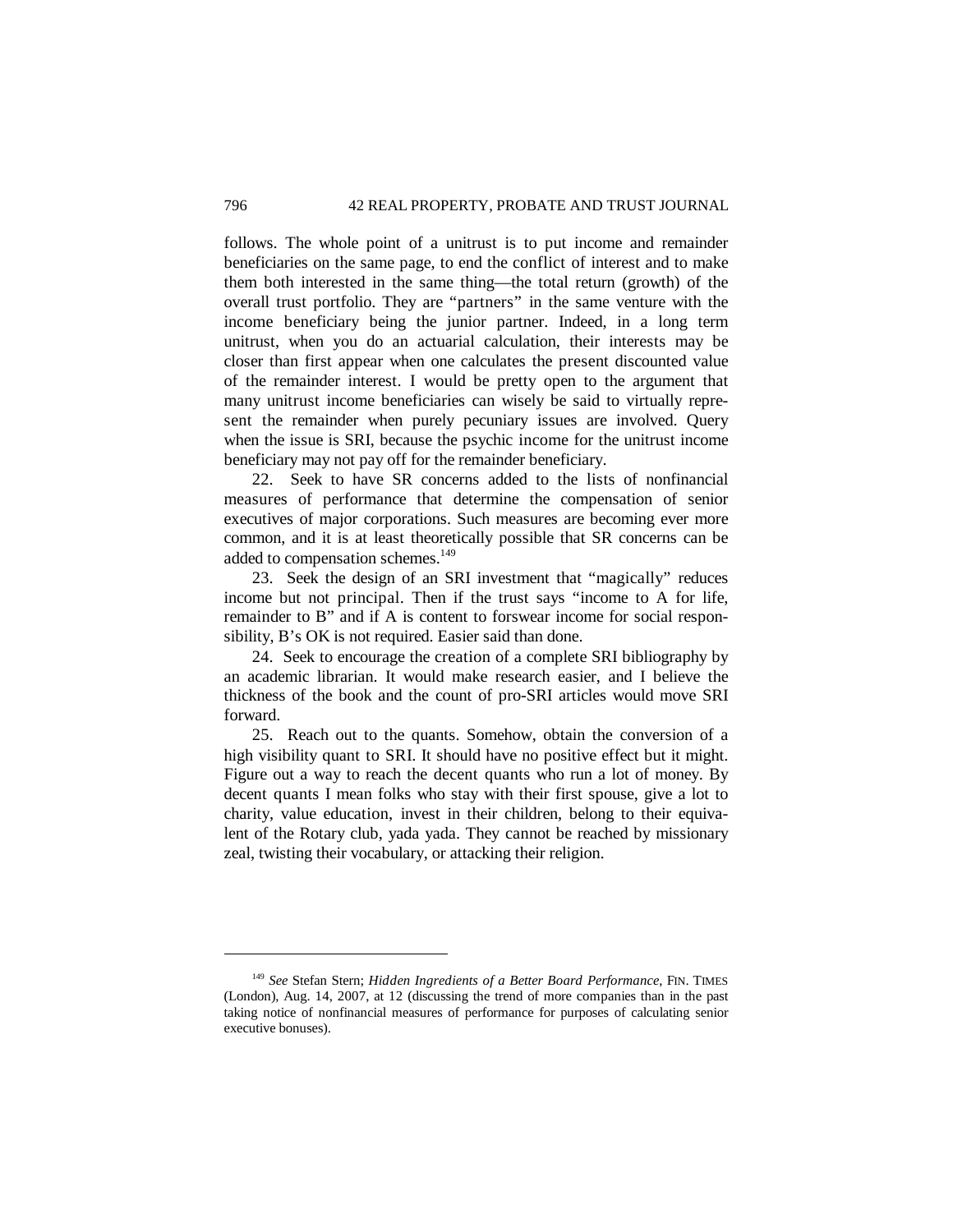follows. The whole point of a unitrust is to put income and remainder beneficiaries on the same page, to end the conflict of interest and to make them both interested in the same thing—the total return (growth) of the overall trust portfolio. They are "partners" in the same venture with the income beneficiary being the junior partner. Indeed, in a long term unitrust, when you do an actuarial calculation, their interests may be closer than first appear when one calculates the present discounted value of the remainder interest. I would be pretty open to the argument that many unitrust income beneficiaries can wisely be said to virtually represent the remainder when purely pecuniary issues are involved. Query when the issue is SRI, because the psychic income for the unitrust income beneficiary may not pay off for the remainder beneficiary.

22. Seek to have SR concerns added to the lists of nonfinancial measures of performance that determine the compensation of senior executives of major corporations. Such measures are becoming ever more common, and it is at least theoretically possible that SR concerns can be added to compensation schemes.[149]

23. Seek the design of an SRI investment that "magically" reduces income but not principal. Then if the trust says "income to A for life, remainder to B" and if A is content to forswear income for social responsibility, B's OK is not required. Easier said than done.

24. Seek to encourage the creation of a complete SRI bibliography by an academic librarian. It would make research easier, and I believe the thickness of the book and the count of pro-SRI articles would move SRI forward.

25. Reach out to the quants. Somehow, obtain the conversion of a high visibility quant to SRI. It should have no positive effect but it might. Figure out a way to reach the decent quants who run a lot of money. By decent quants I mean folks who stay with their first spouse, give a lot to charity, value education, invest in their children, belong to their equivalent of the Rotary club, yada yada. They cannot be reached by missionary zeal, twisting their vocabulary, or attacking their religion.

---

[149] *See* Stefan Stern; *Hidden Ingredients of a Better Board Performance*, FIN. TIMES (London), Aug. 14, 2007, at 12 (discussing the trend of more companies than in the past taking notice of nonfinancial measures of performance for purposes of calculating senior executive bonuses).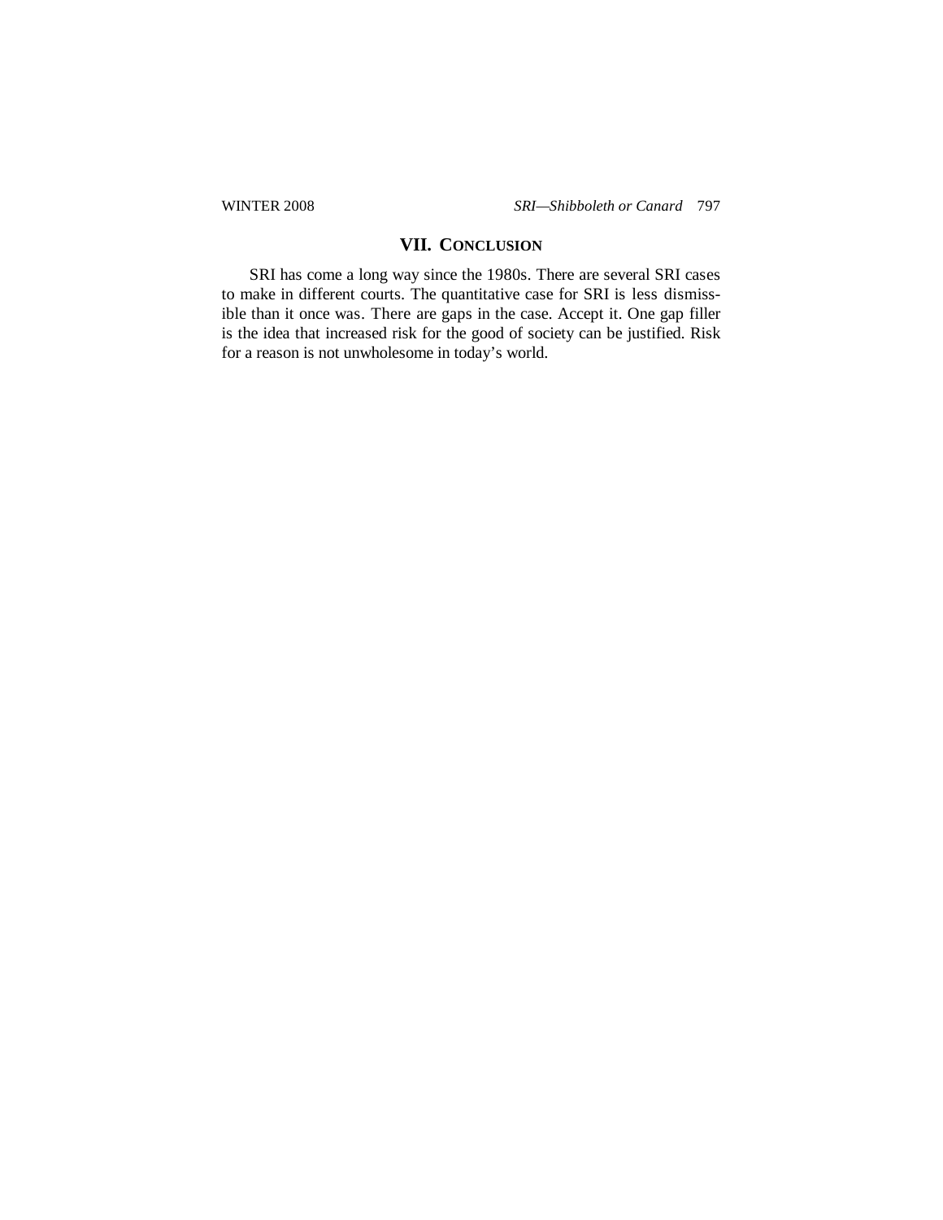## VII. CONCLUSION

SRI has come a long way since the 1980s. There are several SRI cases to make in different courts. The quantitative case for SRI is less dismissible than it once was. There are gaps in the case. Accept it. One gap filler is the idea that increased risk for the good of society can be justified. Risk for a reason is not unwholesome in today's world.